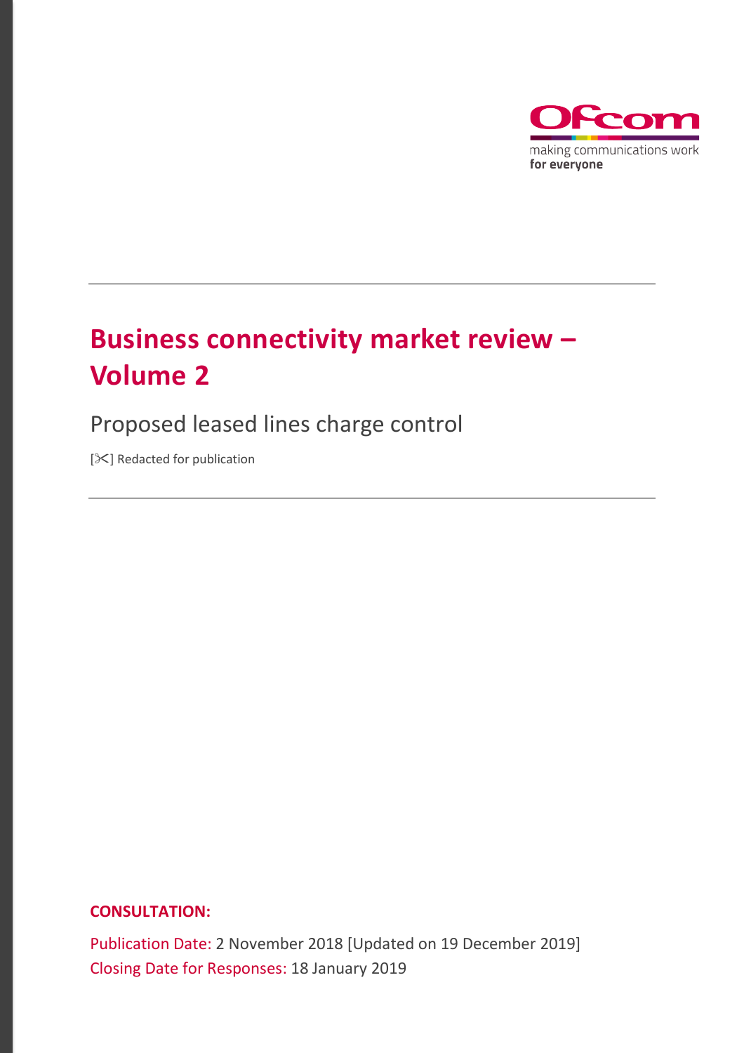Ofcom

making communications work
**for everyone**

# Business connectivity market review – Volume 2

## Proposed leased lines charge control

[✂] Redacted for publication

**CONSULTATION:**

Publication Date: 2 November 2018 [Updated on 19 December 2019]

Closing Date for Responses: 18 January 2019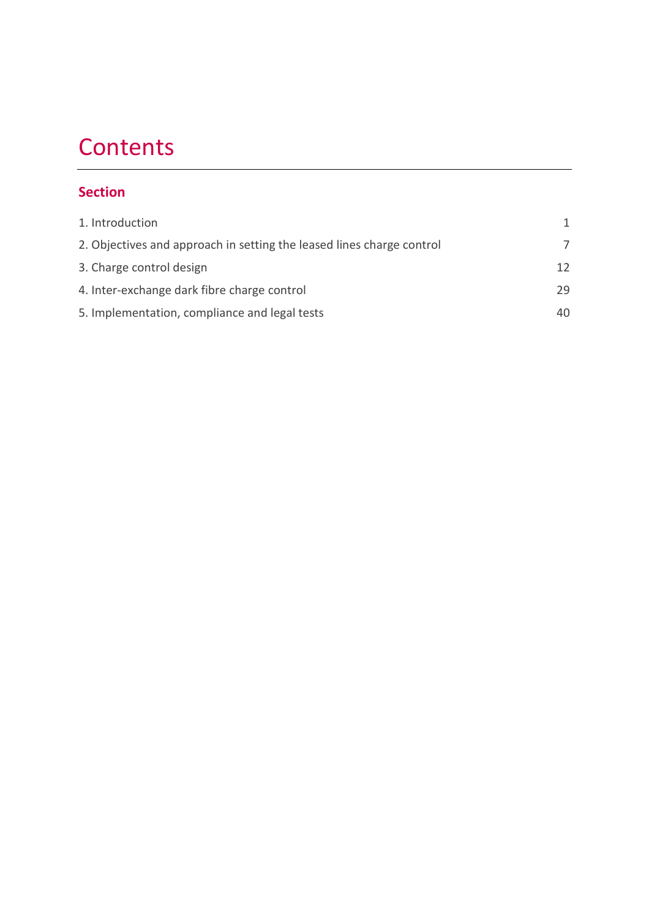# Contents

## Section

| | |
|---|---|
| 1. Introduction | 1 |
| 2. Objectives and approach in setting the leased lines charge control | 7 |
| 3. Charge control design | 12 |
| 4. Inter-exchange dark fibre charge control | 29 |
| 5. Implementation, compliance and legal tests | 40 |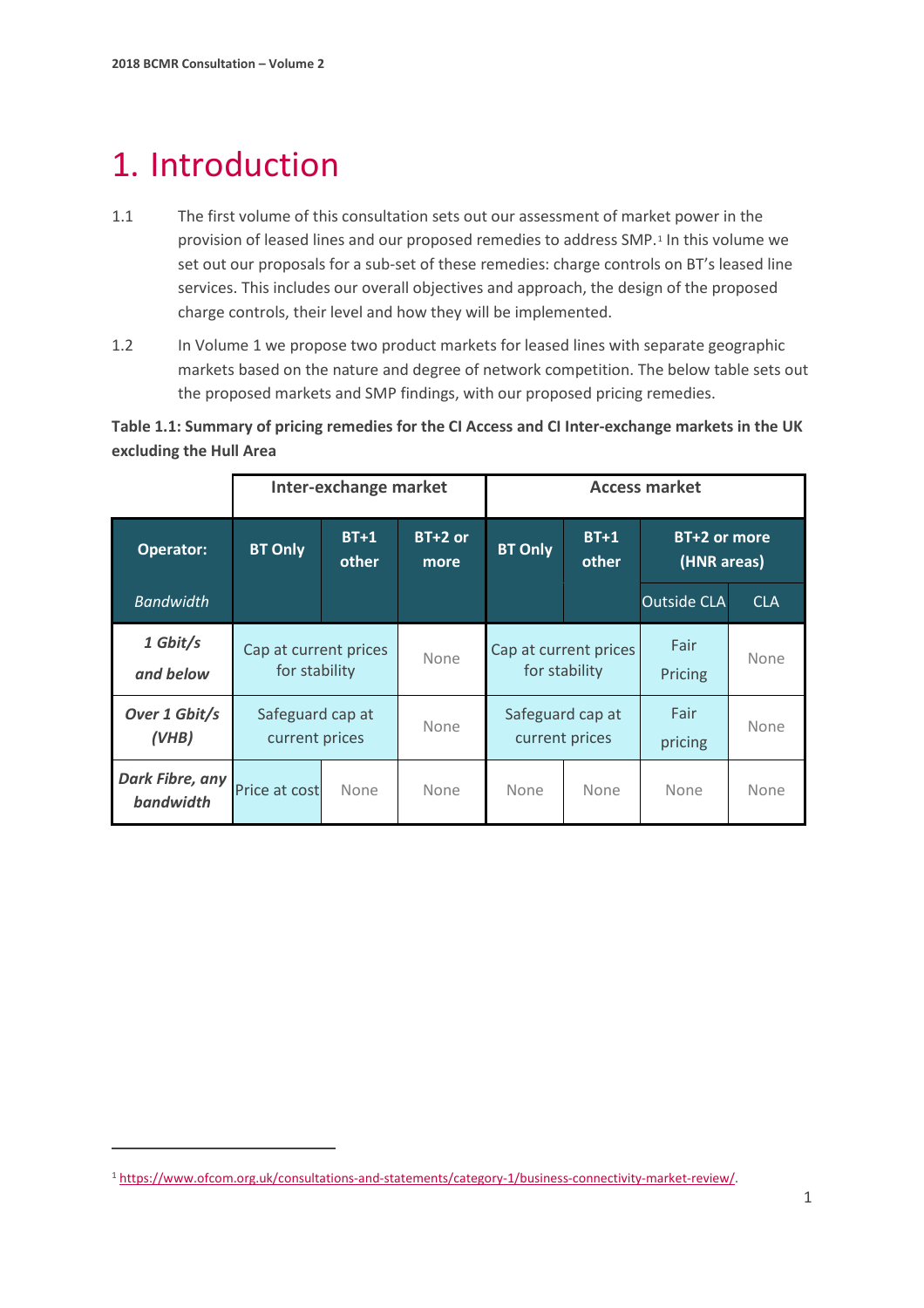# 1. Introduction

1.1 The first volume of this consultation sets out our assessment of market power in the provision of leased lines and our proposed remedies to address SMP.[1] In this volume we set out our proposals for a sub-set of these remedies: charge controls on BT's leased line services. This includes our overall objectives and approach, the design of the proposed charge controls, their level and how they will be implemented.

1.2 In Volume 1 we propose two product markets for leased lines with separate geographic markets based on the nature and degree of network competition. The below table sets out the proposed markets and SMP findings, with our proposed pricing remedies.

**Table 1.1: Summary of pricing remedies for the CI Access and CI Inter-exchange markets in the UK excluding the Hull Area**

| | Inter-exchange market | | | Access market | | | |
|---|---|---|---|---|---|---|---|
| **Operator:** | **BT Only** | **BT+1 other** | **BT+2 or more** | **BT Only** | **BT+1 other** | **BT+2 or more (HNR areas)** | |
| *Bandwidth* | | | | | | Outside CLA | CLA |
| ***1 Gbit/s and below*** | Cap at current prices for stability | | None | Cap at current prices for stability | | Fair Pricing | None |
| ***Over 1 Gbit/s (VHB)*** | Safeguard cap at current prices | | None | Safeguard cap at current prices | | Fair pricing | None |
| ***Dark Fibre, any bandwidth*** | Price at cost | None | None | None | None | None | None |

[1] https://www.ofcom.org.uk/consultations-and-statements/category-1/business-connectivity-market-review/.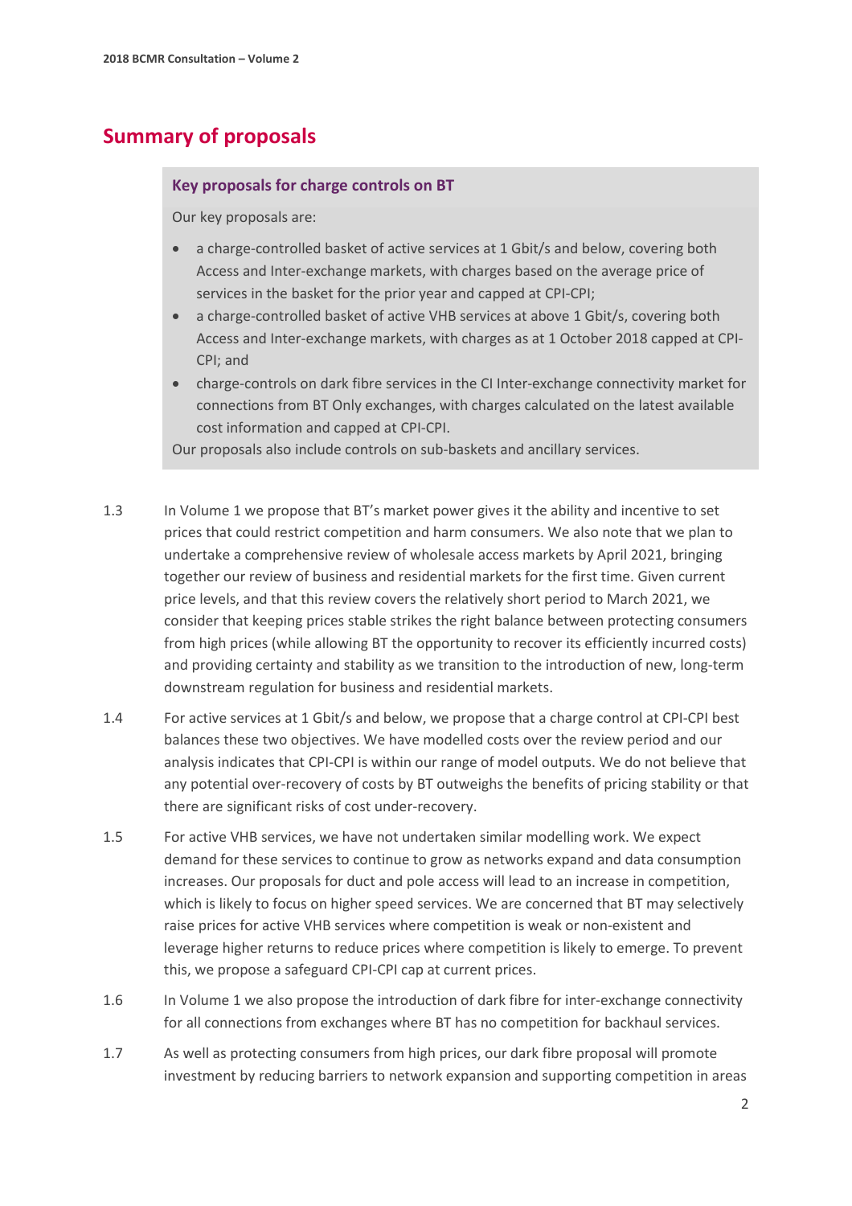## Summary of proposals

> **Key proposals for charge controls on BT**
>
> Our key proposals are:
>
> - a charge-controlled basket of active services at 1 Gbit/s and below, covering both Access and Inter-exchange markets, with charges based on the average price of services in the basket for the prior year and capped at CPI-CPI;
> - a charge-controlled basket of active VHB services at above 1 Gbit/s, covering both Access and Inter-exchange markets, with charges as at 1 October 2018 capped at CPI-CPI; and
> - charge-controls on dark fibre services in the CI Inter-exchange connectivity market for connections from BT Only exchanges, with charges calculated on the latest available cost information and capped at CPI-CPI.
>
> Our proposals also include controls on sub-baskets and ancillary services.

1.3 In Volume 1 we propose that BT's market power gives it the ability and incentive to set prices that could restrict competition and harm consumers. We also note that we plan to undertake a comprehensive review of wholesale access markets by April 2021, bringing together our review of business and residential markets for the first time. Given current price levels, and that this review covers the relatively short period to March 2021, we consider that keeping prices stable strikes the right balance between protecting consumers from high prices (while allowing BT the opportunity to recover its efficiently incurred costs) and providing certainty and stability as we transition to the introduction of new, long-term downstream regulation for business and residential markets.

1.4 For active services at 1 Gbit/s and below, we propose that a charge control at CPI-CPI best balances these two objectives. We have modelled costs over the review period and our analysis indicates that CPI-CPI is within our range of model outputs. We do not believe that any potential over-recovery of costs by BT outweighs the benefits of pricing stability or that there are significant risks of cost under-recovery.

1.5 For active VHB services, we have not undertaken similar modelling work. We expect demand for these services to continue to grow as networks expand and data consumption increases. Our proposals for duct and pole access will lead to an increase in competition, which is likely to focus on higher speed services. We are concerned that BT may selectively raise prices for active VHB services where competition is weak or non-existent and leverage higher returns to reduce prices where competition is likely to emerge. To prevent this, we propose a safeguard CPI-CPI cap at current prices.

1.6 In Volume 1 we also propose the introduction of dark fibre for inter-exchange connectivity for all connections from exchanges where BT has no competition for backhaul services.

1.7 As well as protecting consumers from high prices, our dark fibre proposal will promote investment by reducing barriers to network expansion and supporting competition in areas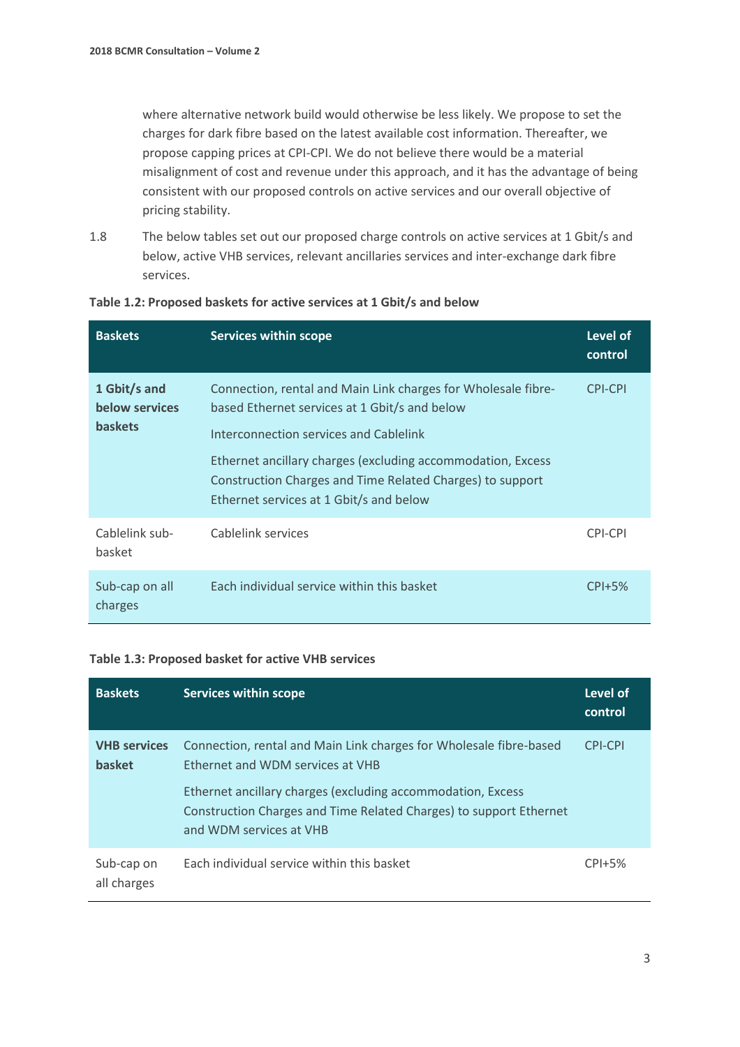where alternative network build would otherwise be less likely. We propose to set the charges for dark fibre based on the latest available cost information. Thereafter, we propose capping prices at CPI-CPI. We do not believe there would be a material misalignment of cost and revenue under this approach, and it has the advantage of being consistent with our proposed controls on active services and our overall objective of pricing stability.

1.8 The below tables set out our proposed charge controls on active services at 1 Gbit/s and below, active VHB services, relevant ancillaries services and inter-exchange dark fibre services.

**Table 1.2: Proposed baskets for active services at 1 Gbit/s and below**

| Baskets | Services within scope | Level of control |
|---|---|---|
| **1 Gbit/s and below services baskets** | Connection, rental and Main Link charges for Wholesale fibre-based Ethernet services at 1 Gbit/s and below<br><br>Interconnection services and Cablelink<br><br>Ethernet ancillary charges (excluding accommodation, Excess Construction Charges and Time Related Charges) to support Ethernet services at 1 Gbit/s and below | CPI-CPI |
| Cablelink sub-basket | Cablelink services | CPI-CPI |
| Sub-cap on all charges | Each individual service within this basket | CPI+5% |

**Table 1.3: Proposed basket for active VHB services**

| Baskets | Services within scope | Level of control |
|---|---|---|
| **VHB services basket** | Connection, rental and Main Link charges for Wholesale fibre-based Ethernet and WDM services at VHB<br><br>Ethernet ancillary charges (excluding accommodation, Excess Construction Charges and Time Related Charges) to support Ethernet and WDM services at VHB | CPI-CPI |
| Sub-cap on all charges | Each individual service within this basket | CPI+5% |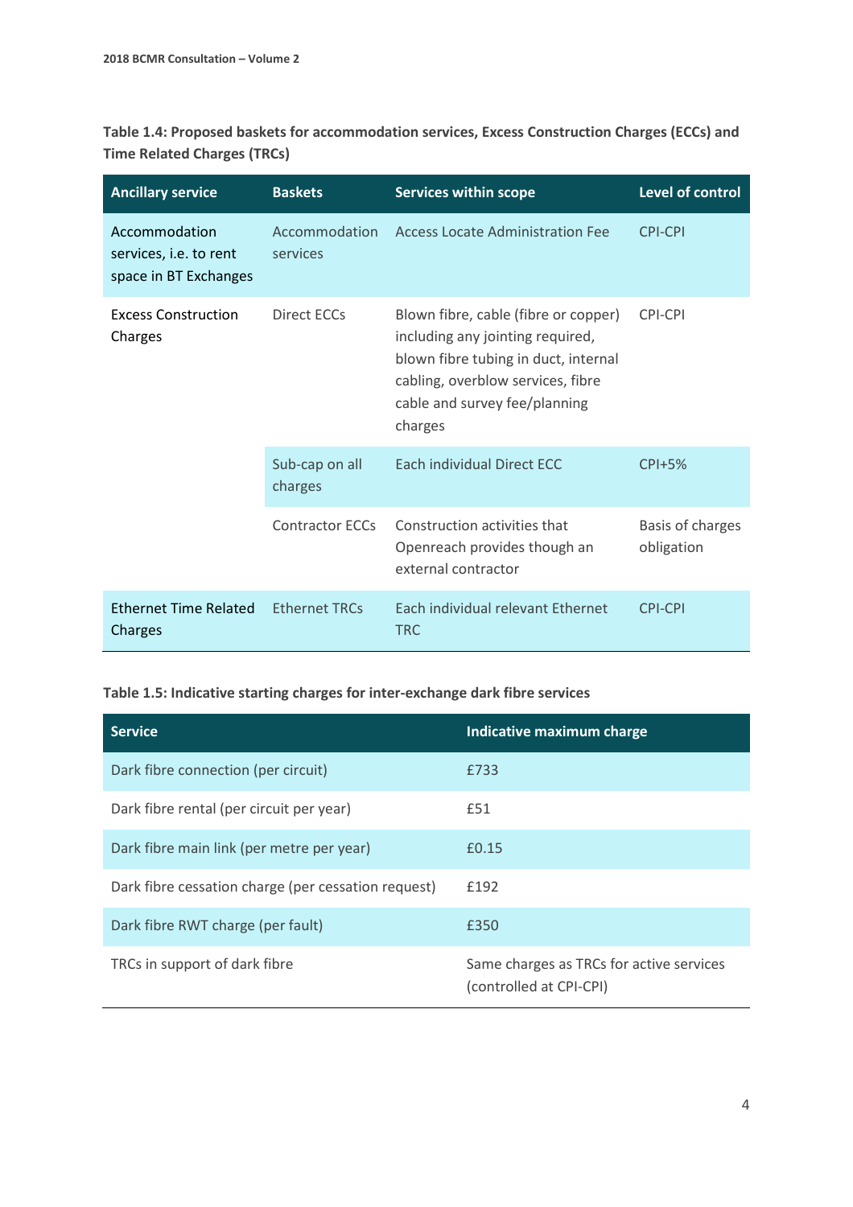**Table 1.4: Proposed baskets for accommodation services, Excess Construction Charges (ECCs) and Time Related Charges (TRCs)**

| Ancillary service | Baskets | Services within scope | Level of control |
|---|---|---|---|
| Accommodation services, i.e. to rent space in BT Exchanges | Accommodation services | Access Locate Administration Fee | CPI-CPI |
| Excess Construction Charges | Direct ECCs | Blown fibre, cable (fibre or copper) including any jointing required, blown fibre tubing in duct, internal cabling, overblow services, fibre cable and survey fee/planning charges | CPI-CPI |
| | Sub-cap on all charges | Each individual Direct ECC | CPI+5% |
| | Contractor ECCs | Construction activities that Openreach provides though an external contractor | Basis of charges obligation |
| Ethernet Time Related Charges | Ethernet TRCs | Each individual relevant Ethernet TRC | CPI-CPI |

**Table 1.5: Indicative starting charges for inter-exchange dark fibre services**

| Service | Indicative maximum charge |
|---|---|
| Dark fibre connection (per circuit) | £733 |
| Dark fibre rental (per circuit per year) | £51 |
| Dark fibre main link (per metre per year) | £0.15 |
| Dark fibre cessation charge (per cessation request) | £192 |
| Dark fibre RWT charge (per fault) | £350 |
| TRCs in support of dark fibre | Same charges as TRCs for active services (controlled at CPI-CPI) |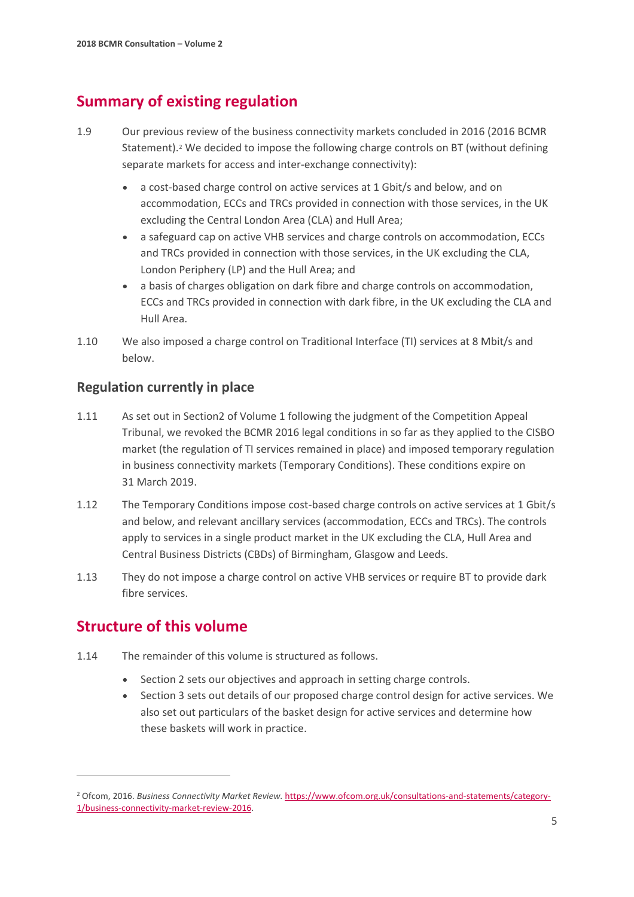## Summary of existing regulation

1.9 Our previous review of the business connectivity markets concluded in 2016 (2016 BCMR Statement).[2] We decided to impose the following charge controls on BT (without defining separate markets for access and inter-exchange connectivity):

- a cost-based charge control on active services at 1 Gbit/s and below, and on accommodation, ECCs and TRCs provided in connection with those services, in the UK excluding the Central London Area (CLA) and Hull Area;
- a safeguard cap on active VHB services and charge controls on accommodation, ECCs and TRCs provided in connection with those services, in the UK excluding the CLA, London Periphery (LP) and the Hull Area; and
- a basis of charges obligation on dark fibre and charge controls on accommodation, ECCs and TRCs provided in connection with dark fibre, in the UK excluding the CLA and Hull Area.

1.10 We also imposed a charge control on Traditional Interface (TI) services at 8 Mbit/s and below.

### Regulation currently in place

1.11 As set out in Section2 of Volume 1 following the judgment of the Competition Appeal Tribunal, we revoked the BCMR 2016 legal conditions in so far as they applied to the CISBO market (the regulation of TI services remained in place) and imposed temporary regulation in business connectivity markets (Temporary Conditions). These conditions expire on 31 March 2019.

1.12 The Temporary Conditions impose cost-based charge controls on active services at 1 Gbit/s and below, and relevant ancillary services (accommodation, ECCs and TRCs). The controls apply to services in a single product market in the UK excluding the CLA, Hull Area and Central Business Districts (CBDs) of Birmingham, Glasgow and Leeds.

1.13 They do not impose a charge control on active VHB services or require BT to provide dark fibre services.

## Structure of this volume

1.14 The remainder of this volume is structured as follows.

- Section 2 sets our objectives and approach in setting charge controls.
- Section 3 sets out details of our proposed charge control design for active services. We also set out particulars of the basket design for active services and determine how these baskets will work in practice.

---

[2] Ofcom, 2016. *Business Connectivity Market Review.* https://www.ofcom.org.uk/consultations-and-statements/category-1/business-connectivity-market-review-2016.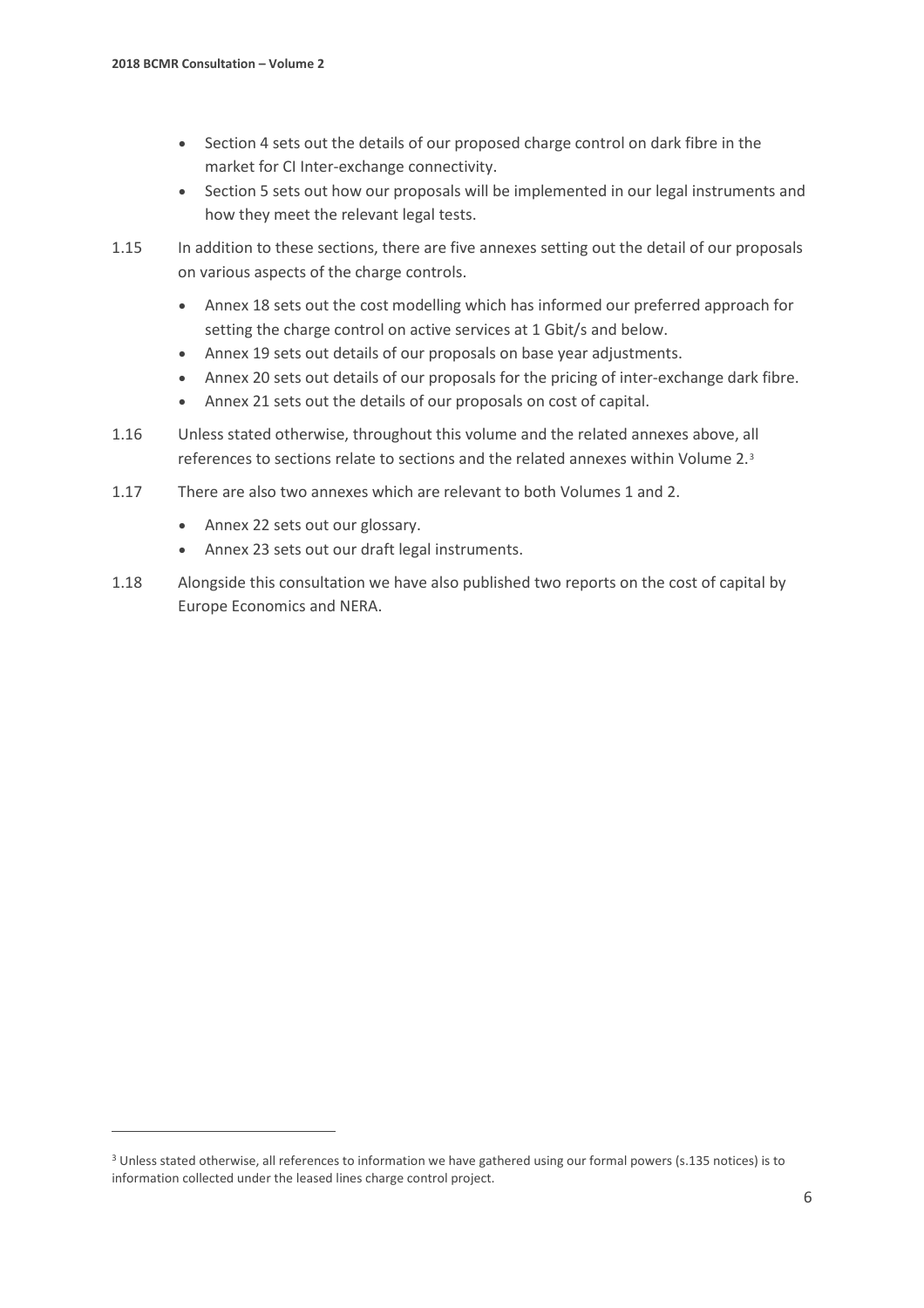- Section 4 sets out the details of our proposed charge control on dark fibre in the market for CI Inter-exchange connectivity.
- Section 5 sets out how our proposals will be implemented in our legal instruments and how they meet the relevant legal tests.

1.15 In addition to these sections, there are five annexes setting out the detail of our proposals on various aspects of the charge controls.

- Annex 18 sets out the cost modelling which has informed our preferred approach for setting the charge control on active services at 1 Gbit/s and below.
- Annex 19 sets out details of our proposals on base year adjustments.
- Annex 20 sets out details of our proposals for the pricing of inter-exchange dark fibre.
- Annex 21 sets out the details of our proposals on cost of capital.

1.16 Unless stated otherwise, throughout this volume and the related annexes above, all references to sections relate to sections and the related annexes within Volume 2.[3]

1.17 There are also two annexes which are relevant to both Volumes 1 and 2.

- Annex 22 sets out our glossary.
- Annex 23 sets out our draft legal instruments.

1.18 Alongside this consultation we have also published two reports on the cost of capital by Europe Economics and NERA.

---

[3] Unless stated otherwise, all references to information we have gathered using our formal powers (s.135 notices) is to information collected under the leased lines charge control project.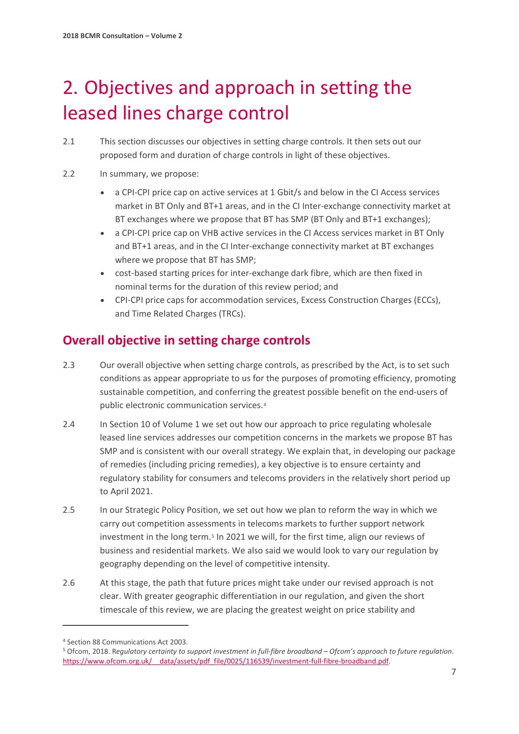# 2. Objectives and approach in setting the leased lines charge control

2.1 This section discusses our objectives in setting charge controls. It then sets out our proposed form and duration of charge controls in light of these objectives.

2.2 In summary, we propose:

- a CPI-CPI price cap on active services at 1 Gbit/s and below in the CI Access services market in BT Only and BT+1 areas, and in the CI Inter-exchange connectivity market at BT exchanges where we propose that BT has SMP (BT Only and BT+1 exchanges);
- a CPI-CPI price cap on VHB active services in the CI Access services market in BT Only and BT+1 areas, and in the CI Inter-exchange connectivity market at BT exchanges where we propose that BT has SMP;
- cost-based starting prices for inter-exchange dark fibre, which are then fixed in nominal terms for the duration of this review period; and
- CPI-CPI price caps for accommodation services, Excess Construction Charges (ECCs), and Time Related Charges (TRCs).

## Overall objective in setting charge controls

2.3 Our overall objective when setting charge controls, as prescribed by the Act, is to set such conditions as appear appropriate to us for the purposes of promoting efficiency, promoting sustainable competition, and conferring the greatest possible benefit on the end-users of public electronic communication services.[4]

2.4 In Section 10 of Volume 1 we set out how our approach to price regulating wholesale leased line services addresses our competition concerns in the markets we propose BT has SMP and is consistent with our overall strategy. We explain that, in developing our package of remedies (including pricing remedies), a key objective is to ensure certainty and regulatory stability for consumers and telecoms providers in the relatively short period up to April 2021.

2.5 In our Strategic Policy Position, we set out how we plan to reform the way in which we carry out competition assessments in telecoms markets to further support network investment in the long term.[5] In 2021 we will, for the first time, align our reviews of business and residential markets. We also said we would look to vary our regulation by geography depending on the level of competitive intensity.

2.6 At this stage, the path that future prices might take under our revised approach is not clear. With greater geographic differentiation in our regulation, and given the short timescale of this review, we are placing the greatest weight on price stability and

---

[4] Section 88 Communications Act 2003.

[5] Ofcom, 2018. *Regulatory certainty to support investment in full-fibre broadband – Ofcom's approach to future regulation*. https://www.ofcom.org.uk/__data/assets/pdf_file/0025/116539/investment-full-fibre-broadband.pdf.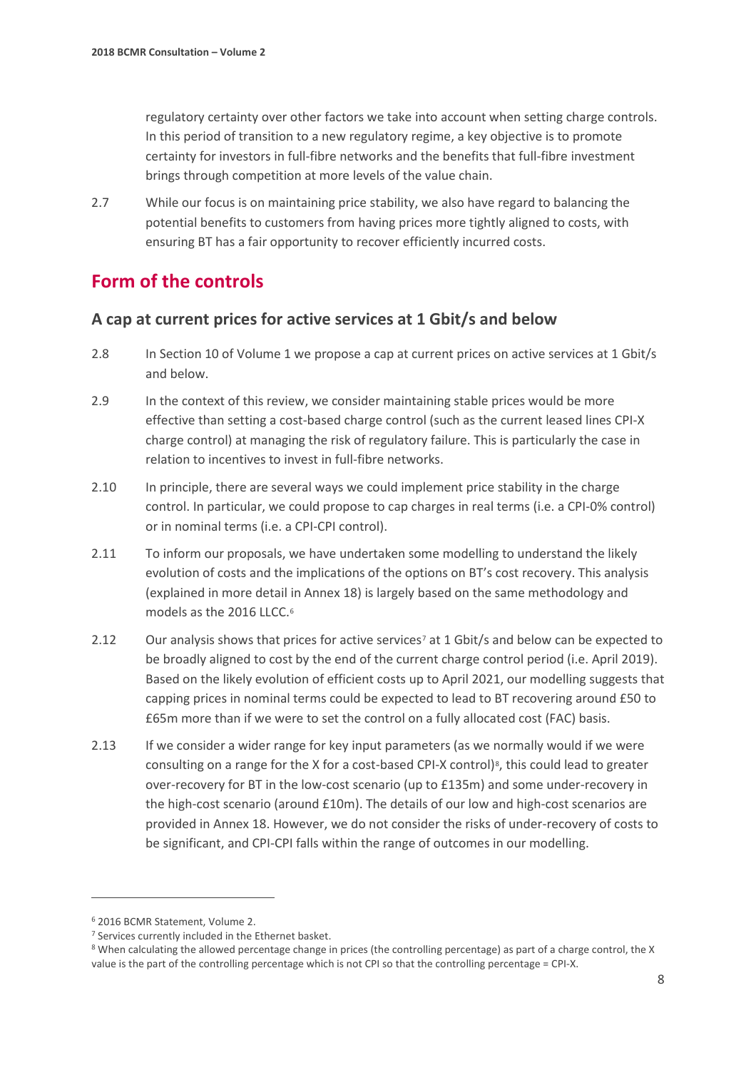regulatory certainty over other factors we take into account when setting charge controls. In this period of transition to a new regulatory regime, a key objective is to promote certainty for investors in full-fibre networks and the benefits that full-fibre investment brings through competition at more levels of the value chain.

2.7 While our focus is on maintaining price stability, we also have regard to balancing the potential benefits to customers from having prices more tightly aligned to costs, with ensuring BT has a fair opportunity to recover efficiently incurred costs.

## Form of the controls

### A cap at current prices for active services at 1 Gbit/s and below

2.8 In Section 10 of Volume 1 we propose a cap at current prices on active services at 1 Gbit/s and below.

2.9 In the context of this review, we consider maintaining stable prices would be more effective than setting a cost-based charge control (such as the current leased lines CPI-X charge control) at managing the risk of regulatory failure. This is particularly the case in relation to incentives to invest in full-fibre networks.

2.10 In principle, there are several ways we could implement price stability in the charge control. In particular, we could propose to cap charges in real terms (i.e. a CPI-0% control) or in nominal terms (i.e. a CPI-CPI control).

2.11 To inform our proposals, we have undertaken some modelling to understand the likely evolution of costs and the implications of the options on BT's cost recovery. This analysis (explained in more detail in Annex 18) is largely based on the same methodology and models as the 2016 LLCC.[6]

2.12 Our analysis shows that prices for active services[7] at 1 Gbit/s and below can be expected to be broadly aligned to cost by the end of the current charge control period (i.e. April 2019). Based on the likely evolution of efficient costs up to April 2021, our modelling suggests that capping prices in nominal terms could be expected to lead to BT recovering around £50 to £65m more than if we were to set the control on a fully allocated cost (FAC) basis.

2.13 If we consider a wider range for key input parameters (as we normally would if we were consulting on a range for the X for a cost-based CPI-X control)[8], this could lead to greater over-recovery for BT in the low-cost scenario (up to £135m) and some under-recovery in the high-cost scenario (around £10m). The details of our low and high-cost scenarios are provided in Annex 18. However, we do not consider the risks of under-recovery of costs to be significant, and CPI-CPI falls within the range of outcomes in our modelling.

---

[6] 2016 BCMR Statement, Volume 2.

[7] Services currently included in the Ethernet basket.

[8] When calculating the allowed percentage change in prices (the controlling percentage) as part of a charge control, the X value is the part of the controlling percentage which is not CPI so that the controlling percentage = CPI-X.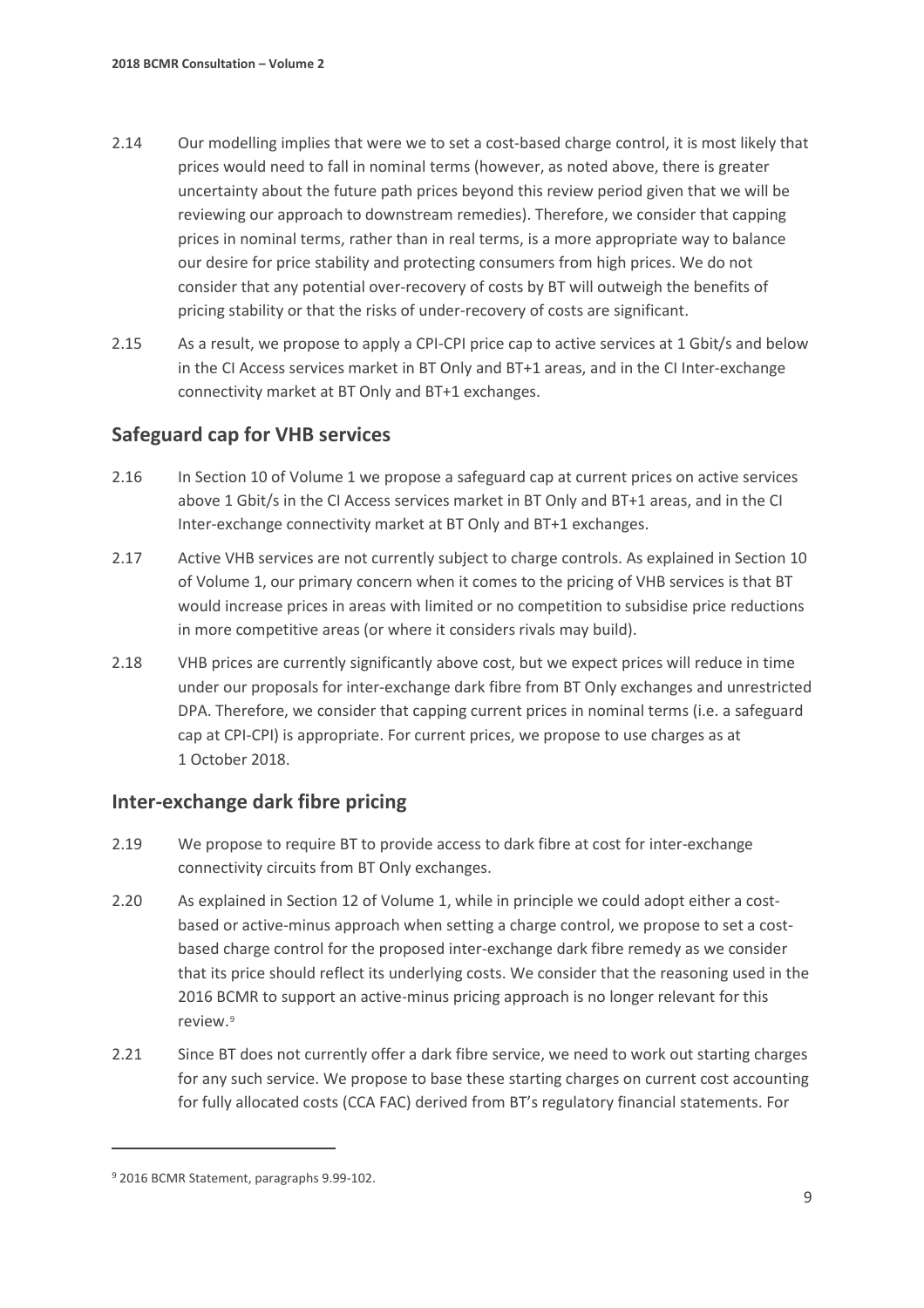2.14 Our modelling implies that were we to set a cost-based charge control, it is most likely that prices would need to fall in nominal terms (however, as noted above, there is greater uncertainty about the future path prices beyond this review period given that we will be reviewing our approach to downstream remedies). Therefore, we consider that capping prices in nominal terms, rather than in real terms, is a more appropriate way to balance our desire for price stability and protecting consumers from high prices. We do not consider that any potential over-recovery of costs by BT will outweigh the benefits of pricing stability or that the risks of under-recovery of costs are significant.

2.15 As a result, we propose to apply a CPI-CPI price cap to active services at 1 Gbit/s and below in the CI Access services market in BT Only and BT+1 areas, and in the CI Inter-exchange connectivity market at BT Only and BT+1 exchanges.

## Safeguard cap for VHB services

2.16 In Section 10 of Volume 1 we propose a safeguard cap at current prices on active services above 1 Gbit/s in the CI Access services market in BT Only and BT+1 areas, and in the CI Inter-exchange connectivity market at BT Only and BT+1 exchanges.

2.17 Active VHB services are not currently subject to charge controls. As explained in Section 10 of Volume 1, our primary concern when it comes to the pricing of VHB services is that BT would increase prices in areas with limited or no competition to subsidise price reductions in more competitive areas (or where it considers rivals may build).

2.18 VHB prices are currently significantly above cost, but we expect prices will reduce in time under our proposals for inter-exchange dark fibre from BT Only exchanges and unrestricted DPA. Therefore, we consider that capping current prices in nominal terms (i.e. a safeguard cap at CPI-CPI) is appropriate. For current prices, we propose to use charges as at 1 October 2018.

## Inter-exchange dark fibre pricing

2.19 We propose to require BT to provide access to dark fibre at cost for inter-exchange connectivity circuits from BT Only exchanges.

2.20 As explained in Section 12 of Volume 1, while in principle we could adopt either a cost-based or active-minus approach when setting a charge control, we propose to set a cost-based charge control for the proposed inter-exchange dark fibre remedy as we consider that its price should reflect its underlying costs. We consider that the reasoning used in the 2016 BCMR to support an active-minus pricing approach is no longer relevant for this review.[9]

2.21 Since BT does not currently offer a dark fibre service, we need to work out starting charges for any such service. We propose to base these starting charges on current cost accounting for fully allocated costs (CCA FAC) derived from BT's regulatory financial statements. For

[9] 2016 BCMR Statement, paragraphs 9.99-102.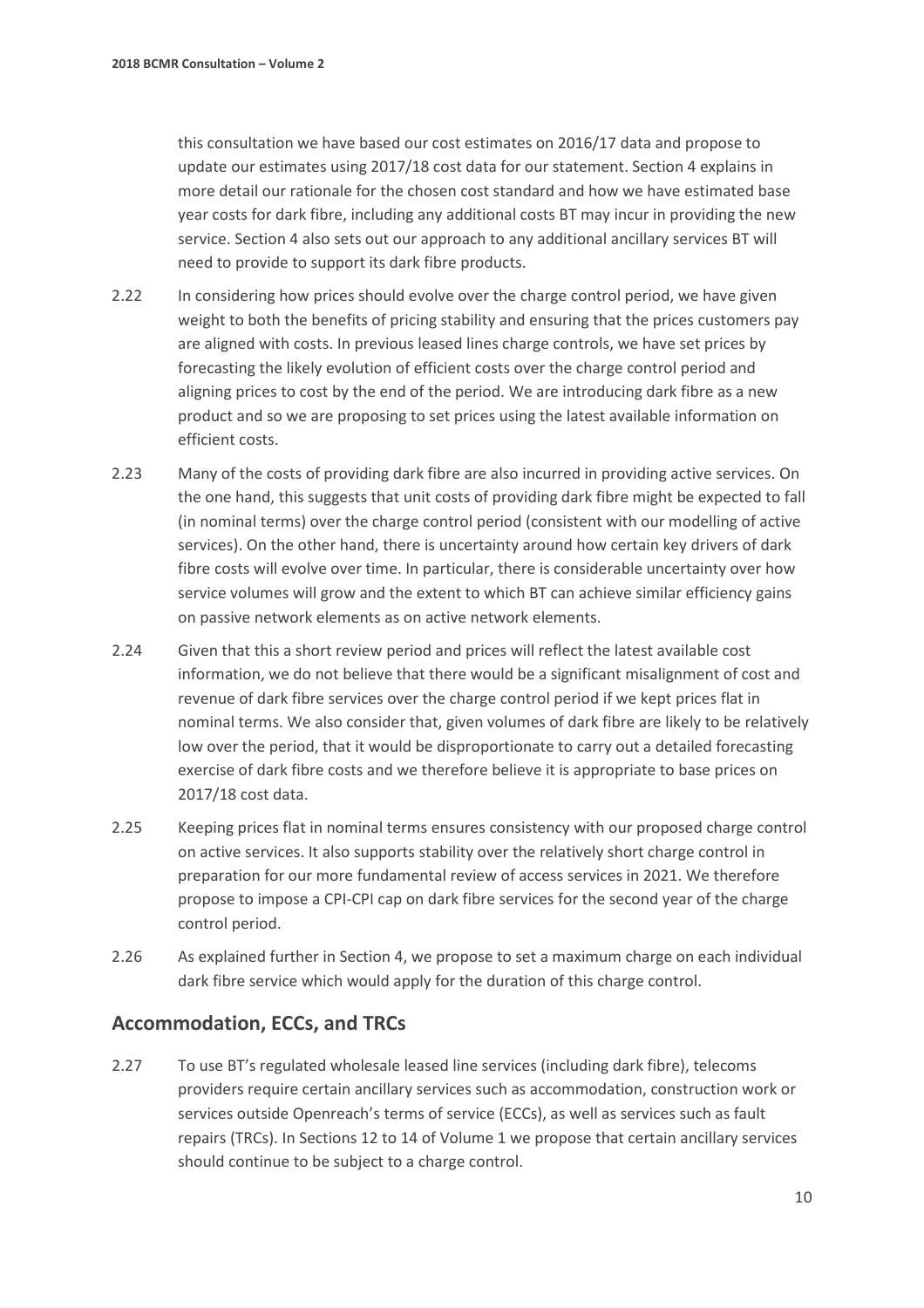this consultation we have based our cost estimates on 2016/17 data and propose to update our estimates using 2017/18 cost data for our statement. Section 4 explains in more detail our rationale for the chosen cost standard and how we have estimated base year costs for dark fibre, including any additional costs BT may incur in providing the new service. Section 4 also sets out our approach to any additional ancillary services BT will need to provide to support its dark fibre products.

2.22 In considering how prices should evolve over the charge control period, we have given weight to both the benefits of pricing stability and ensuring that the prices customers pay are aligned with costs. In previous leased lines charge controls, we have set prices by forecasting the likely evolution of efficient costs over the charge control period and aligning prices to cost by the end of the period. We are introducing dark fibre as a new product and so we are proposing to set prices using the latest available information on efficient costs.

2.23 Many of the costs of providing dark fibre are also incurred in providing active services. On the one hand, this suggests that unit costs of providing dark fibre might be expected to fall (in nominal terms) over the charge control period (consistent with our modelling of active services). On the other hand, there is uncertainty around how certain key drivers of dark fibre costs will evolve over time. In particular, there is considerable uncertainty over how service volumes will grow and the extent to which BT can achieve similar efficiency gains on passive network elements as on active network elements.

2.24 Given that this a short review period and prices will reflect the latest available cost information, we do not believe that there would be a significant misalignment of cost and revenue of dark fibre services over the charge control period if we kept prices flat in nominal terms. We also consider that, given volumes of dark fibre are likely to be relatively low over the period, that it would be disproportionate to carry out a detailed forecasting exercise of dark fibre costs and we therefore believe it is appropriate to base prices on 2017/18 cost data.

2.25 Keeping prices flat in nominal terms ensures consistency with our proposed charge control on active services. It also supports stability over the relatively short charge control in preparation for our more fundamental review of access services in 2021. We therefore propose to impose a CPI-CPI cap on dark fibre services for the second year of the charge control period.

2.26 As explained further in Section 4, we propose to set a maximum charge on each individual dark fibre service which would apply for the duration of this charge control.

## Accommodation, ECCs, and TRCs

2.27 To use BT's regulated wholesale leased line services (including dark fibre), telecoms providers require certain ancillary services such as accommodation, construction work or services outside Openreach's terms of service (ECCs), as well as services such as fault repairs (TRCs). In Sections 12 to 14 of Volume 1 we propose that certain ancillary services should continue to be subject to a charge control.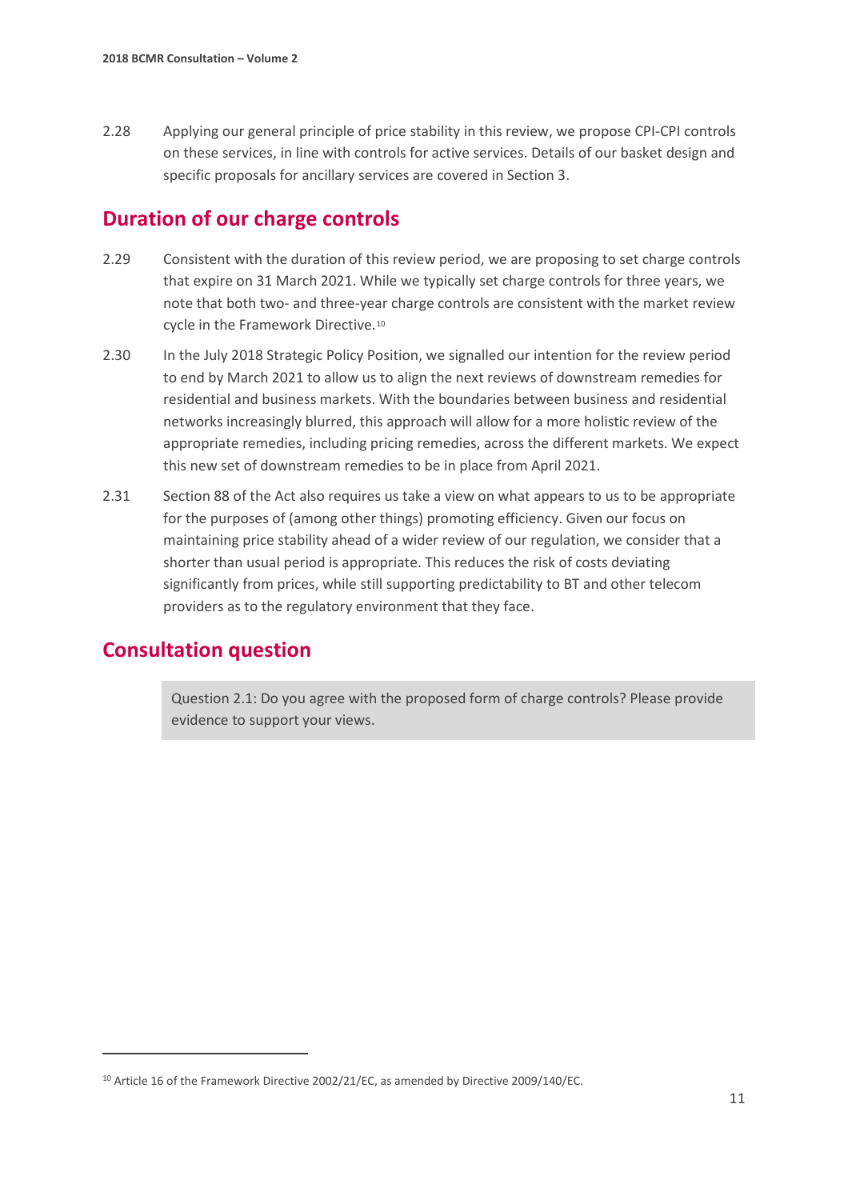2.28 Applying our general principle of price stability in this review, we propose CPI-CPI controls on these services, in line with controls for active services. Details of our basket design and specific proposals for ancillary services are covered in Section 3.

## Duration of our charge controls

2.29 Consistent with the duration of this review period, we are proposing to set charge controls that expire on 31 March 2021. While we typically set charge controls for three years, we note that both two- and three-year charge controls are consistent with the market review cycle in the Framework Directive.[10]

2.30 In the July 2018 Strategic Policy Position, we signalled our intention for the review period to end by March 2021 to allow us to align the next reviews of downstream remedies for residential and business markets. With the boundaries between business and residential networks increasingly blurred, this approach will allow for a more holistic review of the appropriate remedies, including pricing remedies, across the different markets. We expect this new set of downstream remedies to be in place from April 2021.

2.31 Section 88 of the Act also requires us take a view on what appears to us to be appropriate for the purposes of (among other things) promoting efficiency. Given our focus on maintaining price stability ahead of a wider review of our regulation, we consider that a shorter than usual period is appropriate. This reduces the risk of costs deviating significantly from prices, while still supporting predictability to BT and other telecom providers as to the regulatory environment that they face.

## Consultation question

> Question 2.1: Do you agree with the proposed form of charge controls? Please provide evidence to support your views.

[10] Article 16 of the Framework Directive 2002/21/EC, as amended by Directive 2009/140/EC.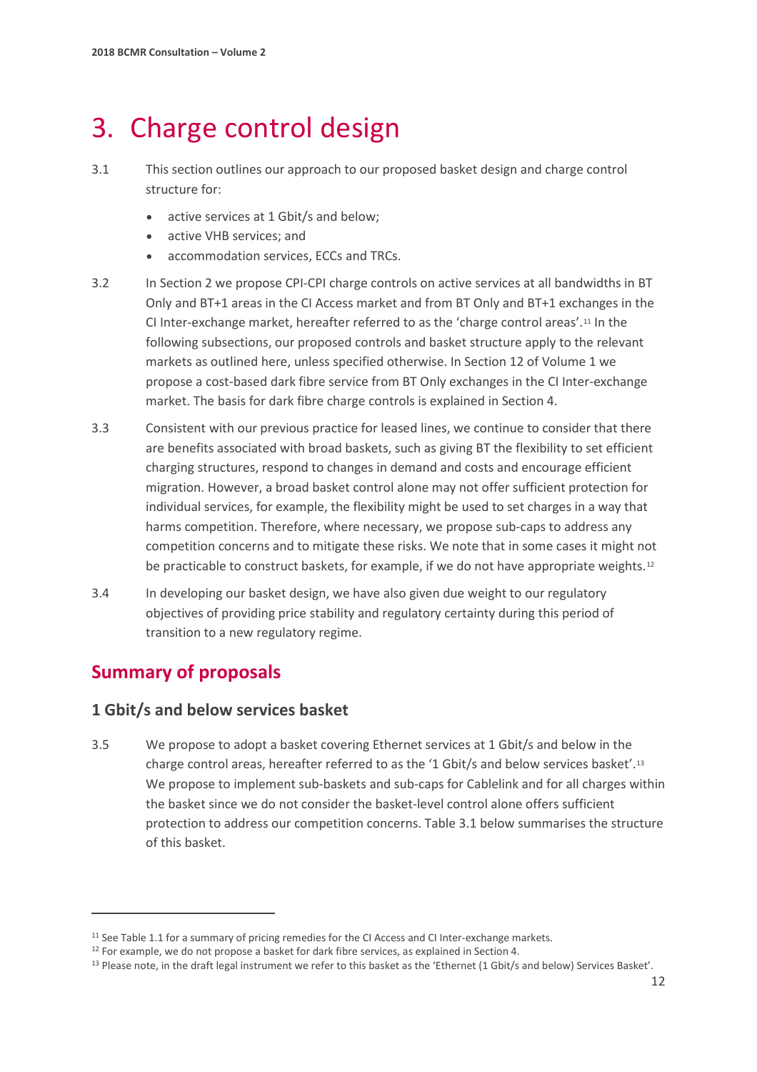# 3. Charge control design

3.1 This section outlines our approach to our proposed basket design and charge control structure for:

- active services at 1 Gbit/s and below;
- active VHB services; and
- accommodation services, ECCs and TRCs.

3.2 In Section 2 we propose CPI-CPI charge controls on active services at all bandwidths in BT Only and BT+1 areas in the CI Access market and from BT Only and BT+1 exchanges in the CI Inter-exchange market, hereafter referred to as the 'charge control areas'.[11] In the following subsections, our proposed controls and basket structure apply to the relevant markets as outlined here, unless specified otherwise. In Section 12 of Volume 1 we propose a cost-based dark fibre service from BT Only exchanges in the CI Inter-exchange market. The basis for dark fibre charge controls is explained in Section 4.

3.3 Consistent with our previous practice for leased lines, we continue to consider that there are benefits associated with broad baskets, such as giving BT the flexibility to set efficient charging structures, respond to changes in demand and costs and encourage efficient migration. However, a broad basket control alone may not offer sufficient protection for individual services, for example, the flexibility might be used to set charges in a way that harms competition. Therefore, where necessary, we propose sub-caps to address any competition concerns and to mitigate these risks. We note that in some cases it might not be practicable to construct baskets, for example, if we do not have appropriate weights.[12]

3.4 In developing our basket design, we have also given due weight to our regulatory objectives of providing price stability and regulatory certainty during this period of transition to a new regulatory regime.

## Summary of proposals

### 1 Gbit/s and below services basket

3.5 We propose to adopt a basket covering Ethernet services at 1 Gbit/s and below in the charge control areas, hereafter referred to as the '1 Gbit/s and below services basket'.[13] We propose to implement sub-baskets and sub-caps for Cablelink and for all charges within the basket since we do not consider the basket-level control alone offers sufficient protection to address our competition concerns. Table 3.1 below summarises the structure of this basket.

---

[11] See Table 1.1 for a summary of pricing remedies for the CI Access and CI Inter-exchange markets.

[12] For example, we do not propose a basket for dark fibre services, as explained in Section 4.

[13] Please note, in the draft legal instrument we refer to this basket as the 'Ethernet (1 Gbit/s and below) Services Basket'.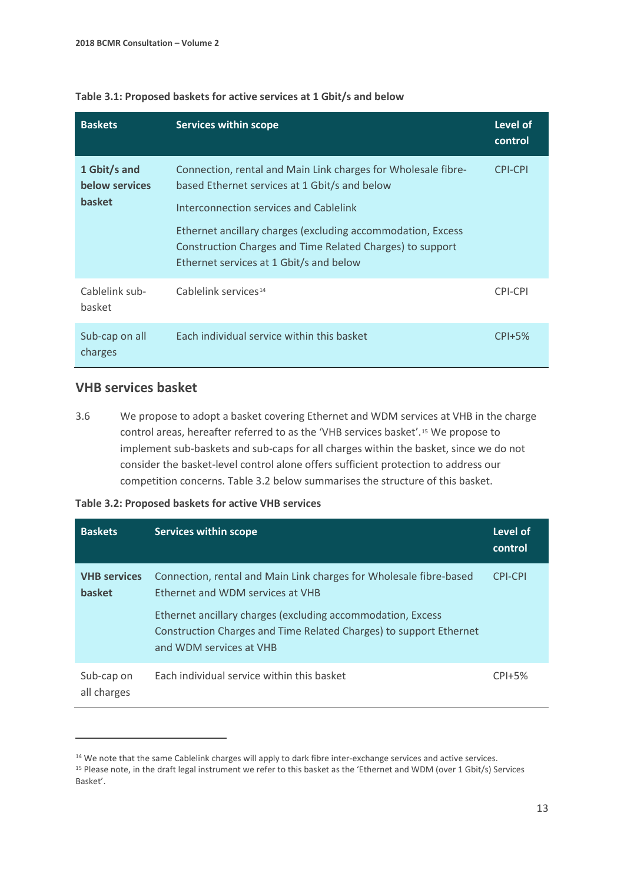**Table 3.1: Proposed baskets for active services at 1 Gbit/s and below**

| Baskets | Services within scope | Level of control |
|---|---|---|
| **1 Gbit/s and below services basket** | Connection, rental and Main Link charges for Wholesale fibre-based Ethernet services at 1 Gbit/s and below<br><br>Interconnection services and Cablelink<br><br>Ethernet ancillary charges (excluding accommodation, Excess Construction Charges and Time Related Charges) to support Ethernet services at 1 Gbit/s and below | CPI-CPI |
| Cablelink sub-basket | Cablelink services[14] | CPI-CPI |
| Sub-cap on all charges | Each individual service within this basket | CPI+5% |

## VHB services basket

3.6 We propose to adopt a basket covering Ethernet and WDM services at VHB in the charge control areas, hereafter referred to as the 'VHB services basket'.[15] We propose to implement sub-baskets and sub-caps for all charges within the basket, since we do not consider the basket-level control alone offers sufficient protection to address our competition concerns. Table 3.2 below summarises the structure of this basket.

**Table 3.2: Proposed baskets for active VHB services**

| Baskets | Services within scope | Level of control |
|---|---|---|
| **VHB services basket** | Connection, rental and Main Link charges for Wholesale fibre-based Ethernet and WDM services at VHB<br><br>Ethernet ancillary charges (excluding accommodation, Excess Construction Charges and Time Related Charges) to support Ethernet and WDM services at VHB | CPI-CPI |
| Sub-cap on all charges | Each individual service within this basket | CPI+5% |

[14] We note that the same Cablelink charges will apply to dark fibre inter-exchange services and active services.

[15] Please note, in the draft legal instrument we refer to this basket as the 'Ethernet and WDM (over 1 Gbit/s) Services Basket'.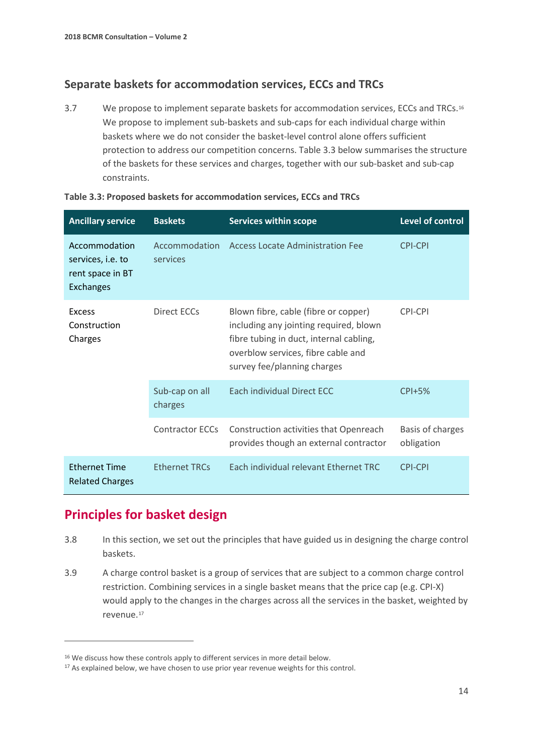## Separate baskets for accommodation services, ECCs and TRCs

3.7 We propose to implement separate baskets for accommodation services, ECCs and TRCs.[16] We propose to implement sub-baskets and sub-caps for each individual charge within baskets where we do not consider the basket-level control alone offers sufficient protection to address our competition concerns. Table 3.3 below summarises the structure of the baskets for these services and charges, together with our sub-basket and sub-cap constraints.

**Table 3.3: Proposed baskets for accommodation services, ECCs and TRCs**

| Ancillary service | Baskets | Services within scope | Level of control |
|---|---|---|---|
| Accommodation services, i.e. to rent space in BT Exchanges | Accommodation services | Access Locate Administration Fee | CPI-CPI |
| Excess Construction Charges | Direct ECCs | Blown fibre, cable (fibre or copper) including any jointing required, blown fibre tubing in duct, internal cabling, overblow services, fibre cable and survey fee/planning charges | CPI-CPI |
| | Sub-cap on all charges | Each individual Direct ECC | CPI+5% |
| | Contractor ECCs | Construction activities that Openreach provides though an external contractor | Basis of charges obligation |
| Ethernet Time Related Charges | Ethernet TRCs | Each individual relevant Ethernet TRC | CPI-CPI |

# Principles for basket design

3.8 In this section, we set out the principles that have guided us in designing the charge control baskets.

3.9 A charge control basket is a group of services that are subject to a common charge control restriction. Combining services in a single basket means that the price cap (e.g. CPI-X) would apply to the changes in the charges across all the services in the basket, weighted by revenue.[17]

[16] We discuss how these controls apply to different services in more detail below.

[17] As explained below, we have chosen to use prior year revenue weights for this control.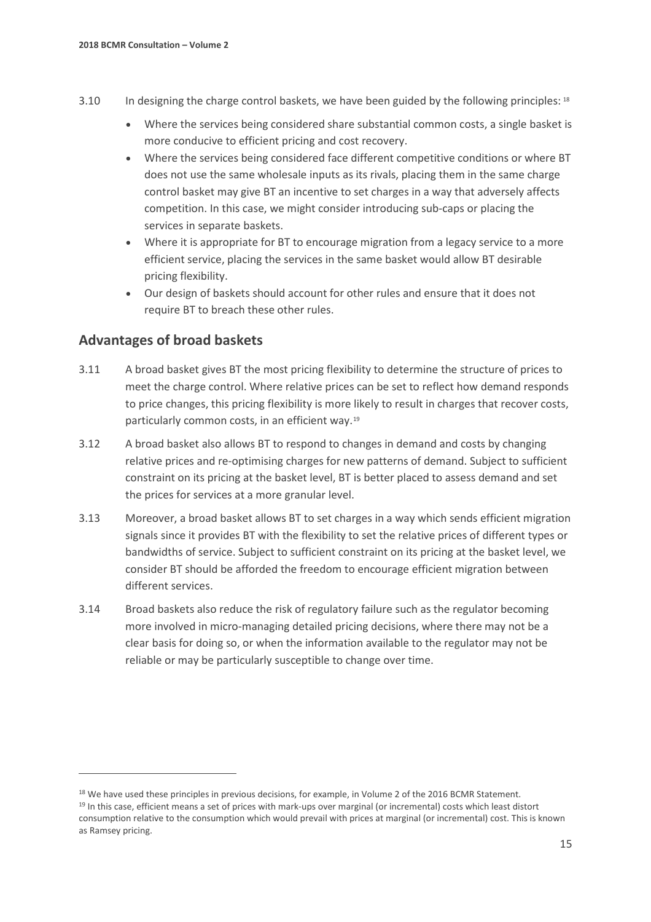3.10 In designing the charge control baskets, we have been guided by the following principles: [18]

- Where the services being considered share substantial common costs, a single basket is more conducive to efficient pricing and cost recovery.
- Where the services being considered face different competitive conditions or where BT does not use the same wholesale inputs as its rivals, placing them in the same charge control basket may give BT an incentive to set charges in a way that adversely affects competition. In this case, we might consider introducing sub-caps or placing the services in separate baskets.
- Where it is appropriate for BT to encourage migration from a legacy service to a more efficient service, placing the services in the same basket would allow BT desirable pricing flexibility.
- Our design of baskets should account for other rules and ensure that it does not require BT to breach these other rules.

## Advantages of broad baskets

3.11 A broad basket gives BT the most pricing flexibility to determine the structure of prices to meet the charge control. Where relative prices can be set to reflect how demand responds to price changes, this pricing flexibility is more likely to result in charges that recover costs, particularly common costs, in an efficient way.[19]

3.12 A broad basket also allows BT to respond to changes in demand and costs by changing relative prices and re-optimising charges for new patterns of demand. Subject to sufficient constraint on its pricing at the basket level, BT is better placed to assess demand and set the prices for services at a more granular level.

3.13 Moreover, a broad basket allows BT to set charges in a way which sends efficient migration signals since it provides BT with the flexibility to set the relative prices of different types or bandwidths of service. Subject to sufficient constraint on its pricing at the basket level, we consider BT should be afforded the freedom to encourage efficient migration between different services.

3.14 Broad baskets also reduce the risk of regulatory failure such as the regulator becoming more involved in micro-managing detailed pricing decisions, where there may not be a clear basis for doing so, or when the information available to the regulator may not be reliable or may be particularly susceptible to change over time.

---

[18] We have used these principles in previous decisions, for example, in Volume 2 of the 2016 BCMR Statement.

[19] In this case, efficient means a set of prices with mark-ups over marginal (or incremental) costs which least distort consumption relative to the consumption which would prevail with prices at marginal (or incremental) cost. This is known as Ramsey pricing.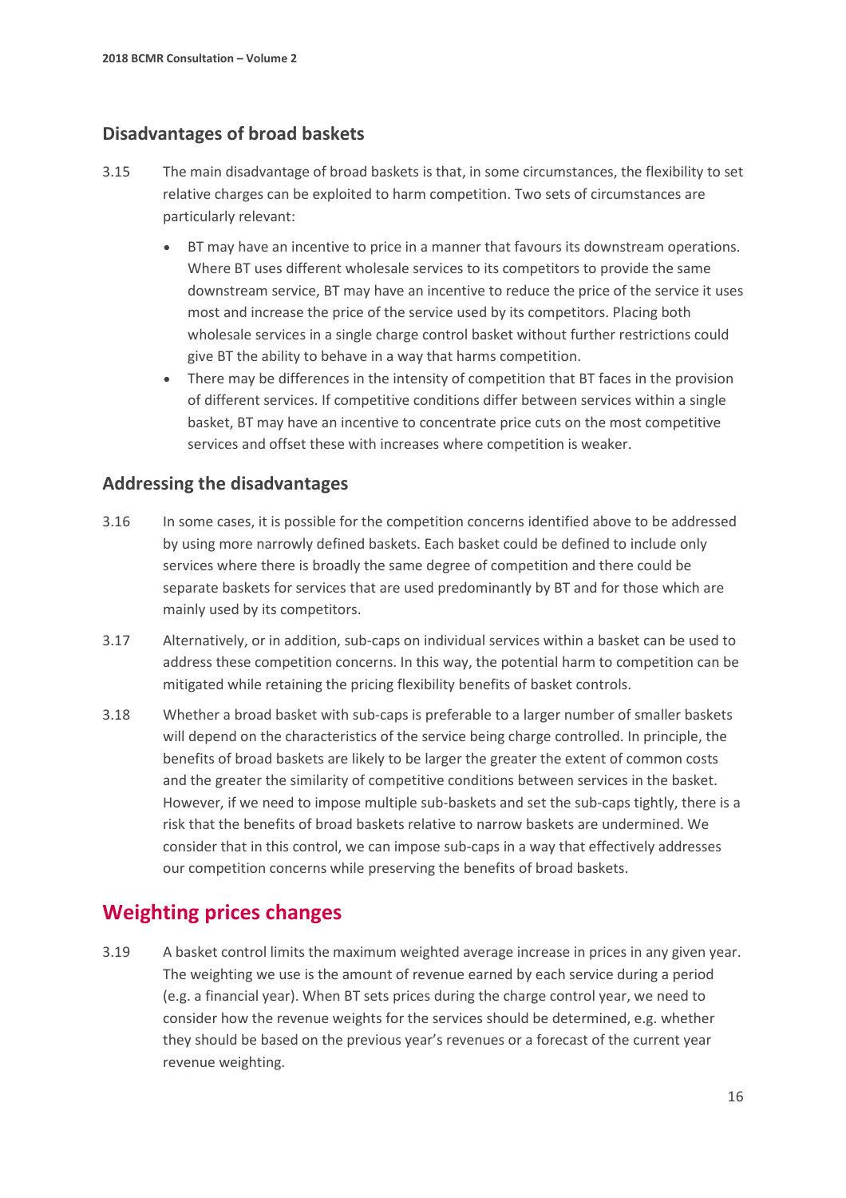## Disadvantages of broad baskets

3.15 The main disadvantage of broad baskets is that, in some circumstances, the flexibility to set relative charges can be exploited to harm competition. Two sets of circumstances are particularly relevant:

- BT may have an incentive to price in a manner that favours its downstream operations. Where BT uses different wholesale services to its competitors to provide the same downstream service, BT may have an incentive to reduce the price of the service it uses most and increase the price of the service used by its competitors. Placing both wholesale services in a single charge control basket without further restrictions could give BT the ability to behave in a way that harms competition.
- There may be differences in the intensity of competition that BT faces in the provision of different services. If competitive conditions differ between services within a single basket, BT may have an incentive to concentrate price cuts on the most competitive services and offset these with increases where competition is weaker.

## Addressing the disadvantages

3.16 In some cases, it is possible for the competition concerns identified above to be addressed by using more narrowly defined baskets. Each basket could be defined to include only services where there is broadly the same degree of competition and there could be separate baskets for services that are used predominantly by BT and for those which are mainly used by its competitors.

3.17 Alternatively, or in addition, sub-caps on individual services within a basket can be used to address these competition concerns. In this way, the potential harm to competition can be mitigated while retaining the pricing flexibility benefits of basket controls.

3.18 Whether a broad basket with sub-caps is preferable to a larger number of smaller baskets will depend on the characteristics of the service being charge controlled. In principle, the benefits of broad baskets are likely to be larger the greater the extent of common costs and the greater the similarity of competitive conditions between services in the basket. However, if we need to impose multiple sub-baskets and set the sub-caps tightly, there is a risk that the benefits of broad baskets relative to narrow baskets are undermined. We consider that in this control, we can impose sub-caps in a way that effectively addresses our competition concerns while preserving the benefits of broad baskets.

# Weighting prices changes

3.19 A basket control limits the maximum weighted average increase in prices in any given year. The weighting we use is the amount of revenue earned by each service during a period (e.g. a financial year). When BT sets prices during the charge control year, we need to consider how the revenue weights for the services should be determined, e.g. whether they should be based on the previous year's revenues or a forecast of the current year revenue weighting.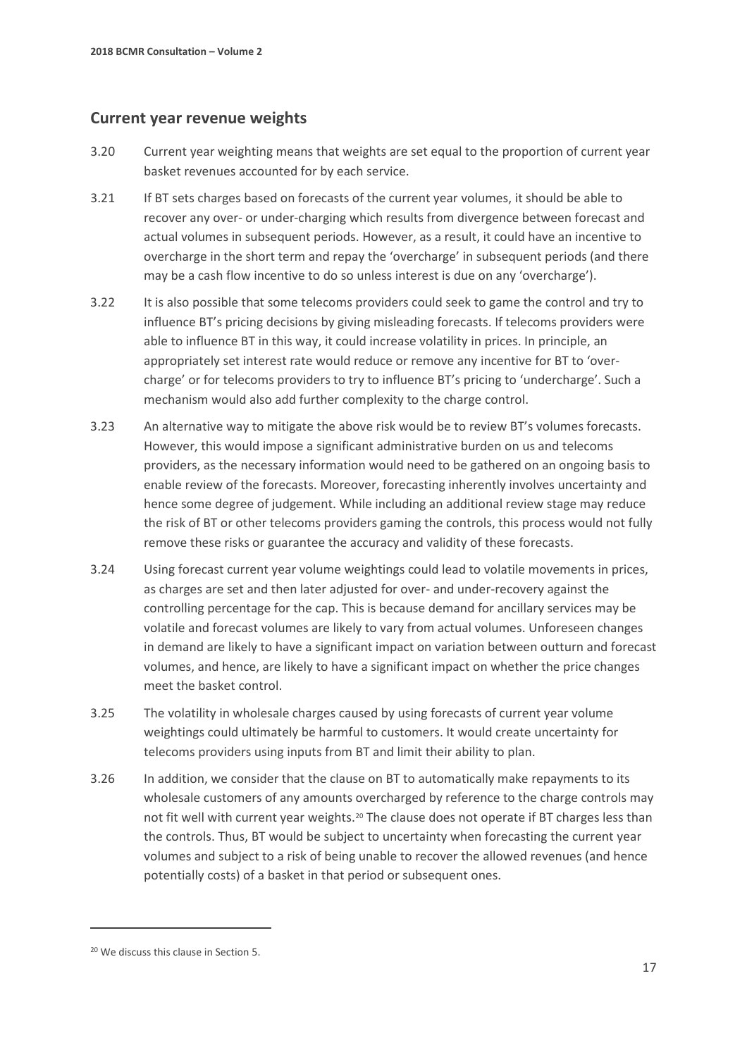## Current year revenue weights

3.20 Current year weighting means that weights are set equal to the proportion of current year basket revenues accounted for by each service.

3.21 If BT sets charges based on forecasts of the current year volumes, it should be able to recover any over- or under-charging which results from divergence between forecast and actual volumes in subsequent periods. However, as a result, it could have an incentive to overcharge in the short term and repay the 'overcharge' in subsequent periods (and there may be a cash flow incentive to do so unless interest is due on any 'overcharge').

3.22 It is also possible that some telecoms providers could seek to game the control and try to influence BT's pricing decisions by giving misleading forecasts. If telecoms providers were able to influence BT in this way, it could increase volatility in prices. In principle, an appropriately set interest rate would reduce or remove any incentive for BT to 'over-charge' or for telecoms providers to try to influence BT's pricing to 'undercharge'. Such a mechanism would also add further complexity to the charge control.

3.23 An alternative way to mitigate the above risk would be to review BT's volumes forecasts. However, this would impose a significant administrative burden on us and telecoms providers, as the necessary information would need to be gathered on an ongoing basis to enable review of the forecasts. Moreover, forecasting inherently involves uncertainty and hence some degree of judgement. While including an additional review stage may reduce the risk of BT or other telecoms providers gaming the controls, this process would not fully remove these risks or guarantee the accuracy and validity of these forecasts.

3.24 Using forecast current year volume weightings could lead to volatile movements in prices, as charges are set and then later adjusted for over- and under-recovery against the controlling percentage for the cap. This is because demand for ancillary services may be volatile and forecast volumes are likely to vary from actual volumes. Unforeseen changes in demand are likely to have a significant impact on variation between outturn and forecast volumes, and hence, are likely to have a significant impact on whether the price changes meet the basket control.

3.25 The volatility in wholesale charges caused by using forecasts of current year volume weightings could ultimately be harmful to customers. It would create uncertainty for telecoms providers using inputs from BT and limit their ability to plan.

3.26 In addition, we consider that the clause on BT to automatically make repayments to its wholesale customers of any amounts overcharged by reference to the charge controls may not fit well with current year weights.[20] The clause does not operate if BT charges less than the controls. Thus, BT would be subject to uncertainty when forecasting the current year volumes and subject to a risk of being unable to recover the allowed revenues (and hence potentially costs) of a basket in that period or subsequent ones.

[20] We discuss this clause in Section 5.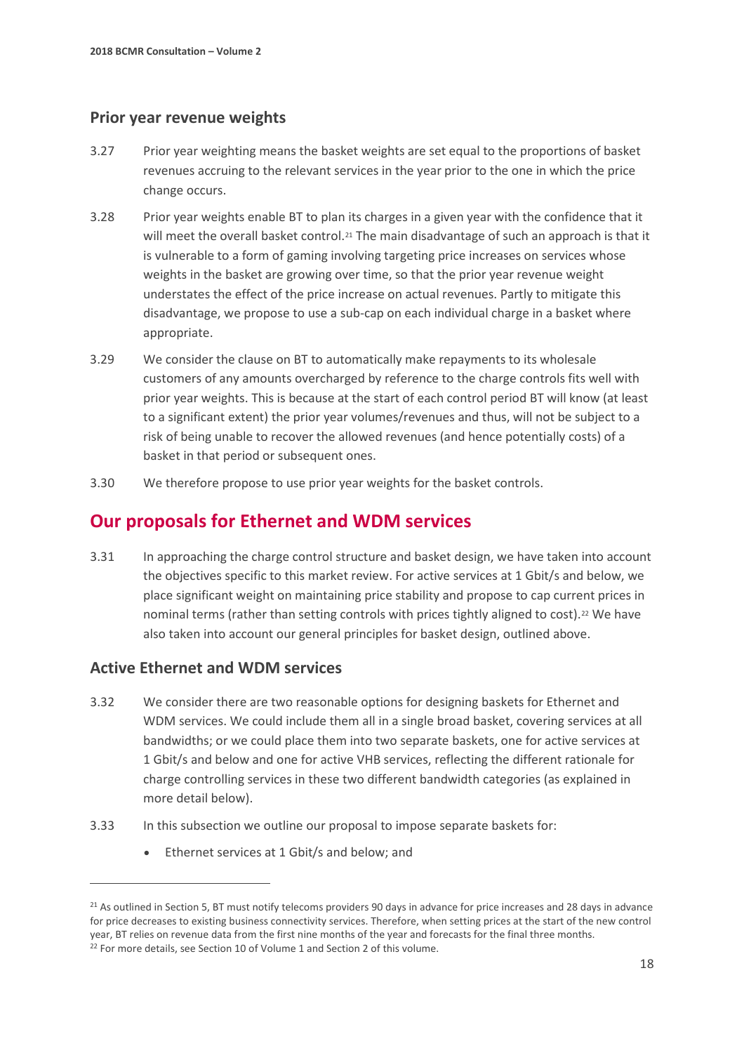### Prior year revenue weights

3.27 Prior year weighting means the basket weights are set equal to the proportions of basket revenues accruing to the relevant services in the year prior to the one in which the price change occurs.

3.28 Prior year weights enable BT to plan its charges in a given year with the confidence that it will meet the overall basket control.[21] The main disadvantage of such an approach is that it is vulnerable to a form of gaming involving targeting price increases on services whose weights in the basket are growing over time, so that the prior year revenue weight understates the effect of the price increase on actual revenues. Partly to mitigate this disadvantage, we propose to use a sub-cap on each individual charge in a basket where appropriate.

3.29 We consider the clause on BT to automatically make repayments to its wholesale customers of any amounts overcharged by reference to the charge controls fits well with prior year weights. This is because at the start of each control period BT will know (at least to a significant extent) the prior year volumes/revenues and thus, will not be subject to a risk of being unable to recover the allowed revenues (and hence potentially costs) of a basket in that period or subsequent ones.

3.30 We therefore propose to use prior year weights for the basket controls.

## Our proposals for Ethernet and WDM services

3.31 In approaching the charge control structure and basket design, we have taken into account the objectives specific to this market review. For active services at 1 Gbit/s and below, we place significant weight on maintaining price stability and propose to cap current prices in nominal terms (rather than setting controls with prices tightly aligned to cost).[22] We have also taken into account our general principles for basket design, outlined above.

### Active Ethernet and WDM services

3.32 We consider there are two reasonable options for designing baskets for Ethernet and WDM services. We could include them all in a single broad basket, covering services at all bandwidths; or we could place them into two separate baskets, one for active services at 1 Gbit/s and below and one for active VHB services, reflecting the different rationale for charge controlling services in these two different bandwidth categories (as explained in more detail below).

3.33 In this subsection we outline our proposal to impose separate baskets for:

- Ethernet services at 1 Gbit/s and below; and

---

[21] As outlined in Section 5, BT must notify telecoms providers 90 days in advance for price increases and 28 days in advance for price decreases to existing business connectivity services. Therefore, when setting prices at the start of the new control year, BT relies on revenue data from the first nine months of the year and forecasts for the final three months.

[22] For more details, see Section 10 of Volume 1 and Section 2 of this volume.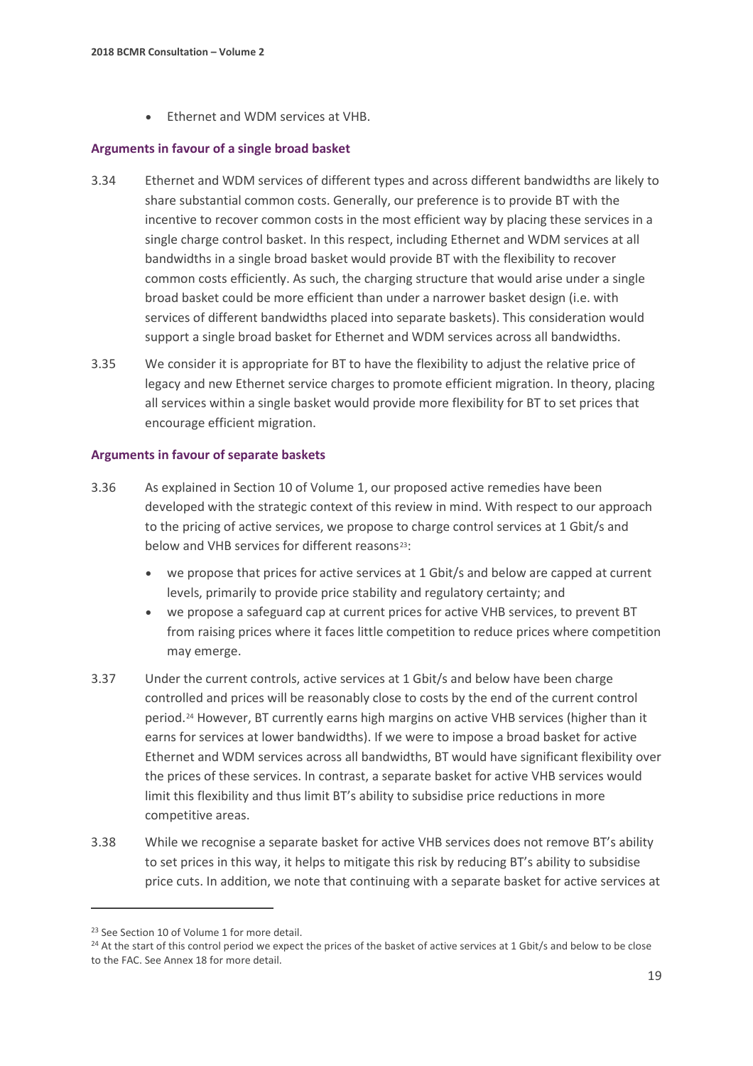- Ethernet and WDM services at VHB.

### Arguments in favour of a single broad basket

3.34 Ethernet and WDM services of different types and across different bandwidths are likely to share substantial common costs. Generally, our preference is to provide BT with the incentive to recover common costs in the most efficient way by placing these services in a single charge control basket. In this respect, including Ethernet and WDM services at all bandwidths in a single broad basket would provide BT with the flexibility to recover common costs efficiently. As such, the charging structure that would arise under a single broad basket could be more efficient than under a narrower basket design (i.e. with services of different bandwidths placed into separate baskets). This consideration would support a single broad basket for Ethernet and WDM services across all bandwidths.

3.35 We consider it is appropriate for BT to have the flexibility to adjust the relative price of legacy and new Ethernet service charges to promote efficient migration. In theory, placing all services within a single basket would provide more flexibility for BT to set prices that encourage efficient migration.

### Arguments in favour of separate baskets

3.36 As explained in Section 10 of Volume 1, our proposed active remedies have been developed with the strategic context of this review in mind. With respect to our approach to the pricing of active services, we propose to charge control services at 1 Gbit/s and below and VHB services for different reasons[23]:

- we propose that prices for active services at 1 Gbit/s and below are capped at current levels, primarily to provide price stability and regulatory certainty; and
- we propose a safeguard cap at current prices for active VHB services, to prevent BT from raising prices where it faces little competition to reduce prices where competition may emerge.

3.37 Under the current controls, active services at 1 Gbit/s and below have been charge controlled and prices will be reasonably close to costs by the end of the current control period.[24] However, BT currently earns high margins on active VHB services (higher than it earns for services at lower bandwidths). If we were to impose a broad basket for active Ethernet and WDM services across all bandwidths, BT would have significant flexibility over the prices of these services. In contrast, a separate basket for active VHB services would limit this flexibility and thus limit BT's ability to subsidise price reductions in more competitive areas.

3.38 While we recognise a separate basket for active VHB services does not remove BT's ability to set prices in this way, it helps to mitigate this risk by reducing BT's ability to subsidise price cuts. In addition, we note that continuing with a separate basket for active services at

---

[23] See Section 10 of Volume 1 for more detail.

[24] At the start of this control period we expect the prices of the basket of active services at 1 Gbit/s and below to be close to the FAC. See Annex 18 for more detail.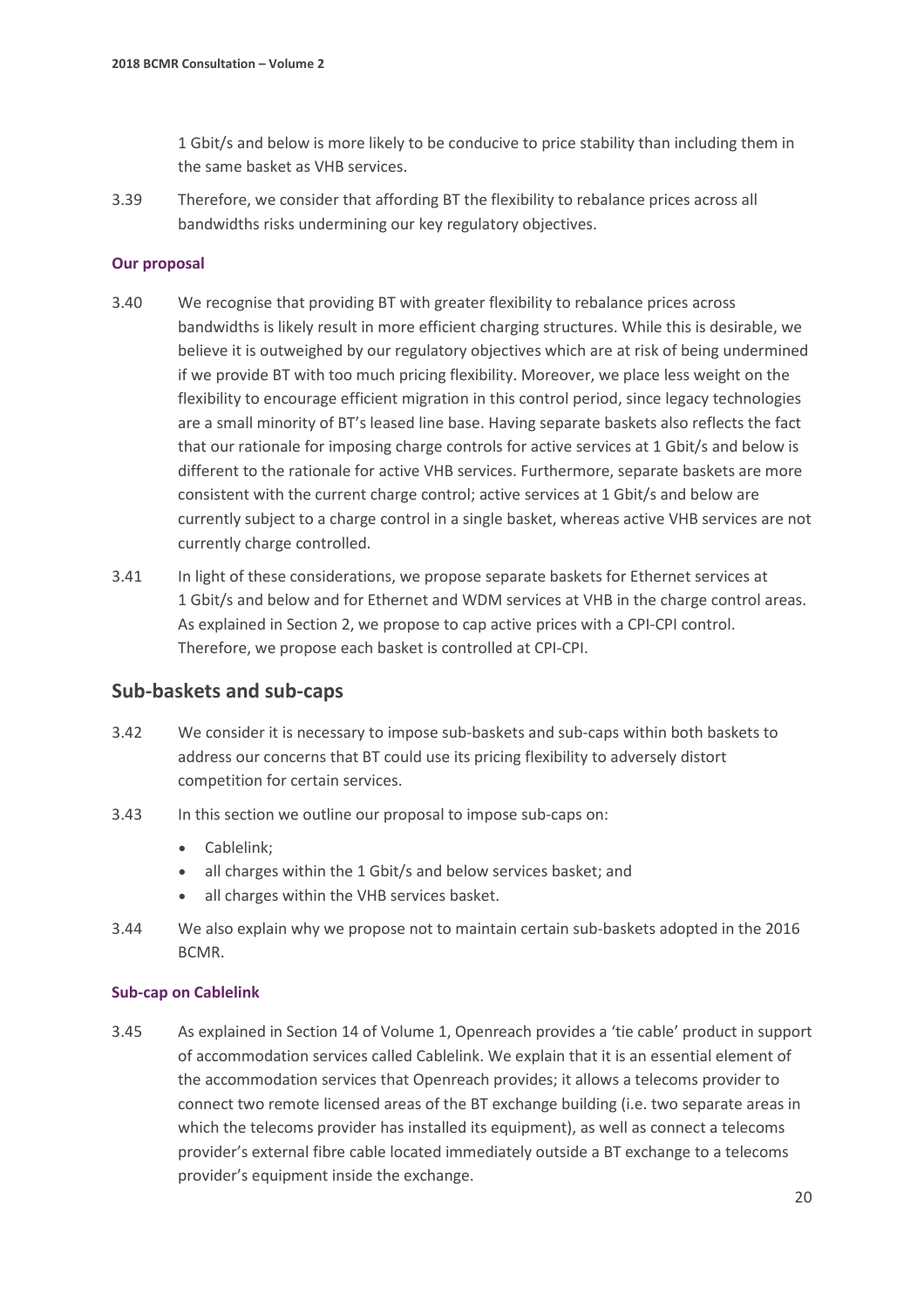1 Gbit/s and below is more likely to be conducive to price stability than including them in the same basket as VHB services.

3.39 Therefore, we consider that affording BT the flexibility to rebalance prices across all bandwidths risks undermining our key regulatory objectives.

#### Our proposal

3.40 We recognise that providing BT with greater flexibility to rebalance prices across bandwidths is likely result in more efficient charging structures. While this is desirable, we believe it is outweighed by our regulatory objectives which are at risk of being undermined if we provide BT with too much pricing flexibility. Moreover, we place less weight on the flexibility to encourage efficient migration in this control period, since legacy technologies are a small minority of BT's leased line base. Having separate baskets also reflects the fact that our rationale for imposing charge controls for active services at 1 Gbit/s and below is different to the rationale for active VHB services. Furthermore, separate baskets are more consistent with the current charge control; active services at 1 Gbit/s and below are currently subject to a charge control in a single basket, whereas active VHB services are not currently charge controlled.

3.41 In light of these considerations, we propose separate baskets for Ethernet services at 1 Gbit/s and below and for Ethernet and WDM services at VHB in the charge control areas. As explained in Section 2, we propose to cap active prices with a CPI-CPI control. Therefore, we propose each basket is controlled at CPI-CPI.

## Sub-baskets and sub-caps

3.42 We consider it is necessary to impose sub-baskets and sub-caps within both baskets to address our concerns that BT could use its pricing flexibility to adversely distort competition for certain services.

3.43 In this section we outline our proposal to impose sub-caps on:

- Cablelink;
- all charges within the 1 Gbit/s and below services basket; and
- all charges within the VHB services basket.

3.44 We also explain why we propose not to maintain certain sub-baskets adopted in the 2016 BCMR.

#### Sub-cap on Cablelink

3.45 As explained in Section 14 of Volume 1, Openreach provides a 'tie cable' product in support of accommodation services called Cablelink. We explain that it is an essential element of the accommodation services that Openreach provides; it allows a telecoms provider to connect two remote licensed areas of the BT exchange building (i.e. two separate areas in which the telecoms provider has installed its equipment), as well as connect a telecoms provider's external fibre cable located immediately outside a BT exchange to a telecoms provider's equipment inside the exchange.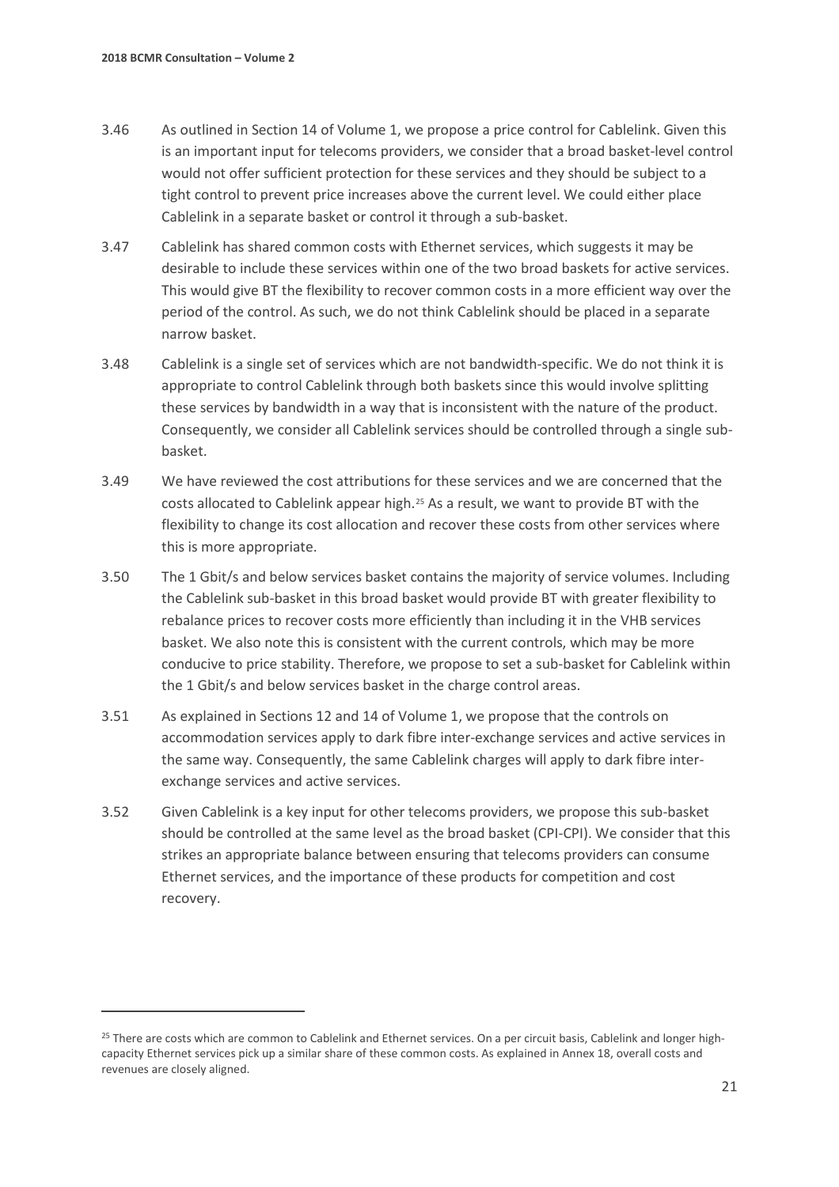3.46 As outlined in Section 14 of Volume 1, we propose a price control for Cablelink. Given this is an important input for telecoms providers, we consider that a broad basket-level control would not offer sufficient protection for these services and they should be subject to a tight control to prevent price increases above the current level. We could either place Cablelink in a separate basket or control it through a sub-basket.

3.47 Cablelink has shared common costs with Ethernet services, which suggests it may be desirable to include these services within one of the two broad baskets for active services. This would give BT the flexibility to recover common costs in a more efficient way over the period of the control. As such, we do not think Cablelink should be placed in a separate narrow basket.

3.48 Cablelink is a single set of services which are not bandwidth-specific. We do not think it is appropriate to control Cablelink through both baskets since this would involve splitting these services by bandwidth in a way that is inconsistent with the nature of the product. Consequently, we consider all Cablelink services should be controlled through a single sub-basket.

3.49 We have reviewed the cost attributions for these services and we are concerned that the costs allocated to Cablelink appear high.[25] As a result, we want to provide BT with the flexibility to change its cost allocation and recover these costs from other services where this is more appropriate.

3.50 The 1 Gbit/s and below services basket contains the majority of service volumes. Including the Cablelink sub-basket in this broad basket would provide BT with greater flexibility to rebalance prices to recover costs more efficiently than including it in the VHB services basket. We also note this is consistent with the current controls, which may be more conducive to price stability. Therefore, we propose to set a sub-basket for Cablelink within the 1 Gbit/s and below services basket in the charge control areas.

3.51 As explained in Sections 12 and 14 of Volume 1, we propose that the controls on accommodation services apply to dark fibre inter-exchange services and active services in the same way. Consequently, the same Cablelink charges will apply to dark fibre inter-exchange services and active services.

3.52 Given Cablelink is a key input for other telecoms providers, we propose this sub-basket should be controlled at the same level as the broad basket (CPI-CPI). We consider that this strikes an appropriate balance between ensuring that telecoms providers can consume Ethernet services, and the importance of these products for competition and cost recovery.

---

[25] There are costs which are common to Cablelink and Ethernet services. On a per circuit basis, Cablelink and longer high-capacity Ethernet services pick up a similar share of these common costs. As explained in Annex 18, overall costs and revenues are closely aligned.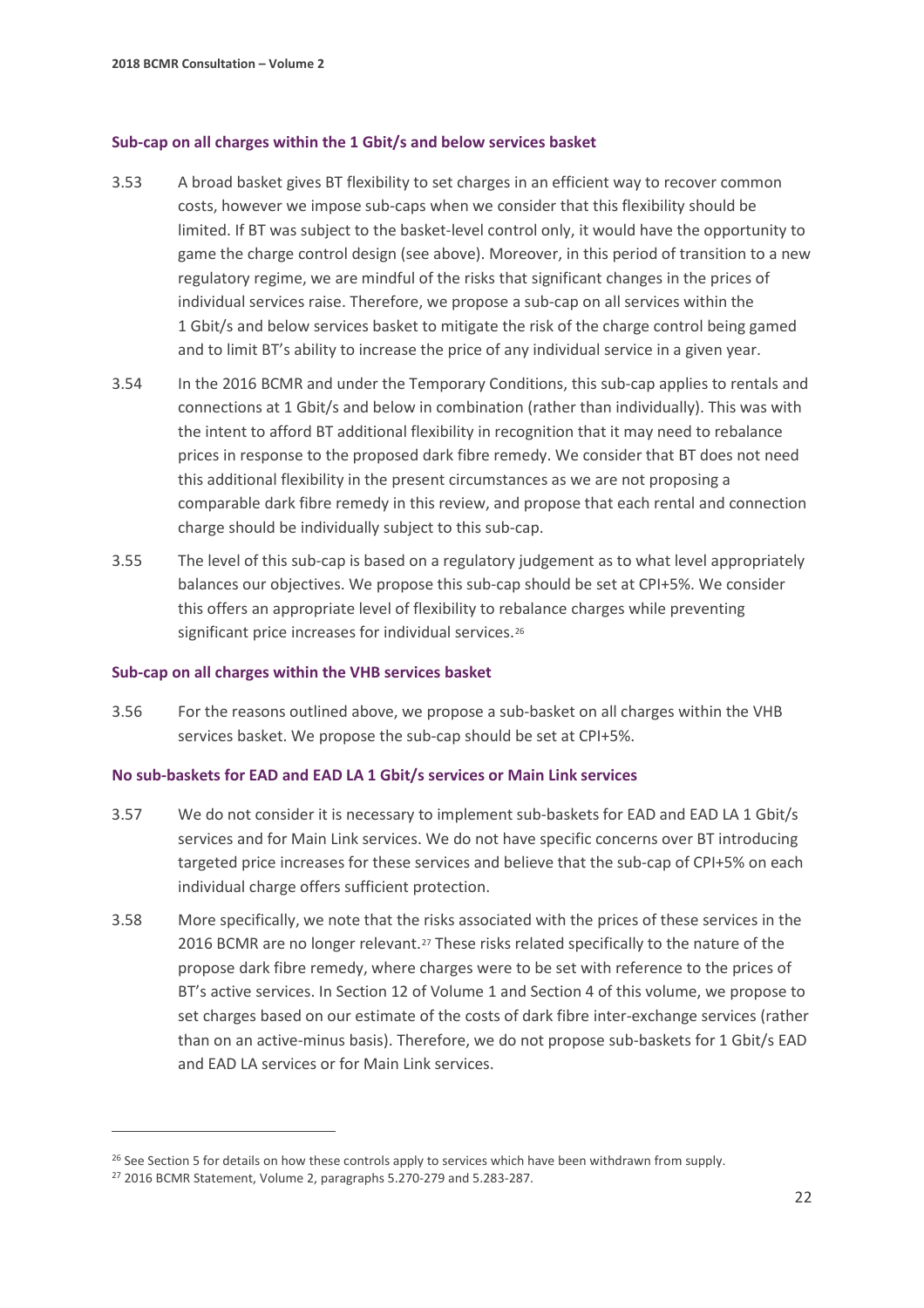### Sub-cap on all charges within the 1 Gbit/s and below services basket

3.53 A broad basket gives BT flexibility to set charges in an efficient way to recover common costs, however we impose sub-caps when we consider that this flexibility should be limited. If BT was subject to the basket-level control only, it would have the opportunity to game the charge control design (see above). Moreover, in this period of transition to a new regulatory regime, we are mindful of the risks that significant changes in the prices of individual services raise. Therefore, we propose a sub-cap on all services within the 1 Gbit/s and below services basket to mitigate the risk of the charge control being gamed and to limit BT's ability to increase the price of any individual service in a given year.

3.54 In the 2016 BCMR and under the Temporary Conditions, this sub-cap applies to rentals and connections at 1 Gbit/s and below in combination (rather than individually). This was with the intent to afford BT additional flexibility in recognition that it may need to rebalance prices in response to the proposed dark fibre remedy. We consider that BT does not need this additional flexibility in the present circumstances as we are not proposing a comparable dark fibre remedy in this review, and propose that each rental and connection charge should be individually subject to this sub-cap.

3.55 The level of this sub-cap is based on a regulatory judgement as to what level appropriately balances our objectives. We propose this sub-cap should be set at CPI+5%. We consider this offers an appropriate level of flexibility to rebalance charges while preventing significant price increases for individual services.[26]

### Sub-cap on all charges within the VHB services basket

3.56 For the reasons outlined above, we propose a sub-basket on all charges within the VHB services basket. We propose the sub-cap should be set at CPI+5%.

### No sub-baskets for EAD and EAD LA 1 Gbit/s services or Main Link services

3.57 We do not consider it is necessary to implement sub-baskets for EAD and EAD LA 1 Gbit/s services and for Main Link services. We do not have specific concerns over BT introducing targeted price increases for these services and believe that the sub-cap of CPI+5% on each individual charge offers sufficient protection.

3.58 More specifically, we note that the risks associated with the prices of these services in the 2016 BCMR are no longer relevant.[27] These risks related specifically to the nature of the propose dark fibre remedy, where charges were to be set with reference to the prices of BT's active services. In Section 12 of Volume 1 and Section 4 of this volume, we propose to set charges based on our estimate of the costs of dark fibre inter-exchange services (rather than on an active-minus basis). Therefore, we do not propose sub-baskets for 1 Gbit/s EAD and EAD LA services or for Main Link services.

---

[26] See Section 5 for details on how these controls apply to services which have been withdrawn from supply.

[27] 2016 BCMR Statement, Volume 2, paragraphs 5.270-279 and 5.283-287.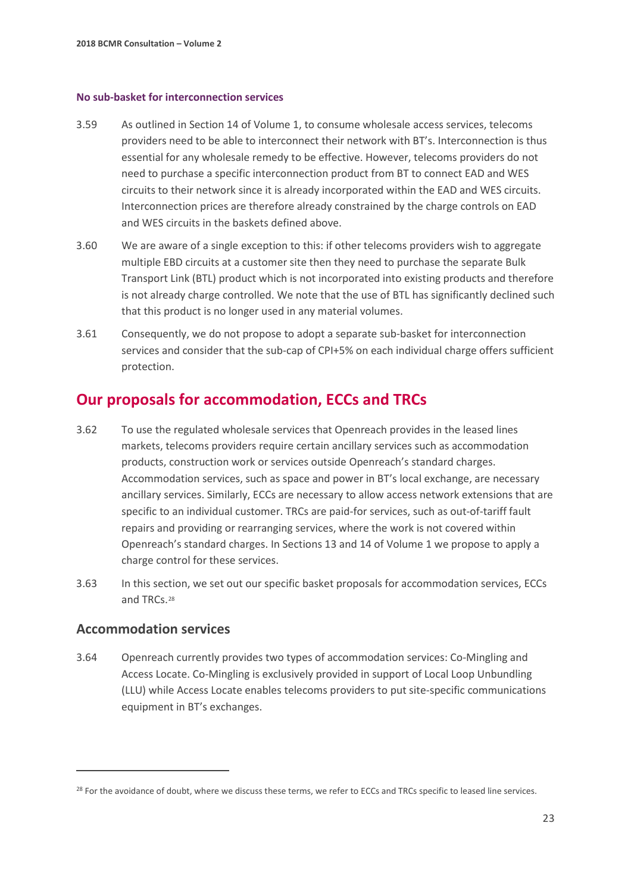#### No sub-basket for interconnection services

3.59 As outlined in Section 14 of Volume 1, to consume wholesale access services, telecoms providers need to be able to interconnect their network with BT's. Interconnection is thus essential for any wholesale remedy to be effective. However, telecoms providers do not need to purchase a specific interconnection product from BT to connect EAD and WES circuits to their network since it is already incorporated within the EAD and WES circuits. Interconnection prices are therefore already constrained by the charge controls on EAD and WES circuits in the baskets defined above.

3.60 We are aware of a single exception to this: if other telecoms providers wish to aggregate multiple EBD circuits at a customer site then they need to purchase the separate Bulk Transport Link (BTL) product which is not incorporated into existing products and therefore is not already charge controlled. We note that the use of BTL has significantly declined such that this product is no longer used in any material volumes.

3.61 Consequently, we do not propose to adopt a separate sub-basket for interconnection services and consider that the sub-cap of CPI+5% on each individual charge offers sufficient protection.

## Our proposals for accommodation, ECCs and TRCs

3.62 To use the regulated wholesale services that Openreach provides in the leased lines markets, telecoms providers require certain ancillary services such as accommodation products, construction work or services outside Openreach's standard charges. Accommodation services, such as space and power in BT's local exchange, are necessary ancillary services. Similarly, ECCs are necessary to allow access network extensions that are specific to an individual customer. TRCs are paid-for services, such as out-of-tariff fault repairs and providing or rearranging services, where the work is not covered within Openreach's standard charges. In Sections 13 and 14 of Volume 1 we propose to apply a charge control for these services.

3.63 In this section, we set out our specific basket proposals for accommodation services, ECCs and TRCs.[28]

### Accommodation services

3.64 Openreach currently provides two types of accommodation services: Co-Mingling and Access Locate. Co-Mingling is exclusively provided in support of Local Loop Unbundling (LLU) while Access Locate enables telecoms providers to put site-specific communications equipment in BT's exchanges.

[28] For the avoidance of doubt, where we discuss these terms, we refer to ECCs and TRCs specific to leased line services.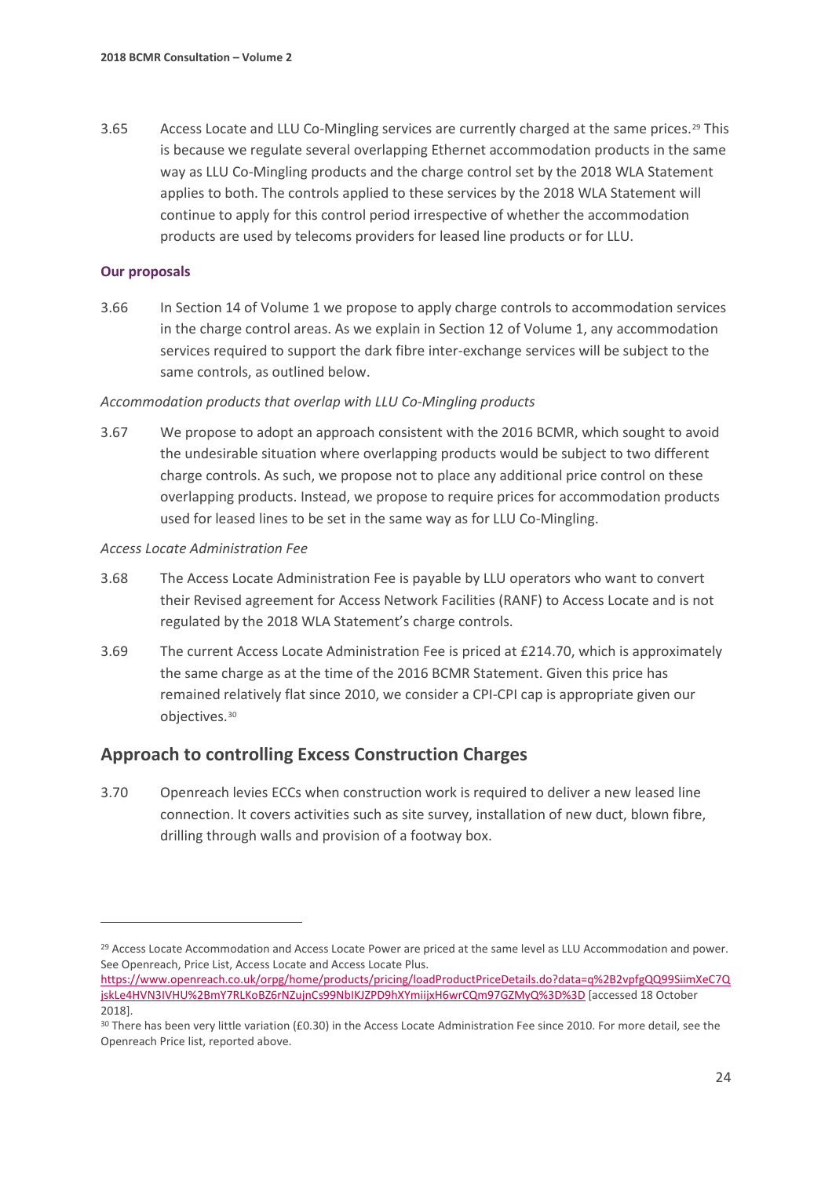3.65 Access Locate and LLU Co-Mingling services are currently charged at the same prices.[29] This is because we regulate several overlapping Ethernet accommodation products in the same way as LLU Co-Mingling products and the charge control set by the 2018 WLA Statement applies to both. The controls applied to these services by the 2018 WLA Statement will continue to apply for this control period irrespective of whether the accommodation products are used by telecoms providers for leased line products or for LLU.

### Our proposals

3.66 In Section 14 of Volume 1 we propose to apply charge controls to accommodation services in the charge control areas. As we explain in Section 12 of Volume 1, any accommodation services required to support the dark fibre inter-exchange services will be subject to the same controls, as outlined below.

*Accommodation products that overlap with LLU Co-Mingling products*

3.67 We propose to adopt an approach consistent with the 2016 BCMR, which sought to avoid the undesirable situation where overlapping products would be subject to two different charge controls. As such, we propose not to place any additional price control on these overlapping products. Instead, we propose to require prices for accommodation products used for leased lines to be set in the same way as for LLU Co-Mingling.

*Access Locate Administration Fee*

3.68 The Access Locate Administration Fee is payable by LLU operators who want to convert their Revised agreement for Access Network Facilities (RANF) to Access Locate and is not regulated by the 2018 WLA Statement's charge controls.

3.69 The current Access Locate Administration Fee is priced at £214.70, which is approximately the same charge as at the time of the 2016 BCMR Statement. Given this price has remained relatively flat since 2010, we consider a CPI-CPI cap is appropriate given our objectives.[30]

## Approach to controlling Excess Construction Charges

3.70 Openreach levies ECCs when construction work is required to deliver a new leased line connection. It covers activities such as site survey, installation of new duct, blown fibre, drilling through walls and provision of a footway box.

---

[29] Access Locate Accommodation and Access Locate Power are priced at the same level as LLU Accommodation and power. See Openreach, Price List, Access Locate and Access Locate Plus. https://www.openreach.co.uk/orpg/home/products/pricing/loadProductPriceDetails.do?data=q%2B2vpfgQQ99SiimXeC7QjskLe4HVN3IVHU%2BmY7RLKoBZ6rNZujnCs99NbIKJZPD9hXYmiijxH6wrCQm97GZMyQ%3D%3D [accessed 18 October 2018].

[30] There has been very little variation (£0.30) in the Access Locate Administration Fee since 2010. For more detail, see the Openreach Price list, reported above.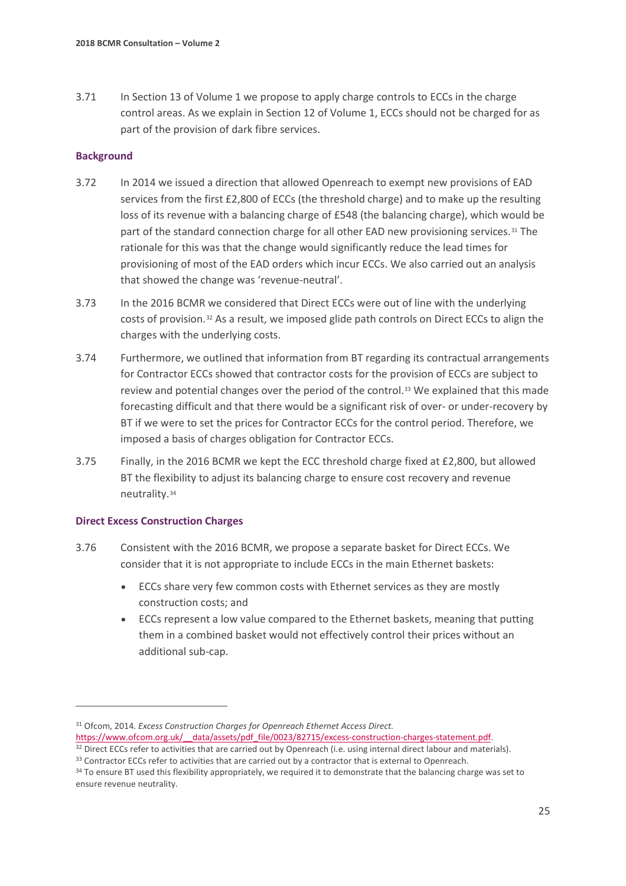3.71 In Section 13 of Volume 1 we propose to apply charge controls to ECCs in the charge control areas. As we explain in Section 12 of Volume 1, ECCs should not be charged for as part of the provision of dark fibre services.

### Background

3.72 In 2014 we issued a direction that allowed Openreach to exempt new provisions of EAD services from the first £2,800 of ECCs (the threshold charge) and to make up the resulting loss of its revenue with a balancing charge of £548 (the balancing charge), which would be part of the standard connection charge for all other EAD new provisioning services.[31] The rationale for this was that the change would significantly reduce the lead times for provisioning of most of the EAD orders which incur ECCs. We also carried out an analysis that showed the change was 'revenue-neutral'.

3.73 In the 2016 BCMR we considered that Direct ECCs were out of line with the underlying costs of provision.[32] As a result, we imposed glide path controls on Direct ECCs to align the charges with the underlying costs.

3.74 Furthermore, we outlined that information from BT regarding its contractual arrangements for Contractor ECCs showed that contractor costs for the provision of ECCs are subject to review and potential changes over the period of the control.[33] We explained that this made forecasting difficult and that there would be a significant risk of over- or under-recovery by BT if we were to set the prices for Contractor ECCs for the control period. Therefore, we imposed a basis of charges obligation for Contractor ECCs.

3.75 Finally, in the 2016 BCMR we kept the ECC threshold charge fixed at £2,800, but allowed BT the flexibility to adjust its balancing charge to ensure cost recovery and revenue neutrality.[34]

### Direct Excess Construction Charges

3.76 Consistent with the 2016 BCMR, we propose a separate basket for Direct ECCs. We consider that it is not appropriate to include ECCs in the main Ethernet baskets:

- ECCs share very few common costs with Ethernet services as they are mostly construction costs; and
- ECCs represent a low value compared to the Ethernet baskets, meaning that putting them in a combined basket would not effectively control their prices without an additional sub-cap.

---

[31] Ofcom, 2014. *Excess Construction Charges for Openreach Ethernet Access Direct.* https://www.ofcom.org.uk/__data/assets/pdf_file/0023/82715/excess-construction-charges-statement.pdf.

[32] Direct ECCs refer to activities that are carried out by Openreach (i.e. using internal direct labour and materials).

[33] Contractor ECCs refer to activities that are carried out by a contractor that is external to Openreach.

[34] To ensure BT used this flexibility appropriately, we required it to demonstrate that the balancing charge was set to ensure revenue neutrality.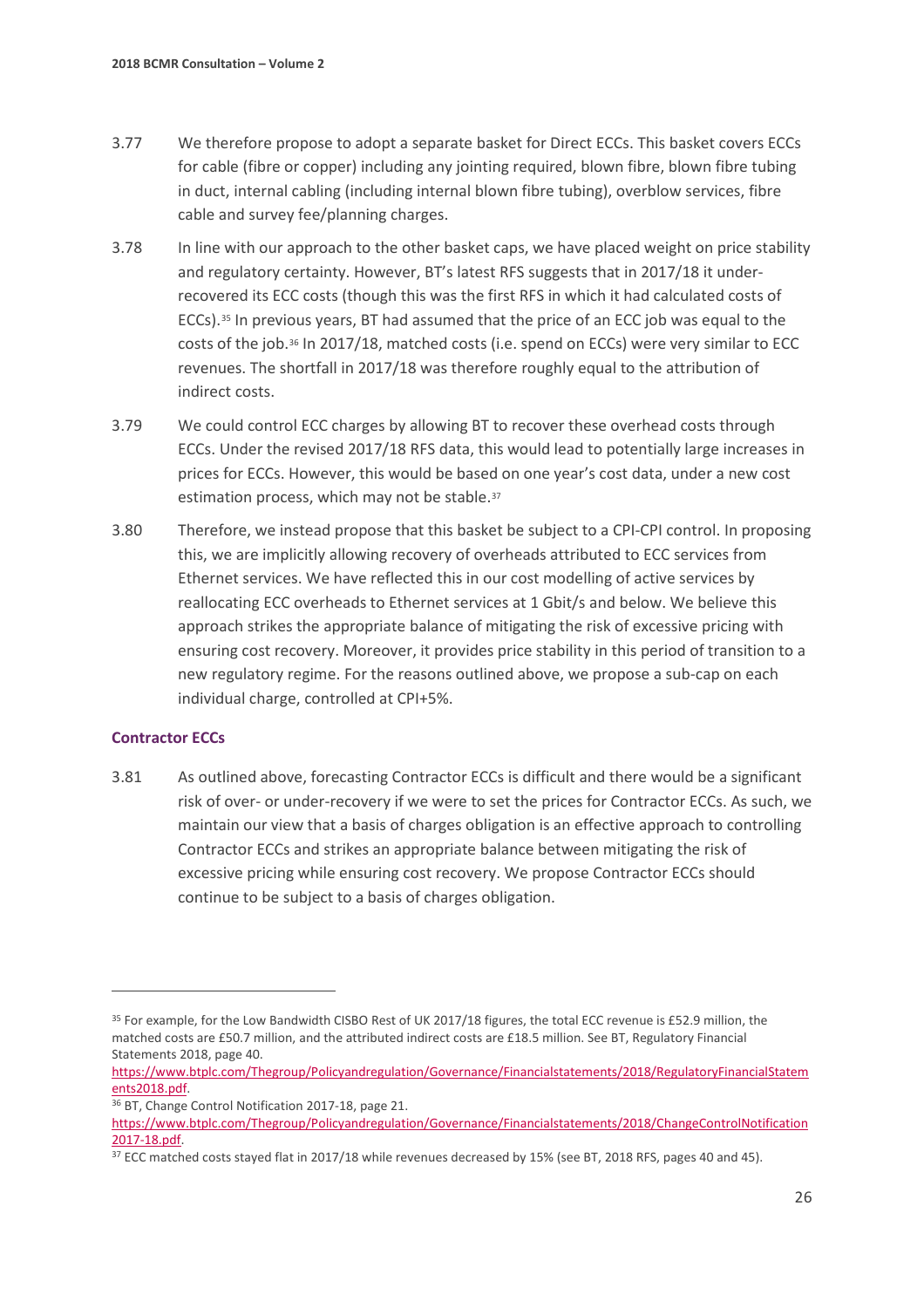3.77 We therefore propose to adopt a separate basket for Direct ECCs. This basket covers ECCs for cable (fibre or copper) including any jointing required, blown fibre, blown fibre tubing in duct, internal cabling (including internal blown fibre tubing), overblow services, fibre cable and survey fee/planning charges.

3.78 In line with our approach to the other basket caps, we have placed weight on price stability and regulatory certainty. However, BT's latest RFS suggests that in 2017/18 it under-recovered its ECC costs (though this was the first RFS in which it had calculated costs of ECCs).[35] In previous years, BT had assumed that the price of an ECC job was equal to the costs of the job.[36] In 2017/18, matched costs (i.e. spend on ECCs) were very similar to ECC revenues. The shortfall in 2017/18 was therefore roughly equal to the attribution of indirect costs.

3.79 We could control ECC charges by allowing BT to recover these overhead costs through ECCs. Under the revised 2017/18 RFS data, this would lead to potentially large increases in prices for ECCs. However, this would be based on one year's cost data, under a new cost estimation process, which may not be stable.[37]

3.80 Therefore, we instead propose that this basket be subject to a CPI-CPI control. In proposing this, we are implicitly allowing recovery of overheads attributed to ECC services from Ethernet services. We have reflected this in our cost modelling of active services by reallocating ECC overheads to Ethernet services at 1 Gbit/s and below. We believe this approach strikes the appropriate balance of mitigating the risk of excessive pricing with ensuring cost recovery. Moreover, it provides price stability in this period of transition to a new regulatory regime. For the reasons outlined above, we propose a sub-cap on each individual charge, controlled at CPI+5%.

### Contractor ECCs

3.81 As outlined above, forecasting Contractor ECCs is difficult and there would be a significant risk of over- or under-recovery if we were to set the prices for Contractor ECCs. As such, we maintain our view that a basis of charges obligation is an effective approach to controlling Contractor ECCs and strikes an appropriate balance between mitigating the risk of excessive pricing while ensuring cost recovery. We propose Contractor ECCs should continue to be subject to a basis of charges obligation.

---

[35] For example, for the Low Bandwidth CISBO Rest of UK 2017/18 figures, the total ECC revenue is £52.9 million, the matched costs are £50.7 million, and the attributed indirect costs are £18.5 million. See BT, Regulatory Financial Statements 2018, page 40. https://www.btplc.com/Thegroup/Policyandregulation/Governance/Financialstatements/2018/RegulatoryFinancialStatements2018.pdf.

[36] BT, Change Control Notification 2017-18, page 21. https://www.btplc.com/Thegroup/Policyandregulation/Governance/Financialstatements/2018/ChangeControlNotification2017-18.pdf.

[37] ECC matched costs stayed flat in 2017/18 while revenues decreased by 15% (see BT, 2018 RFS, pages 40 and 45).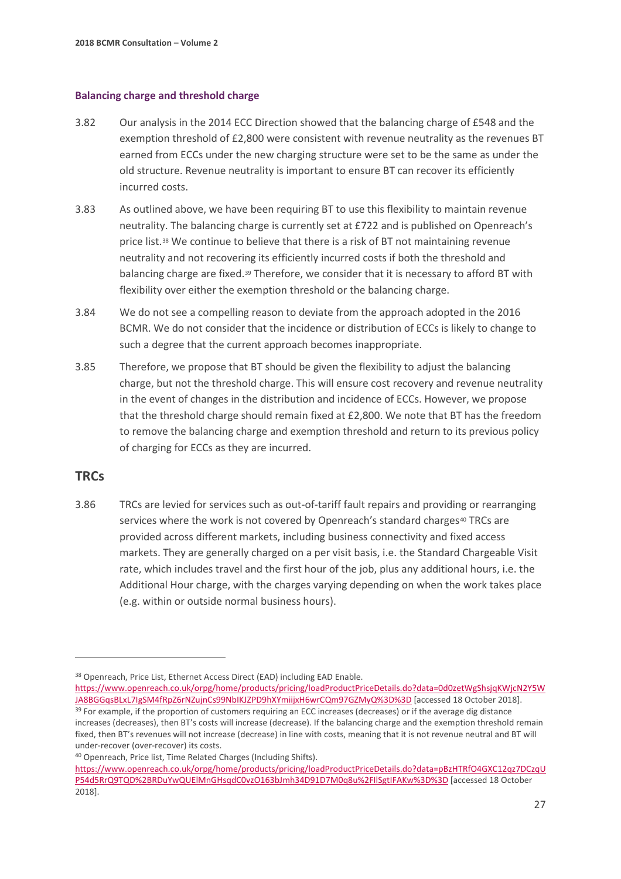### Balancing charge and threshold charge

3.82 Our analysis in the 2014 ECC Direction showed that the balancing charge of £548 and the exemption threshold of £2,800 were consistent with revenue neutrality as the revenues BT earned from ECCs under the new charging structure were set to be the same as under the old structure. Revenue neutrality is important to ensure BT can recover its efficiently incurred costs.

3.83 As outlined above, we have been requiring BT to use this flexibility to maintain revenue neutrality. The balancing charge is currently set at £722 and is published on Openreach's price list.[38] We continue to believe that there is a risk of BT not maintaining revenue neutrality and not recovering its efficiently incurred costs if both the threshold and balancing charge are fixed.[39] Therefore, we consider that it is necessary to afford BT with flexibility over either the exemption threshold or the balancing charge.

3.84 We do not see a compelling reason to deviate from the approach adopted in the 2016 BCMR. We do not consider that the incidence or distribution of ECCs is likely to change to such a degree that the current approach becomes inappropriate.

3.85 Therefore, we propose that BT should be given the flexibility to adjust the balancing charge, but not the threshold charge. This will ensure cost recovery and revenue neutrality in the event of changes in the distribution and incidence of ECCs. However, we propose that the threshold charge should remain fixed at £2,800. We note that BT has the freedom to remove the balancing charge and exemption threshold and return to its previous policy of charging for ECCs as they are incurred.

## TRCs

3.86 TRCs are levied for services such as out-of-tariff fault repairs and providing or rearranging services where the work is not covered by Openreach's standard charges[40] TRCs are provided across different markets, including business connectivity and fixed access markets. They are generally charged on a per visit basis, i.e. the Standard Chargeable Visit rate, which includes travel and the first hour of the job, plus any additional hours, i.e. the Additional Hour charge, with the charges varying depending on when the work takes place (e.g. within or outside normal business hours).

---

[38] Openreach, Price List, Ethernet Access Direct (EAD) including EAD Enable. https://www.openreach.co.uk/orpg/home/products/pricing/loadProductPriceDetails.do?data=0d0zetWgShsjqKWjcN2Y5WJA8BGGqsBLxL7IgSM4fRpZ6rNZujnCs99NbIKJZPD9hXYmiijxH6wrCQm97GZMyQ%3D%3D [accessed 18 October 2018].

[39] For example, if the proportion of customers requiring an ECC increases (decreases) or if the average dig distance increases (decreases), then BT's costs will increase (decrease). If the balancing charge and the exemption threshold remain fixed, then BT's revenues will not increase (decrease) in line with costs, meaning that it is not revenue neutral and BT will under-recover (over-recover) its costs.

[40] Openreach, Price list, Time Related Charges (Including Shifts). https://www.openreach.co.uk/orpg/home/products/pricing/loadProductPriceDetails.do?data=pBzHTRfO4GXC12qz7DCzqUP54d5RrQ9TQD%2BRDuYwQUElMnGHsqdC0vzO163bJmh34D91D7M0q8u%2FIlSgtIFAKw%3D%3D [accessed 18 October 2018].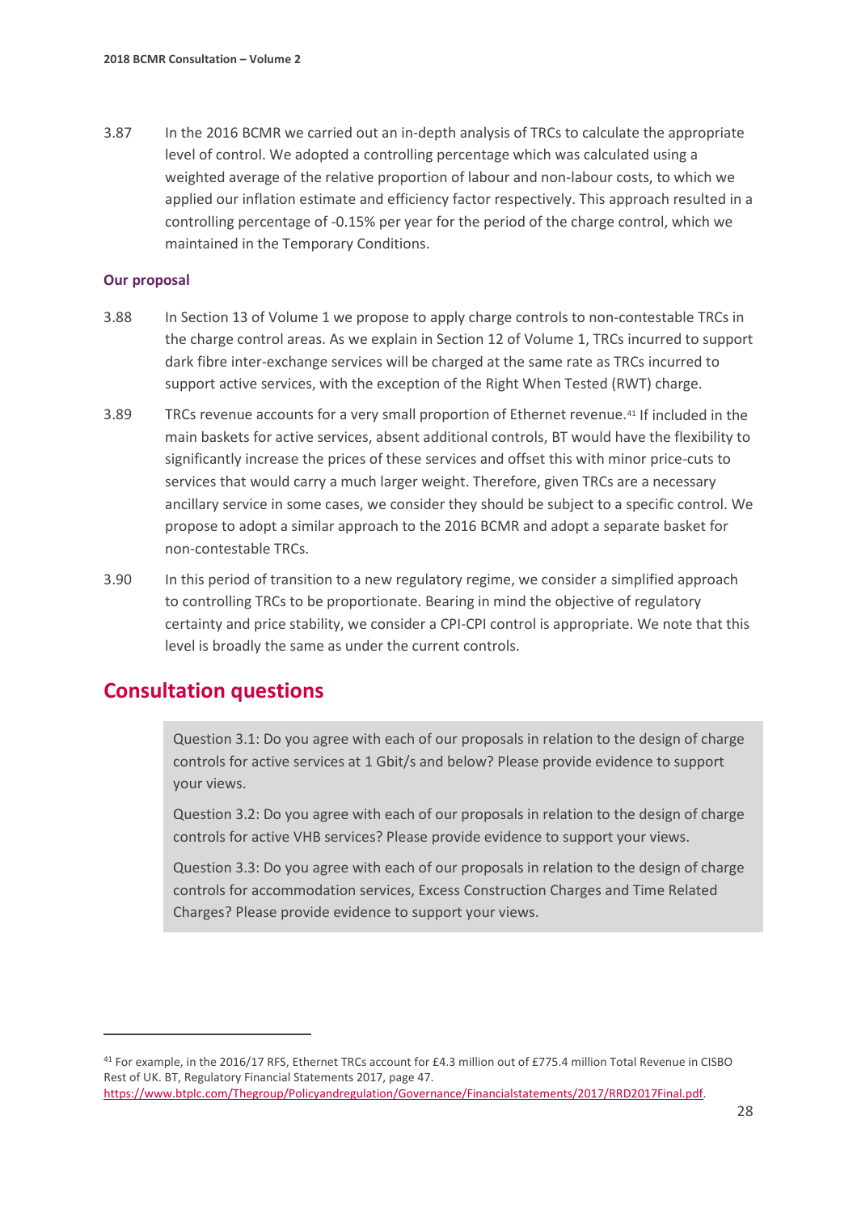3.87 In the 2016 BCMR we carried out an in-depth analysis of TRCs to calculate the appropriate level of control. We adopted a controlling percentage which was calculated using a weighted average of the relative proportion of labour and non-labour costs, to which we applied our inflation estimate and efficiency factor respectively. This approach resulted in a controlling percentage of -0.15% per year for the period of the charge control, which we maintained in the Temporary Conditions.

### Our proposal

3.88 In Section 13 of Volume 1 we propose to apply charge controls to non-contestable TRCs in the charge control areas. As we explain in Section 12 of Volume 1, TRCs incurred to support dark fibre inter-exchange services will be charged at the same rate as TRCs incurred to support active services, with the exception of the Right When Tested (RWT) charge.

3.89 TRCs revenue accounts for a very small proportion of Ethernet revenue.[41] If included in the main baskets for active services, absent additional controls, BT would have the flexibility to significantly increase the prices of these services and offset this with minor price-cuts to services that would carry a much larger weight. Therefore, given TRCs are a necessary ancillary service in some cases, we consider they should be subject to a specific control. We propose to adopt a similar approach to the 2016 BCMR and adopt a separate basket for non-contestable TRCs.

3.90 In this period of transition to a new regulatory regime, we consider a simplified approach to controlling TRCs to be proportionate. Bearing in mind the objective of regulatory certainty and price stability, we consider a CPI-CPI control is appropriate. We note that this level is broadly the same as under the current controls.

## Consultation questions

> Question 3.1: Do you agree with each of our proposals in relation to the design of charge controls for active services at 1 Gbit/s and below? Please provide evidence to support your views.
>
> Question 3.2: Do you agree with each of our proposals in relation to the design of charge controls for active VHB services? Please provide evidence to support your views.
>
> Question 3.3: Do you agree with each of our proposals in relation to the design of charge controls for accommodation services, Excess Construction Charges and Time Related Charges? Please provide evidence to support your views.

[41] For example, in the 2016/17 RFS, Ethernet TRCs account for £4.3 million out of £775.4 million Total Revenue in CISBO Rest of UK. BT, Regulatory Financial Statements 2017, page 47. https://www.btplc.com/Thegroup/Policyandregulation/Governance/Financialstatements/2017/RRD2017Final.pdf.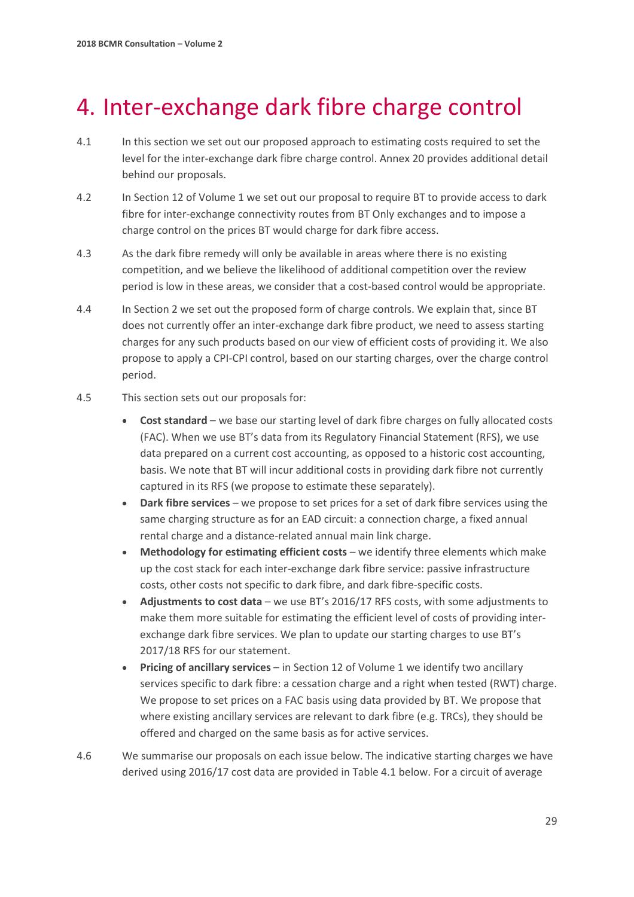# 4. Inter-exchange dark fibre charge control

4.1 In this section we set out our proposed approach to estimating costs required to set the level for the inter-exchange dark fibre charge control. Annex 20 provides additional detail behind our proposals.

4.2 In Section 12 of Volume 1 we set out our proposal to require BT to provide access to dark fibre for inter-exchange connectivity routes from BT Only exchanges and to impose a charge control on the prices BT would charge for dark fibre access.

4.3 As the dark fibre remedy will only be available in areas where there is no existing competition, and we believe the likelihood of additional competition over the review period is low in these areas, we consider that a cost-based control would be appropriate.

4.4 In Section 2 we set out the proposed form of charge controls. We explain that, since BT does not currently offer an inter-exchange dark fibre product, we need to assess starting charges for any such products based on our view of efficient costs of providing it. We also propose to apply a CPI-CPI control, based on our starting charges, over the charge control period.

4.5 This section sets out our proposals for:

- **Cost standard** – we base our starting level of dark fibre charges on fully allocated costs (FAC). When we use BT's data from its Regulatory Financial Statement (RFS), we use data prepared on a current cost accounting, as opposed to a historic cost accounting, basis. We note that BT will incur additional costs in providing dark fibre not currently captured in its RFS (we propose to estimate these separately).
- **Dark fibre services** – we propose to set prices for a set of dark fibre services using the same charging structure as for an EAD circuit: a connection charge, a fixed annual rental charge and a distance-related annual main link charge.
- **Methodology for estimating efficient costs** – we identify three elements which make up the cost stack for each inter-exchange dark fibre service: passive infrastructure costs, other costs not specific to dark fibre, and dark fibre-specific costs.
- **Adjustments to cost data** – we use BT's 2016/17 RFS costs, with some adjustments to make them more suitable for estimating the efficient level of costs of providing inter-exchange dark fibre services. We plan to update our starting charges to use BT's 2017/18 RFS for our statement.
- **Pricing of ancillary services** – in Section 12 of Volume 1 we identify two ancillary services specific to dark fibre: a cessation charge and a right when tested (RWT) charge. We propose to set prices on a FAC basis using data provided by BT. We propose that where existing ancillary services are relevant to dark fibre (e.g. TRCs), they should be offered and charged on the same basis as for active services.

4.6 We summarise our proposals on each issue below. The indicative starting charges we have derived using 2016/17 cost data are provided in Table 4.1 below. For a circuit of average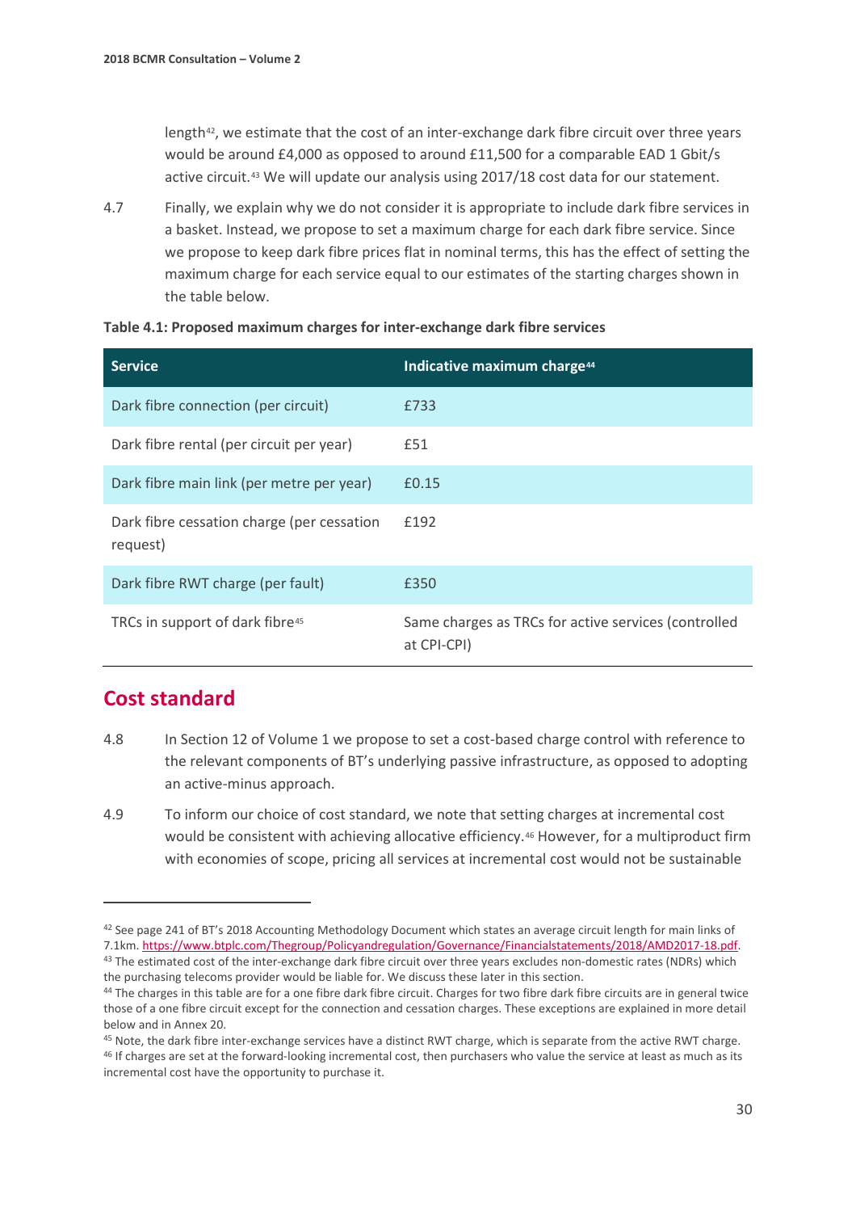length[42], we estimate that the cost of an inter-exchange dark fibre circuit over three years would be around £4,000 as opposed to around £11,500 for a comparable EAD 1 Gbit/s active circuit.[43] We will update our analysis using 2017/18 cost data for our statement.

4.7 Finally, we explain why we do not consider it is appropriate to include dark fibre services in a basket. Instead, we propose to set a maximum charge for each dark fibre service. Since we propose to keep dark fibre prices flat in nominal terms, this has the effect of setting the maximum charge for each service equal to our estimates of the starting charges shown in the table below.

**Table 4.1: Proposed maximum charges for inter-exchange dark fibre services**

| Service | Indicative maximum charge[44] |
|---|---|
| Dark fibre connection (per circuit) | £733 |
| Dark fibre rental (per circuit per year) | £51 |
| Dark fibre main link (per metre per year) | £0.15 |
| Dark fibre cessation charge (per cessation request) | £192 |
| Dark fibre RWT charge (per fault) | £350 |
| TRCs in support of dark fibre[45] | Same charges as TRCs for active services (controlled at CPI-CPI) |

## Cost standard

4.8 In Section 12 of Volume 1 we propose to set a cost-based charge control with reference to the relevant components of BT's underlying passive infrastructure, as opposed to adopting an active-minus approach.

4.9 To inform our choice of cost standard, we note that setting charges at incremental cost would be consistent with achieving allocative efficiency.[46] However, for a multiproduct firm with economies of scope, pricing all services at incremental cost would not be sustainable

---

[42] See page 241 of BT's 2018 Accounting Methodology Document which states an average circuit length for main links of 7.1km. https://www.btplc.com/Thegroup/Policyandregulation/Governance/Financialstatements/2018/AMD2017-18.pdf.

[43] The estimated cost of the inter-exchange dark fibre circuit over three years excludes non-domestic rates (NDRs) which the purchasing telecoms provider would be liable for. We discuss these later in this section.

[44] The charges in this table are for a one fibre dark fibre circuit. Charges for two fibre dark fibre circuits are in general twice those of a one fibre circuit except for the connection and cessation charges. These exceptions are explained in more detail below and in Annex 20.

[45] Note, the dark fibre inter-exchange services have a distinct RWT charge, which is separate from the active RWT charge.

[46] If charges are set at the forward-looking incremental cost, then purchasers who value the service at least as much as its incremental cost have the opportunity to purchase it.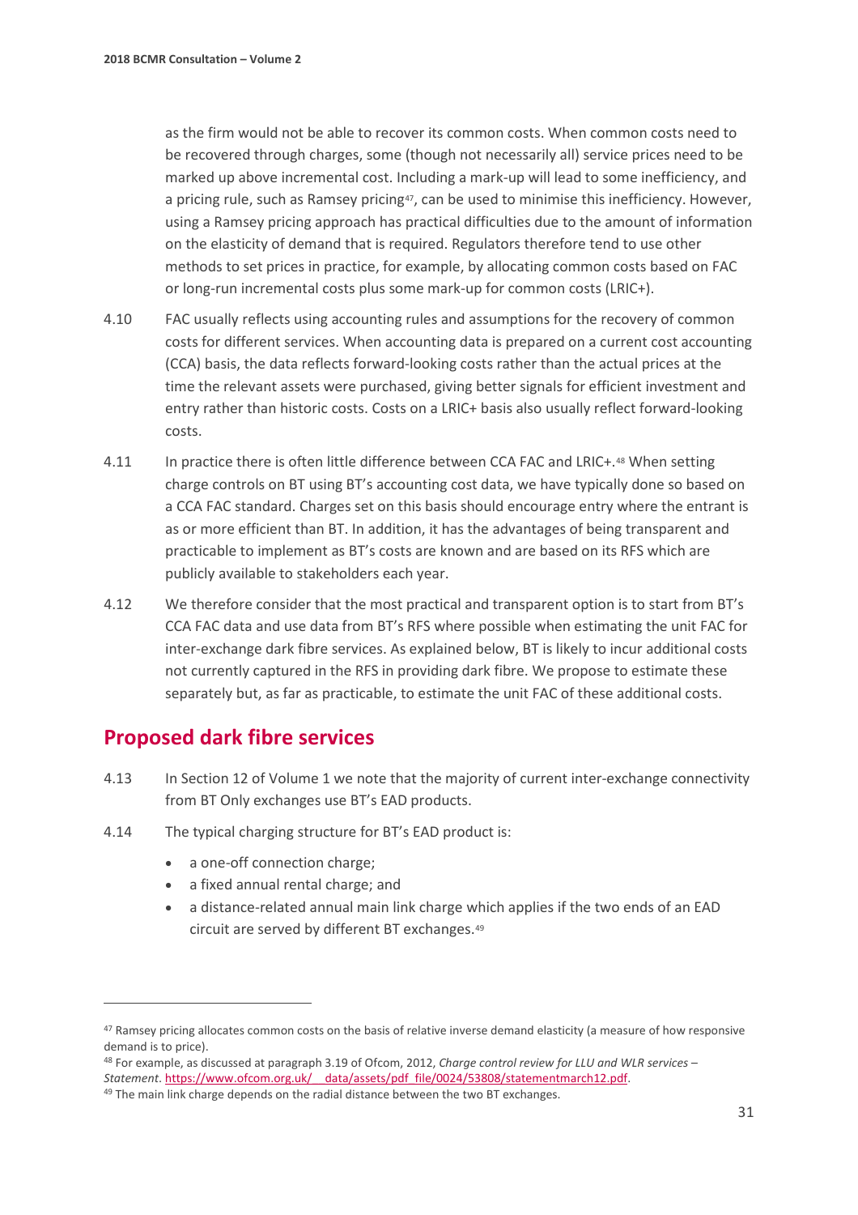as the firm would not be able to recover its common costs. When common costs need to be recovered through charges, some (though not necessarily all) service prices need to be marked up above incremental cost. Including a mark-up will lead to some inefficiency, and a pricing rule, such as Ramsey pricing[47], can be used to minimise this inefficiency. However, using a Ramsey pricing approach has practical difficulties due to the amount of information on the elasticity of demand that is required. Regulators therefore tend to use other methods to set prices in practice, for example, by allocating common costs based on FAC or long-run incremental costs plus some mark-up for common costs (LRIC+).

4.10 FAC usually reflects using accounting rules and assumptions for the recovery of common costs for different services. When accounting data is prepared on a current cost accounting (CCA) basis, the data reflects forward-looking costs rather than the actual prices at the time the relevant assets were purchased, giving better signals for efficient investment and entry rather than historic costs. Costs on a LRIC+ basis also usually reflect forward-looking costs.

4.11 In practice there is often little difference between CCA FAC and LRIC+.[48] When setting charge controls on BT using BT's accounting cost data, we have typically done so based on a CCA FAC standard. Charges set on this basis should encourage entry where the entrant is as or more efficient than BT. In addition, it has the advantages of being transparent and practicable to implement as BT's costs are known and are based on its RFS which are publicly available to stakeholders each year.

4.12 We therefore consider that the most practical and transparent option is to start from BT's CCA FAC data and use data from BT's RFS where possible when estimating the unit FAC for inter-exchange dark fibre services. As explained below, BT is likely to incur additional costs not currently captured in the RFS in providing dark fibre. We propose to estimate these separately but, as far as practicable, to estimate the unit FAC of these additional costs.

## Proposed dark fibre services

4.13 In Section 12 of Volume 1 we note that the majority of current inter-exchange connectivity from BT Only exchanges use BT's EAD products.

4.14 The typical charging structure for BT's EAD product is:

- a one-off connection charge;
- a fixed annual rental charge; and
- a distance-related annual main link charge which applies if the two ends of an EAD circuit are served by different BT exchanges.[49]

---

[47] Ramsey pricing allocates common costs on the basis of relative inverse demand elasticity (a measure of how responsive demand is to price).

[48] For example, as discussed at paragraph 3.19 of Ofcom, 2012, *Charge control review for LLU and WLR services – Statement*. https://www.ofcom.org.uk/__data/assets/pdf_file/0024/53808/statementmarch12.pdf.

[49] The main link charge depends on the radial distance between the two BT exchanges.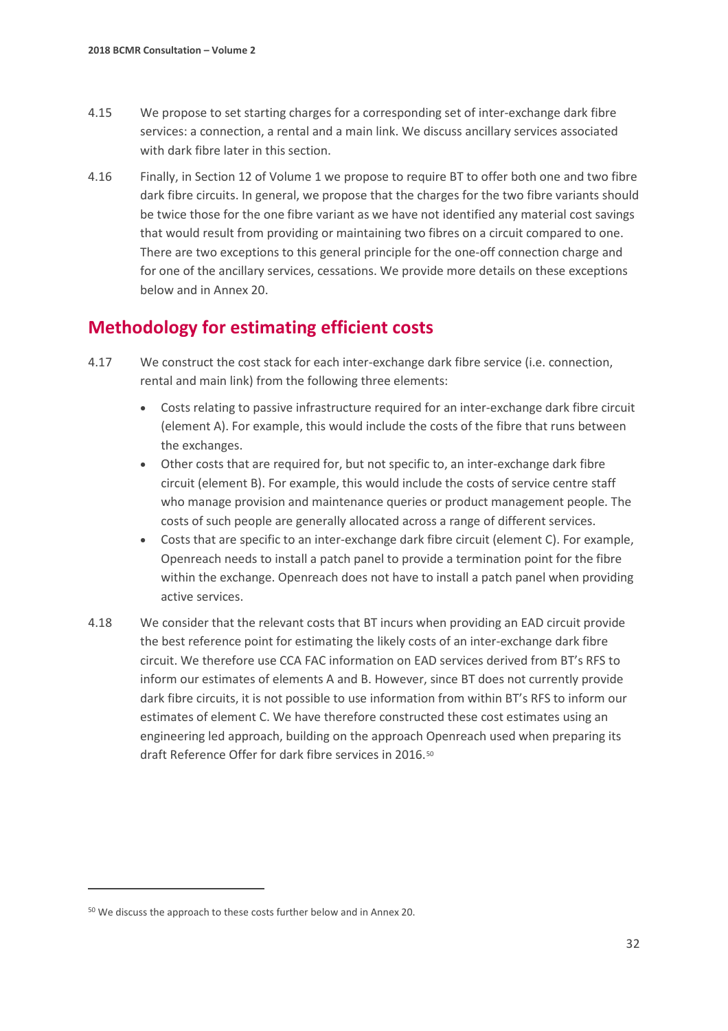4.15 We propose to set starting charges for a corresponding set of inter-exchange dark fibre services: a connection, a rental and a main link. We discuss ancillary services associated with dark fibre later in this section.

4.16 Finally, in Section 12 of Volume 1 we propose to require BT to offer both one and two fibre dark fibre circuits. In general, we propose that the charges for the two fibre variants should be twice those for the one fibre variant as we have not identified any material cost savings that would result from providing or maintaining two fibres on a circuit compared to one. There are two exceptions to this general principle for the one-off connection charge and for one of the ancillary services, cessations. We provide more details on these exceptions below and in Annex 20.

## Methodology for estimating efficient costs

4.17 We construct the cost stack for each inter-exchange dark fibre service (i.e. connection, rental and main link) from the following three elements:

- Costs relating to passive infrastructure required for an inter-exchange dark fibre circuit (element A). For example, this would include the costs of the fibre that runs between the exchanges.
- Other costs that are required for, but not specific to, an inter-exchange dark fibre circuit (element B). For example, this would include the costs of service centre staff who manage provision and maintenance queries or product management people. The costs of such people are generally allocated across a range of different services.
- Costs that are specific to an inter-exchange dark fibre circuit (element C). For example, Openreach needs to install a patch panel to provide a termination point for the fibre within the exchange. Openreach does not have to install a patch panel when providing active services.

4.18 We consider that the relevant costs that BT incurs when providing an EAD circuit provide the best reference point for estimating the likely costs of an inter-exchange dark fibre circuit. We therefore use CCA FAC information on EAD services derived from BT's RFS to inform our estimates of elements A and B. However, since BT does not currently provide dark fibre circuits, it is not possible to use information from within BT's RFS to inform our estimates of element C. We have therefore constructed these cost estimates using an engineering led approach, building on the approach Openreach used when preparing its draft Reference Offer for dark fibre services in 2016.[50]

[50] We discuss the approach to these costs further below and in Annex 20.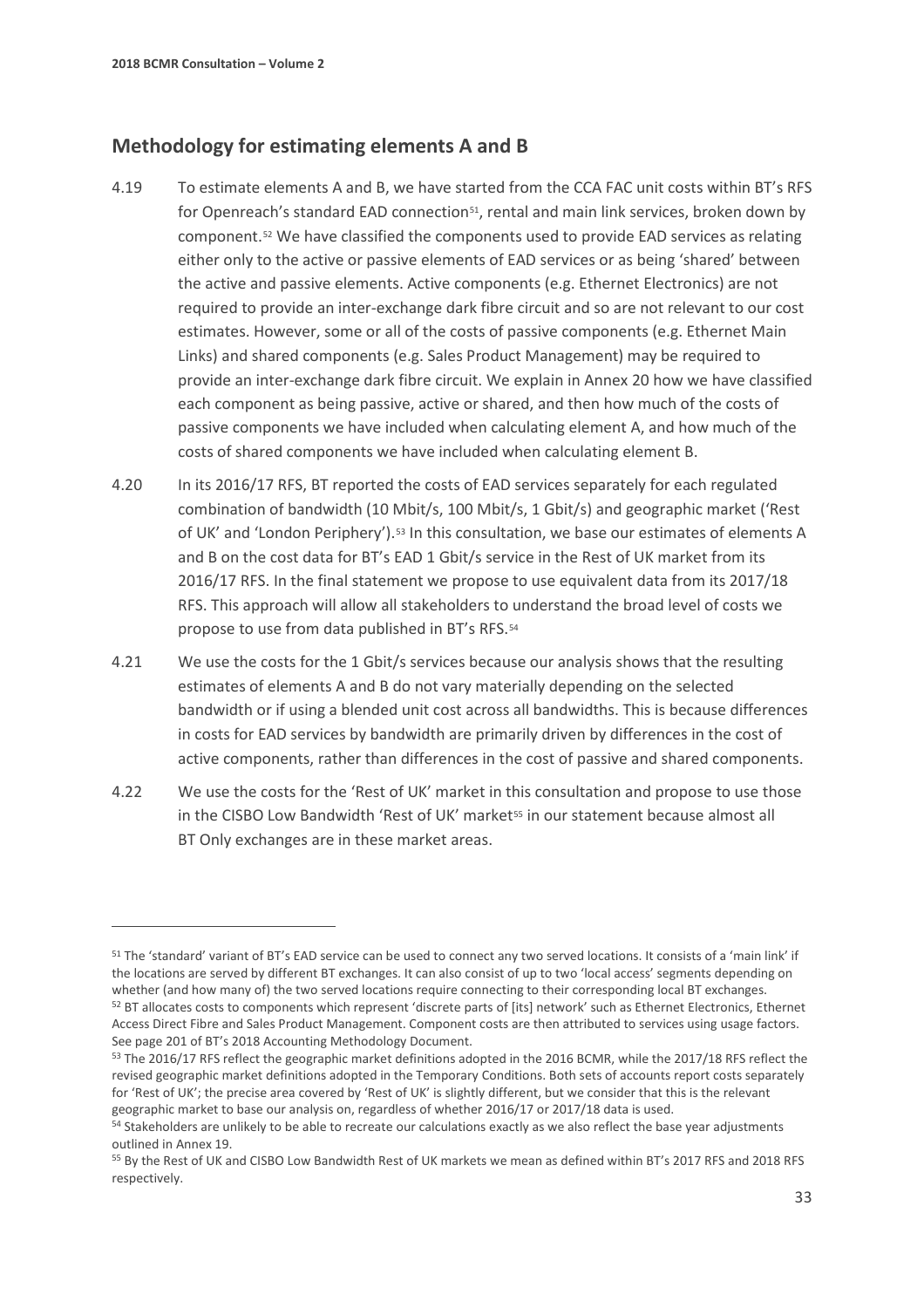## Methodology for estimating elements A and B

4.19 To estimate elements A and B, we have started from the CCA FAC unit costs within BT's RFS for Openreach's standard EAD connection[51], rental and main link services, broken down by component.[52] We have classified the components used to provide EAD services as relating either only to the active or passive elements of EAD services or as being 'shared' between the active and passive elements. Active components (e.g. Ethernet Electronics) are not required to provide an inter-exchange dark fibre circuit and so are not relevant to our cost estimates. However, some or all of the costs of passive components (e.g. Ethernet Main Links) and shared components (e.g. Sales Product Management) may be required to provide an inter-exchange dark fibre circuit. We explain in Annex 20 how we have classified each component as being passive, active or shared, and then how much of the costs of passive components we have included when calculating element A, and how much of the costs of shared components we have included when calculating element B.

4.20 In its 2016/17 RFS, BT reported the costs of EAD services separately for each regulated combination of bandwidth (10 Mbit/s, 100 Mbit/s, 1 Gbit/s) and geographic market ('Rest of UK' and 'London Periphery').[53] In this consultation, we base our estimates of elements A and B on the cost data for BT's EAD 1 Gbit/s service in the Rest of UK market from its 2016/17 RFS. In the final statement we propose to use equivalent data from its 2017/18 RFS. This approach will allow all stakeholders to understand the broad level of costs we propose to use from data published in BT's RFS.[54]

4.21 We use the costs for the 1 Gbit/s services because our analysis shows that the resulting estimates of elements A and B do not vary materially depending on the selected bandwidth or if using a blended unit cost across all bandwidths. This is because differences in costs for EAD services by bandwidth are primarily driven by differences in the cost of active components, rather than differences in the cost of passive and shared components.

4.22 We use the costs for the 'Rest of UK' market in this consultation and propose to use those in the CISBO Low Bandwidth 'Rest of UK' market[55] in our statement because almost all BT Only exchanges are in these market areas.

---

[51] The 'standard' variant of BT's EAD service can be used to connect any two served locations. It consists of a 'main link' if the locations are served by different BT exchanges. It can also consist of up to two 'local access' segments depending on whether (and how many of) the two served locations require connecting to their corresponding local BT exchanges.

[52] BT allocates costs to components which represent 'discrete parts of [its] network' such as Ethernet Electronics, Ethernet Access Direct Fibre and Sales Product Management. Component costs are then attributed to services using usage factors. See page 201 of BT's 2018 Accounting Methodology Document.

[53] The 2016/17 RFS reflect the geographic market definitions adopted in the 2016 BCMR, while the 2017/18 RFS reflect the revised geographic market definitions adopted in the Temporary Conditions. Both sets of accounts report costs separately for 'Rest of UK'; the precise area covered by 'Rest of UK' is slightly different, but we consider that this is the relevant geographic market to base our analysis on, regardless of whether 2016/17 or 2017/18 data is used.

[54] Stakeholders are unlikely to be able to recreate our calculations exactly as we also reflect the base year adjustments outlined in Annex 19.

[55] By the Rest of UK and CISBO Low Bandwidth Rest of UK markets we mean as defined within BT's 2017 RFS and 2018 RFS respectively.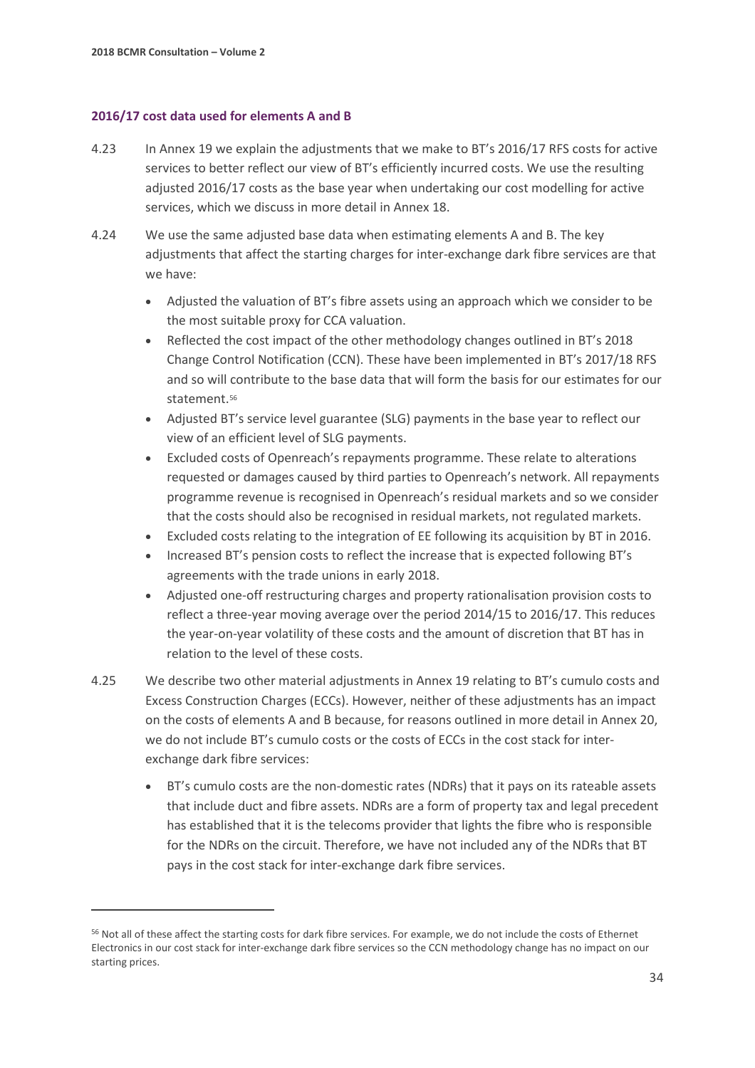### 2016/17 cost data used for elements A and B

4.23 In Annex 19 we explain the adjustments that we make to BT's 2016/17 RFS costs for active services to better reflect our view of BT's efficiently incurred costs. We use the resulting adjusted 2016/17 costs as the base year when undertaking our cost modelling for active services, which we discuss in more detail in Annex 18.

4.24 We use the same adjusted base data when estimating elements A and B. The key adjustments that affect the starting charges for inter-exchange dark fibre services are that we have:

- Adjusted the valuation of BT's fibre assets using an approach which we consider to be the most suitable proxy for CCA valuation.
- Reflected the cost impact of the other methodology changes outlined in BT's 2018 Change Control Notification (CCN). These have been implemented in BT's 2017/18 RFS and so will contribute to the base data that will form the basis for our estimates for our statement.[56]
- Adjusted BT's service level guarantee (SLG) payments in the base year to reflect our view of an efficient level of SLG payments.
- Excluded costs of Openreach's repayments programme. These relate to alterations requested or damages caused by third parties to Openreach's network. All repayments programme revenue is recognised in Openreach's residual markets and so we consider that the costs should also be recognised in residual markets, not regulated markets.
- Excluded costs relating to the integration of EE following its acquisition by BT in 2016.
- Increased BT's pension costs to reflect the increase that is expected following BT's agreements with the trade unions in early 2018.
- Adjusted one-off restructuring charges and property rationalisation provision costs to reflect a three-year moving average over the period 2014/15 to 2016/17. This reduces the year-on-year volatility of these costs and the amount of discretion that BT has in relation to the level of these costs.

4.25 We describe two other material adjustments in Annex 19 relating to BT's cumulo costs and Excess Construction Charges (ECCs). However, neither of these adjustments has an impact on the costs of elements A and B because, for reasons outlined in more detail in Annex 20, we do not include BT's cumulo costs or the costs of ECCs in the cost stack for inter-exchange dark fibre services:

- BT's cumulo costs are the non-domestic rates (NDRs) that it pays on its rateable assets that include duct and fibre assets. NDRs are a form of property tax and legal precedent has established that it is the telecoms provider that lights the fibre who is responsible for the NDRs on the circuit. Therefore, we have not included any of the NDRs that BT pays in the cost stack for inter-exchange dark fibre services.

---

[56] Not all of these affect the starting costs for dark fibre services. For example, we do not include the costs of Ethernet Electronics in our cost stack for inter-exchange dark fibre services so the CCN methodology change has no impact on our starting prices.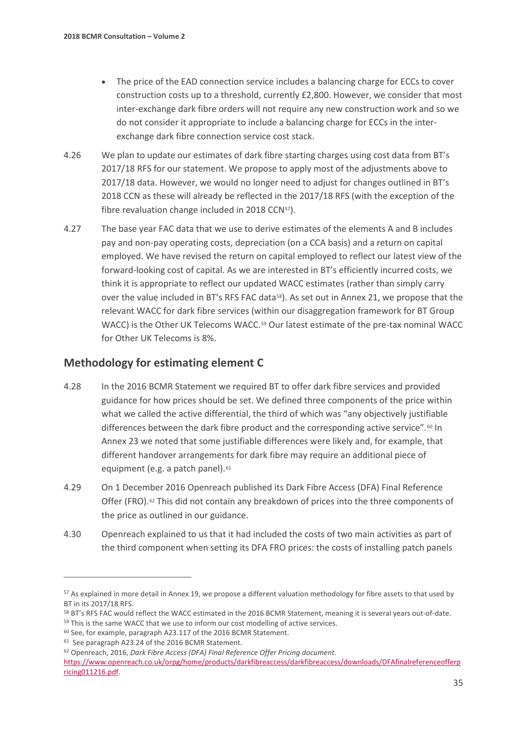- The price of the EAD connection service includes a balancing charge for ECCs to cover construction costs up to a threshold, currently £2,800. However, we consider that most inter-exchange dark fibre orders will not require any new construction work and so we do not consider it appropriate to include a balancing charge for ECCs in the inter-exchange dark fibre connection service cost stack.

4.26 We plan to update our estimates of dark fibre starting charges using cost data from BT's 2017/18 RFS for our statement. We propose to apply most of the adjustments above to 2017/18 data. However, we would no longer need to adjust for changes outlined in BT's 2018 CCN as these will already be reflected in the 2017/18 RFS (with the exception of the fibre revaluation change included in 2018 CCN[57]).

4.27 The base year FAC data that we use to derive estimates of the elements A and B includes pay and non-pay operating costs, depreciation (on a CCA basis) and a return on capital employed. We have revised the return on capital employed to reflect our latest view of the forward-looking cost of capital. As we are interested in BT's efficiently incurred costs, we think it is appropriate to reflect our updated WACC estimates (rather than simply carry over the value included in BT's RFS FAC data[58]). As set out in Annex 21, we propose that the relevant WACC for dark fibre services (within our disaggregation framework for BT Group WACC) is the Other UK Telecoms WACC.[59] Our latest estimate of the pre-tax nominal WACC for Other UK Telecoms is 8%.

## Methodology for estimating element C

4.28 In the 2016 BCMR Statement we required BT to offer dark fibre services and provided guidance for how prices should be set. We defined three components of the price within what we called the active differential, the third of which was "any objectively justifiable differences between the dark fibre product and the corresponding active service".[60] In Annex 23 we noted that some justifiable differences were likely and, for example, that different handover arrangements for dark fibre may require an additional piece of equipment (e.g. a patch panel).[61]

4.29 On 1 December 2016 Openreach published its Dark Fibre Access (DFA) Final Reference Offer (FRO).[62] This did not contain any breakdown of prices into the three components of the price as outlined in our guidance.

4.30 Openreach explained to us that it had included the costs of two main activities as part of the third component when setting its DFA FRO prices: the costs of installing patch panels

---

[57] As explained in more detail in Annex 19, we propose a different valuation methodology for fibre assets to that used by BT in its 2017/18 RFS.

[58] BT's RFS FAC would reflect the WACC estimated in the 2016 BCMR Statement, meaning it is several years out-of-date.

[59] This is the same WACC that we use to inform our cost modelling of active services.

[60] See, for example, paragraph A23.117 of the 2016 BCMR Statement.

[61] See paragraph A23.24 of the 2016 BCMR Statement.

[62] Openreach, 2016, *Dark Fibre Access (DFA) Final Reference Offer Pricing document.* https://www.openreach.co.uk/orpg/home/products/darkfibreaccess/darkfibreaccess/downloads/DFAfinalreferenceofferpricing011216.pdf.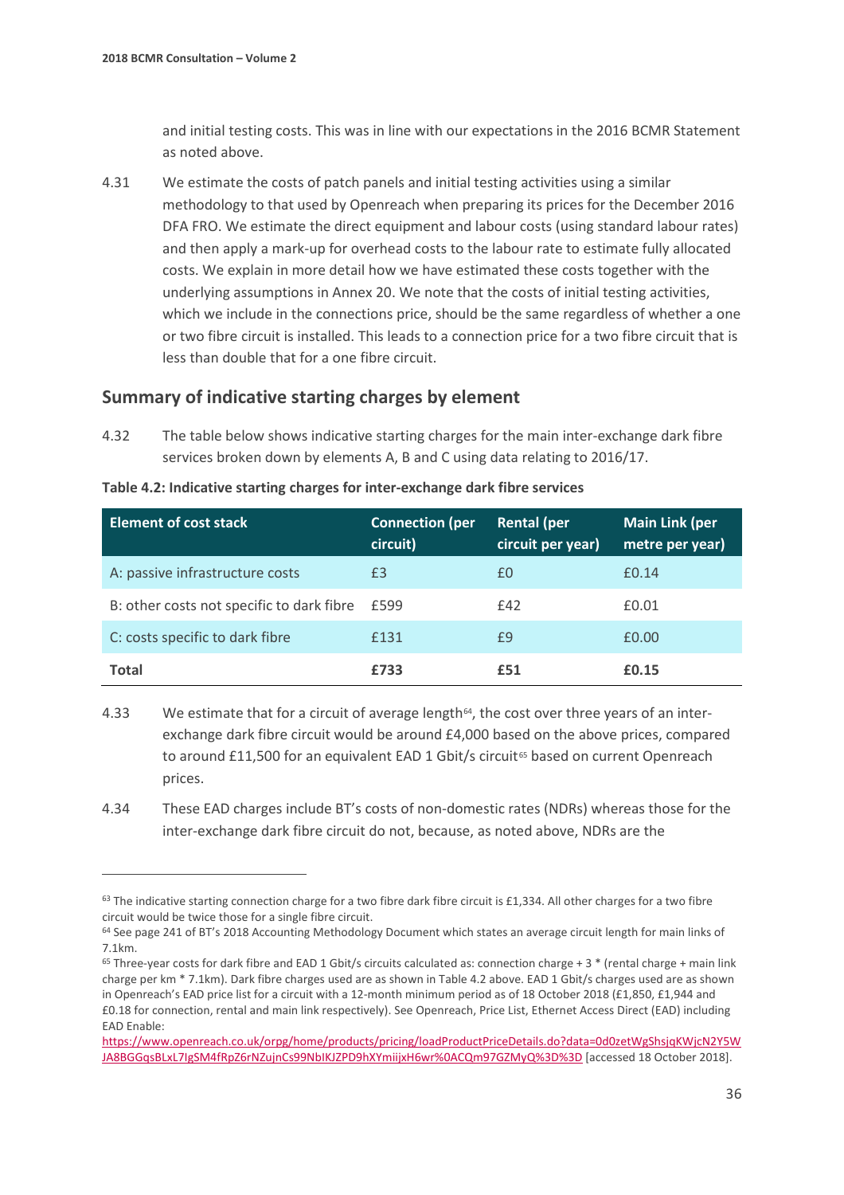and initial testing costs. This was in line with our expectations in the 2016 BCMR Statement as noted above.

4.31 We estimate the costs of patch panels and initial testing activities using a similar methodology to that used by Openreach when preparing its prices for the December 2016 DFA FRO. We estimate the direct equipment and labour costs (using standard labour rates) and then apply a mark-up for overhead costs to the labour rate to estimate fully allocated costs. We explain in more detail how we have estimated these costs together with the underlying assumptions in Annex 20. We note that the costs of initial testing activities, which we include in the connections price, should be the same regardless of whether a one or two fibre circuit is installed. This leads to a connection price for a two fibre circuit that is less than double that for a one fibre circuit.

## Summary of indicative starting charges by element

4.32 The table below shows indicative starting charges for the main inter-exchange dark fibre services broken down by elements A, B and C using data relating to 2016/17.

**Table 4.2: Indicative starting charges for inter-exchange dark fibre services**

| Element of cost stack | Connection (per circuit) | Rental (per circuit per year) | Main Link (per metre per year) |
|---|---|---|---|
| A: passive infrastructure costs | £3 | £0 | £0.14 |
| B: other costs not specific to dark fibre | £599 | £42 | £0.01 |
| C: costs specific to dark fibre | £131 | £9 | £0.00 |
| **Total** | **£733** | **£51** | **£0.15** |

4.33 We estimate that for a circuit of average length[64], the cost over three years of an inter-exchange dark fibre circuit would be around £4,000 based on the above prices, compared to around £11,500 for an equivalent EAD 1 Gbit/s circuit[65] based on current Openreach prices.

4.34 These EAD charges include BT's costs of non-domestic rates (NDRs) whereas those for the inter-exchange dark fibre circuit do not, because, as noted above, NDRs are the

[63] The indicative starting connection charge for a two fibre dark fibre circuit is £1,334. All other charges for a two fibre circuit would be twice those for a single fibre circuit.

[64] See page 241 of BT's 2018 Accounting Methodology Document which states an average circuit length for main links of 7.1km.

[65] Three-year costs for dark fibre and EAD 1 Gbit/s circuits calculated as: connection charge + 3 * (rental charge + main link charge per km * 7.1km). Dark fibre charges used are as shown in Table 4.2 above. EAD 1 Gbit/s charges used are as shown in Openreach's EAD price list for a circuit with a 12-month minimum period as of 18 October 2018 (£1,850, £1,944 and £0.18 for connection, rental and main link respectively). See Openreach, Price List, Ethernet Access Direct (EAD) including EAD Enable: https://www.openreach.co.uk/orpg/home/products/pricing/loadProductPriceDetails.do?data=0d0zetWgShsjqKWjcN2Y5WJA8BGGqsBLxL7IgSM4fRpZ6rNZujnCs99NbIKJZPD9hXYmiijxH6wr%0ACQm97GZMyQ%3D%3D [accessed 18 October 2018].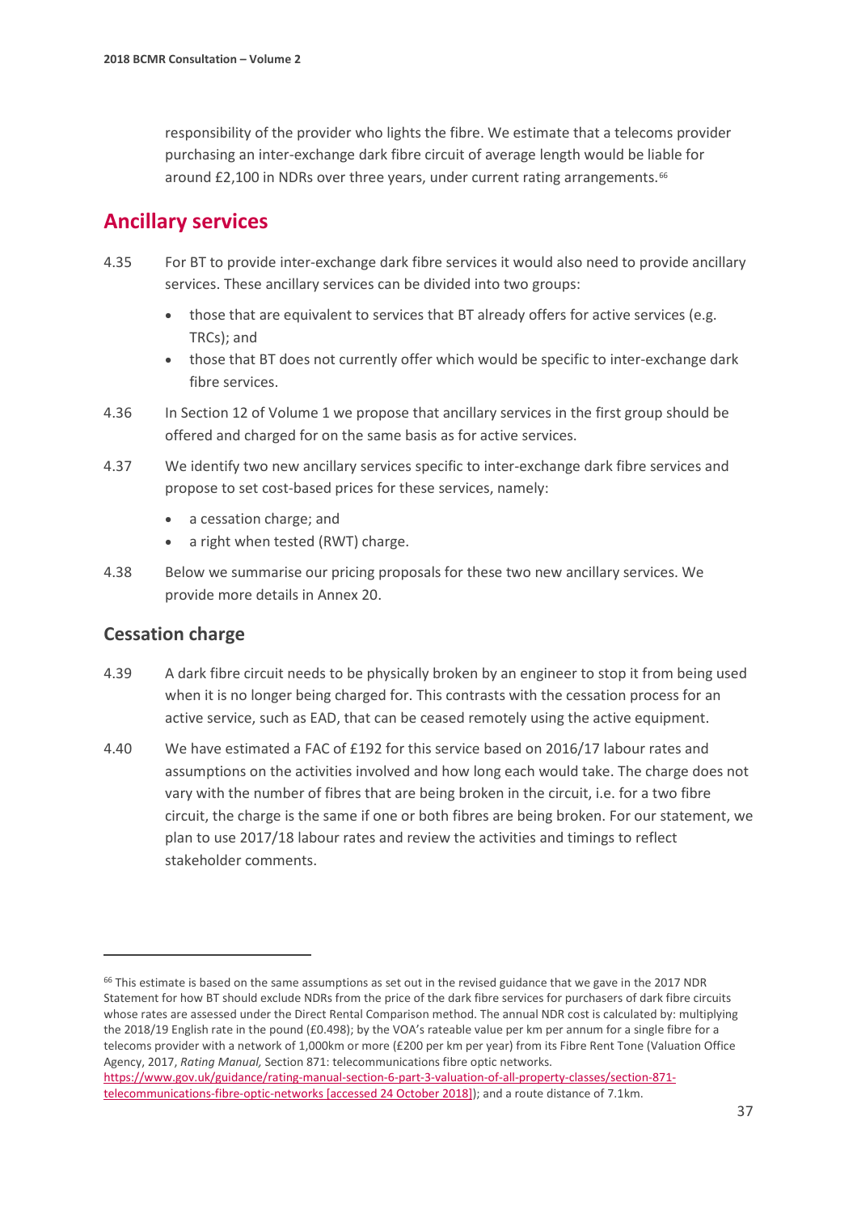responsibility of the provider who lights the fibre. We estimate that a telecoms provider purchasing an inter-exchange dark fibre circuit of average length would be liable for around £2,100 in NDRs over three years, under current rating arrangements.[66]

## Ancillary services

4.35 For BT to provide inter-exchange dark fibre services it would also need to provide ancillary services. These ancillary services can be divided into two groups:

- those that are equivalent to services that BT already offers for active services (e.g. TRCs); and
- those that BT does not currently offer which would be specific to inter-exchange dark fibre services.

4.36 In Section 12 of Volume 1 we propose that ancillary services in the first group should be offered and charged for on the same basis as for active services.

4.37 We identify two new ancillary services specific to inter-exchange dark fibre services and propose to set cost-based prices for these services, namely:

- a cessation charge; and
- a right when tested (RWT) charge.

4.38 Below we summarise our pricing proposals for these two new ancillary services. We provide more details in Annex 20.

### Cessation charge

4.39 A dark fibre circuit needs to be physically broken by an engineer to stop it from being used when it is no longer being charged for. This contrasts with the cessation process for an active service, such as EAD, that can be ceased remotely using the active equipment.

4.40 We have estimated a FAC of £192 for this service based on 2016/17 labour rates and assumptions on the activities involved and how long each would take. The charge does not vary with the number of fibres that are being broken in the circuit, i.e. for a two fibre circuit, the charge is the same if one or both fibres are being broken. For our statement, we plan to use 2017/18 labour rates and review the activities and timings to reflect stakeholder comments.

---

[66] This estimate is based on the same assumptions as set out in the revised guidance that we gave in the 2017 NDR Statement for how BT should exclude NDRs from the price of the dark fibre services for purchasers of dark fibre circuits whose rates are assessed under the Direct Rental Comparison method. The annual NDR cost is calculated by: multiplying the 2018/19 English rate in the pound (£0.498); by the VOA's rateable value per km per annum for a single fibre for a telecoms provider with a network of 1,000km or more (£200 per km per year) from its Fibre Rent Tone (Valuation Office Agency, 2017, *Rating Manual,* Section 871: telecommunications fibre optic networks. https://www.gov.uk/guidance/rating-manual-section-6-part-3-valuation-of-all-property-classes/section-871-telecommunications-fibre-optic-networks [accessed 24 October 2018]); and a route distance of 7.1km.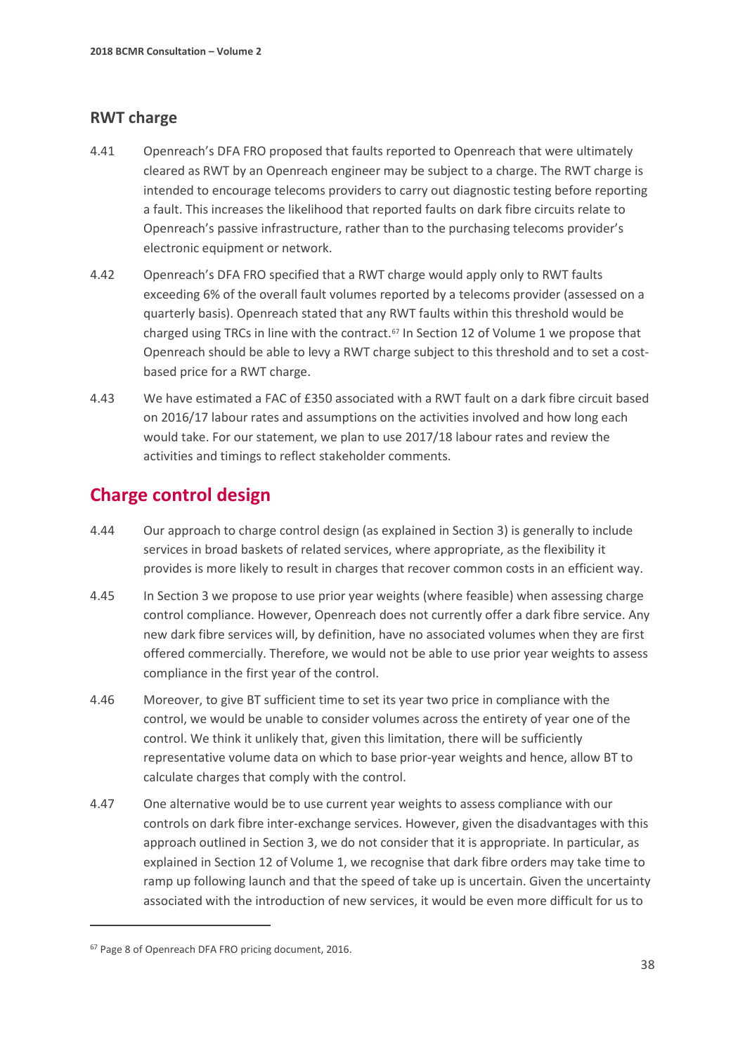## RWT charge

4.41 Openreach's DFA FRO proposed that faults reported to Openreach that were ultimately cleared as RWT by an Openreach engineer may be subject to a charge. The RWT charge is intended to encourage telecoms providers to carry out diagnostic testing before reporting a fault. This increases the likelihood that reported faults on dark fibre circuits relate to Openreach's passive infrastructure, rather than to the purchasing telecoms provider's electronic equipment or network.

4.42 Openreach's DFA FRO specified that a RWT charge would apply only to RWT faults exceeding 6% of the overall fault volumes reported by a telecoms provider (assessed on a quarterly basis). Openreach stated that any RWT faults within this threshold would be charged using TRCs in line with the contract.[67] In Section 12 of Volume 1 we propose that Openreach should be able to levy a RWT charge subject to this threshold and to set a cost-based price for a RWT charge.

4.43 We have estimated a FAC of £350 associated with a RWT fault on a dark fibre circuit based on 2016/17 labour rates and assumptions on the activities involved and how long each would take. For our statement, we plan to use 2017/18 labour rates and review the activities and timings to reflect stakeholder comments.

## Charge control design

4.44 Our approach to charge control design (as explained in Section 3) is generally to include services in broad baskets of related services, where appropriate, as the flexibility it provides is more likely to result in charges that recover common costs in an efficient way.

4.45 In Section 3 we propose to use prior year weights (where feasible) when assessing charge control compliance. However, Openreach does not currently offer a dark fibre service. Any new dark fibre services will, by definition, have no associated volumes when they are first offered commercially. Therefore, we would not be able to use prior year weights to assess compliance in the first year of the control.

4.46 Moreover, to give BT sufficient time to set its year two price in compliance with the control, we would be unable to consider volumes across the entirety of year one of the control. We think it unlikely that, given this limitation, there will be sufficiently representative volume data on which to base prior-year weights and hence, allow BT to calculate charges that comply with the control.

4.47 One alternative would be to use current year weights to assess compliance with our controls on dark fibre inter-exchange services. However, given the disadvantages with this approach outlined in Section 3, we do not consider that it is appropriate. In particular, as explained in Section 12 of Volume 1, we recognise that dark fibre orders may take time to ramp up following launch and that the speed of take up is uncertain. Given the uncertainty associated with the introduction of new services, it would be even more difficult for us to

[67] Page 8 of Openreach DFA FRO pricing document, 2016.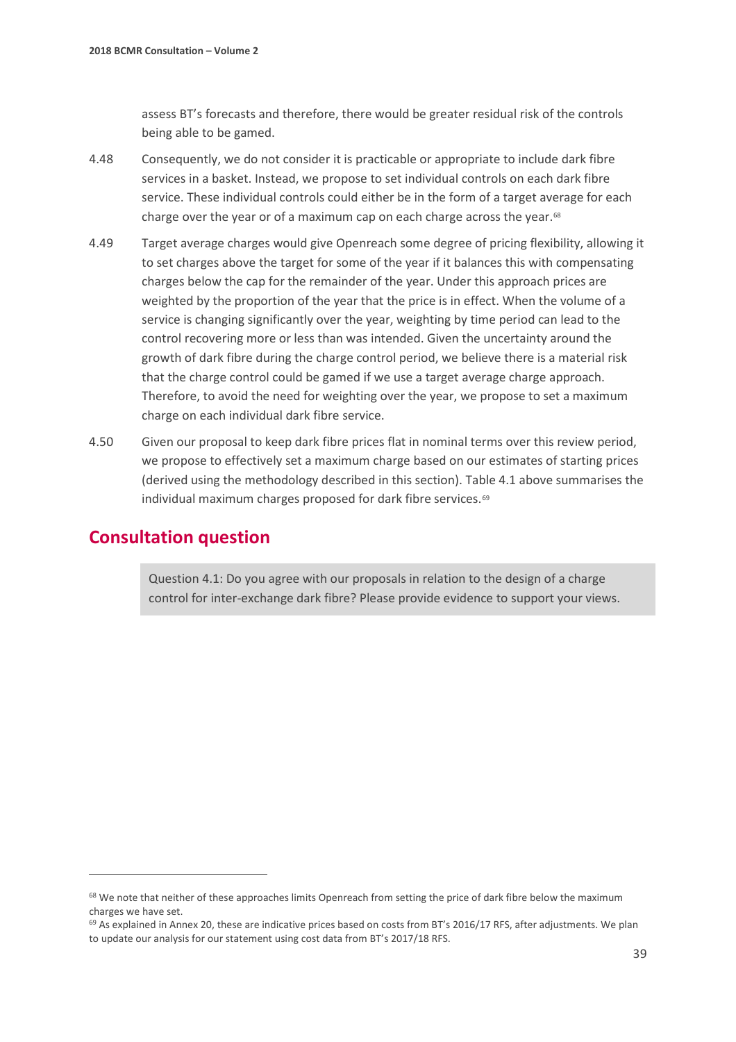assess BT's forecasts and therefore, there would be greater residual risk of the controls being able to be gamed.

4.48 Consequently, we do not consider it is practicable or appropriate to include dark fibre services in a basket. Instead, we propose to set individual controls on each dark fibre service. These individual controls could either be in the form of a target average for each charge over the year or of a maximum cap on each charge across the year.[68]

4.49 Target average charges would give Openreach some degree of pricing flexibility, allowing it to set charges above the target for some of the year if it balances this with compensating charges below the cap for the remainder of the year. Under this approach prices are weighted by the proportion of the year that the price is in effect. When the volume of a service is changing significantly over the year, weighting by time period can lead to the control recovering more or less than was intended. Given the uncertainty around the growth of dark fibre during the charge control period, we believe there is a material risk that the charge control could be gamed if we use a target average charge approach. Therefore, to avoid the need for weighting over the year, we propose to set a maximum charge on each individual dark fibre service.

4.50 Given our proposal to keep dark fibre prices flat in nominal terms over this review period, we propose to effectively set a maximum charge based on our estimates of starting prices (derived using the methodology described in this section). Table 4.1 above summarises the individual maximum charges proposed for dark fibre services.[69]

## Consultation question

> Question 4.1: Do you agree with our proposals in relation to the design of a charge control for inter-exchange dark fibre? Please provide evidence to support your views.

---

[68] We note that neither of these approaches limits Openreach from setting the price of dark fibre below the maximum charges we have set.

[69] As explained in Annex 20, these are indicative prices based on costs from BT's 2016/17 RFS, after adjustments. We plan to update our analysis for our statement using cost data from BT's 2017/18 RFS.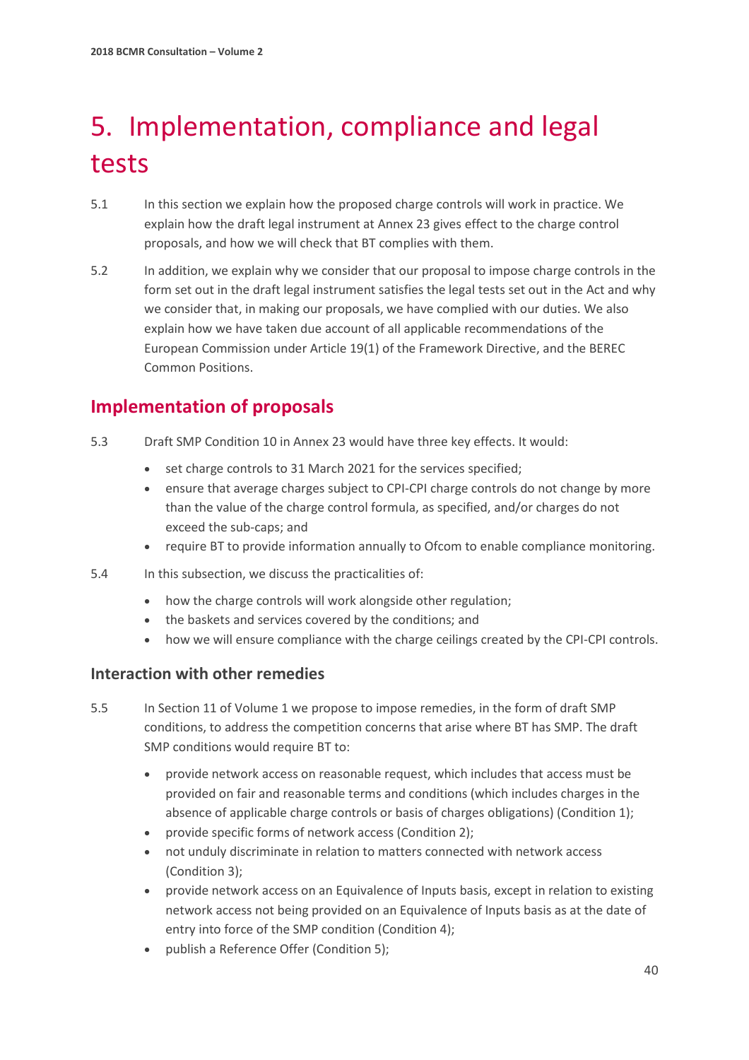# 5. Implementation, compliance and legal tests

5.1 In this section we explain how the proposed charge controls will work in practice. We explain how the draft legal instrument at Annex 23 gives effect to the charge control proposals, and how we will check that BT complies with them.

5.2 In addition, we explain why we consider that our proposal to impose charge controls in the form set out in the draft legal instrument satisfies the legal tests set out in the Act and why we consider that, in making our proposals, we have complied with our duties. We also explain how we have taken due account of all applicable recommendations of the European Commission under Article 19(1) of the Framework Directive, and the BEREC Common Positions.

## Implementation of proposals

5.3 Draft SMP Condition 10 in Annex 23 would have three key effects. It would:

- set charge controls to 31 March 2021 for the services specified;
- ensure that average charges subject to CPI-CPI charge controls do not change by more than the value of the charge control formula, as specified, and/or charges do not exceed the sub-caps; and
- require BT to provide information annually to Ofcom to enable compliance monitoring.

5.4 In this subsection, we discuss the practicalities of:

- how the charge controls will work alongside other regulation;
- the baskets and services covered by the conditions; and
- how we will ensure compliance with the charge ceilings created by the CPI-CPI controls.

### Interaction with other remedies

5.5 In Section 11 of Volume 1 we propose to impose remedies, in the form of draft SMP conditions, to address the competition concerns that arise where BT has SMP. The draft SMP conditions would require BT to:

- provide network access on reasonable request, which includes that access must be provided on fair and reasonable terms and conditions (which includes charges in the absence of applicable charge controls or basis of charges obligations) (Condition 1);
- provide specific forms of network access (Condition 2);
- not unduly discriminate in relation to matters connected with network access (Condition 3);
- provide network access on an Equivalence of Inputs basis, except in relation to existing network access not being provided on an Equivalence of Inputs basis as at the date of entry into force of the SMP condition (Condition 4);
- publish a Reference Offer (Condition 5);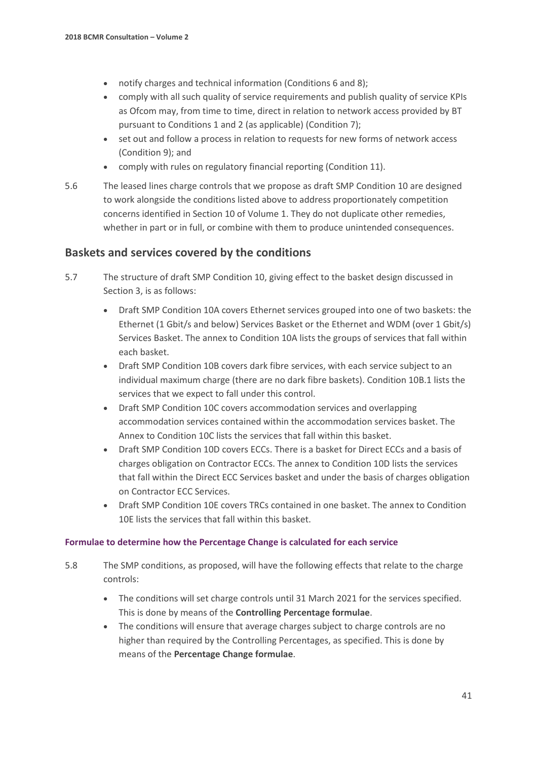- notify charges and technical information (Conditions 6 and 8);
- comply with all such quality of service requirements and publish quality of service KPIs as Ofcom may, from time to time, direct in relation to network access provided by BT pursuant to Conditions 1 and 2 (as applicable) (Condition 7);
- set out and follow a process in relation to requests for new forms of network access (Condition 9); and
- comply with rules on regulatory financial reporting (Condition 11).

5.6 The leased lines charge controls that we propose as draft SMP Condition 10 are designed to work alongside the conditions listed above to address proportionately competition concerns identified in Section 10 of Volume 1. They do not duplicate other remedies, whether in part or in full, or combine with them to produce unintended consequences.

## Baskets and services covered by the conditions

5.7 The structure of draft SMP Condition 10, giving effect to the basket design discussed in Section 3, is as follows:

- Draft SMP Condition 10A covers Ethernet services grouped into one of two baskets: the Ethernet (1 Gbit/s and below) Services Basket or the Ethernet and WDM (over 1 Gbit/s) Services Basket. The annex to Condition 10A lists the groups of services that fall within each basket.
- Draft SMP Condition 10B covers dark fibre services, with each service subject to an individual maximum charge (there are no dark fibre baskets). Condition 10B.1 lists the services that we expect to fall under this control.
- Draft SMP Condition 10C covers accommodation services and overlapping accommodation services contained within the accommodation services basket. The Annex to Condition 10C lists the services that fall within this basket.
- Draft SMP Condition 10D covers ECCs. There is a basket for Direct ECCs and a basis of charges obligation on Contractor ECCs. The annex to Condition 10D lists the services that fall within the Direct ECC Services basket and under the basis of charges obligation on Contractor ECC Services.
- Draft SMP Condition 10E covers TRCs contained in one basket. The annex to Condition 10E lists the services that fall within this basket.

### Formulae to determine how the Percentage Change is calculated for each service

5.8 The SMP conditions, as proposed, will have the following effects that relate to the charge controls:

- The conditions will set charge controls until 31 March 2021 for the services specified. This is done by means of the **Controlling Percentage formulae**.
- The conditions will ensure that average charges subject to charge controls are no higher than required by the Controlling Percentages, as specified. This is done by means of the **Percentage Change formulae**.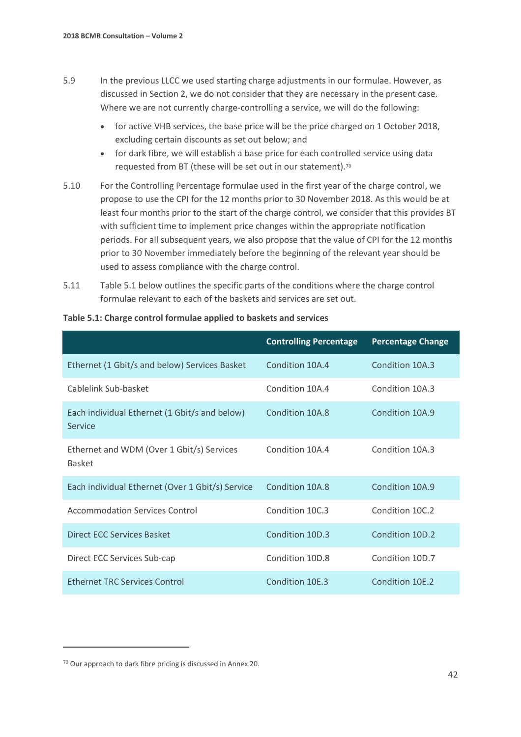5.9 In the previous LLCC we used starting charge adjustments in our formulae. However, as discussed in Section 2, we do not consider that they are necessary in the present case. Where we are not currently charge-controlling a service, we will do the following:

- for active VHB services, the base price will be the price charged on 1 October 2018, excluding certain discounts as set out below; and
- for dark fibre, we will establish a base price for each controlled service using data requested from BT (these will be set out in our statement).[70]

5.10 For the Controlling Percentage formulae used in the first year of the charge control, we propose to use the CPI for the 12 months prior to 30 November 2018. As this would be at least four months prior to the start of the charge control, we consider that this provides BT with sufficient time to implement price changes within the appropriate notification periods. For all subsequent years, we also propose that the value of CPI for the 12 months prior to 30 November immediately before the beginning of the relevant year should be used to assess compliance with the charge control.

5.11 Table 5.1 below outlines the specific parts of the conditions where the charge control formulae relevant to each of the baskets and services are set out.

**Table 5.1: Charge control formulae applied to baskets and services**

| | Controlling Percentage | Percentage Change |
|---|---|---|
| Ethernet (1 Gbit/s and below) Services Basket | Condition 10A.4 | Condition 10A.3 |
| Cablelink Sub-basket | Condition 10A.4 | Condition 10A.3 |
| Each individual Ethernet (1 Gbit/s and below) Service | Condition 10A.8 | Condition 10A.9 |
| Ethernet and WDM (Over 1 Gbit/s) Services Basket | Condition 10A.4 | Condition 10A.3 |
| Each individual Ethernet (Over 1 Gbit/s) Service | Condition 10A.8 | Condition 10A.9 |
| Accommodation Services Control | Condition 10C.3 | Condition 10C.2 |
| Direct ECC Services Basket | Condition 10D.3 | Condition 10D.2 |
| Direct ECC Services Sub-cap | Condition 10D.8 | Condition 10D.7 |
| Ethernet TRC Services Control | Condition 10E.3 | Condition 10E.2 |

[70] Our approach to dark fibre pricing is discussed in Annex 20.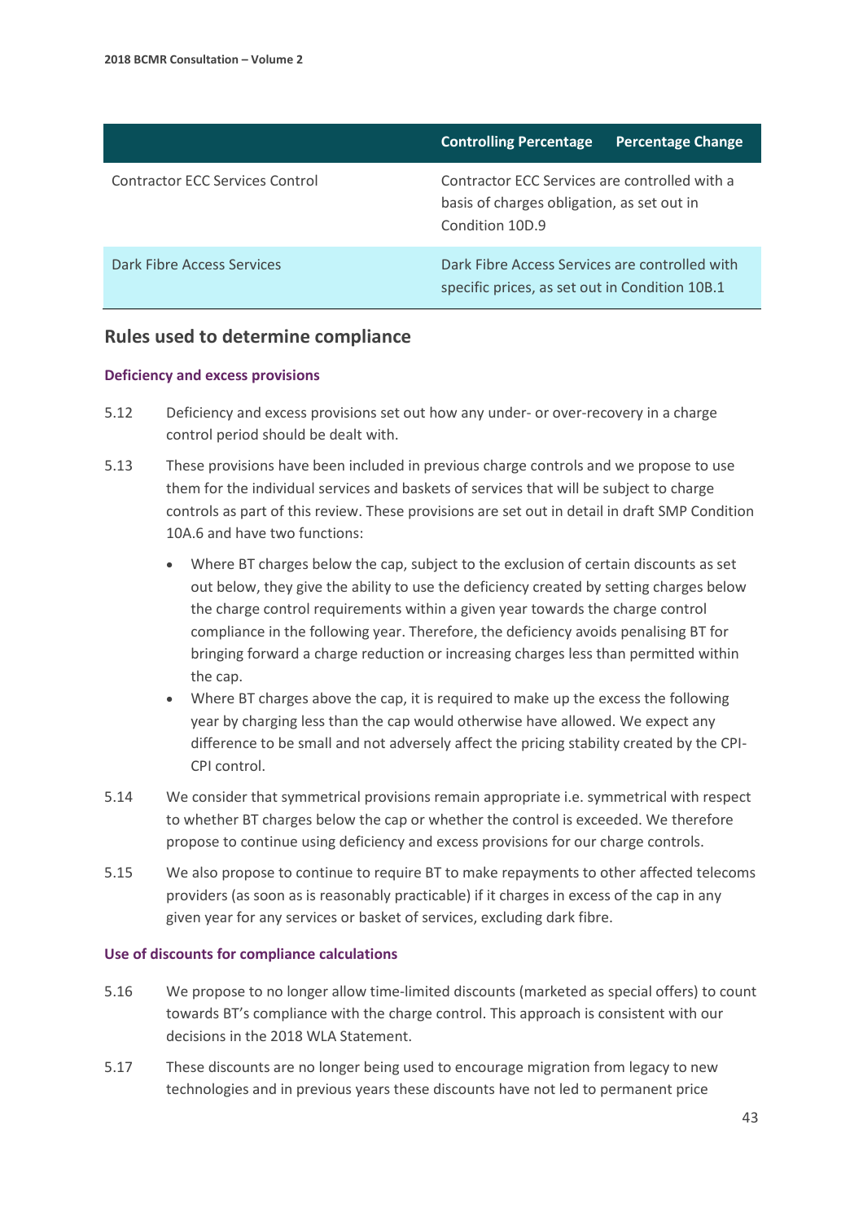| | Controlling Percentage | Percentage Change |
|---|---|---|
| Contractor ECC Services Control | Contractor ECC Services are controlled with a basis of charges obligation, as set out in Condition 10D.9 | |
| Dark Fibre Access Services | Dark Fibre Access Services are controlled with specific prices, as set out in Condition 10B.1 | |

## Rules used to determine compliance

### Deficiency and excess provisions

5.12 Deficiency and excess provisions set out how any under- or over-recovery in a charge control period should be dealt with.

5.13 These provisions have been included in previous charge controls and we propose to use them for the individual services and baskets of services that will be subject to charge controls as part of this review. These provisions are set out in detail in draft SMP Condition 10A.6 and have two functions:

- Where BT charges below the cap, subject to the exclusion of certain discounts as set out below, they give the ability to use the deficiency created by setting charges below the charge control requirements within a given year towards the charge control compliance in the following year. Therefore, the deficiency avoids penalising BT for bringing forward a charge reduction or increasing charges less than permitted within the cap.
- Where BT charges above the cap, it is required to make up the excess the following year by charging less than the cap would otherwise have allowed. We expect any difference to be small and not adversely affect the pricing stability created by the CPI-CPI control.

5.14 We consider that symmetrical provisions remain appropriate i.e. symmetrical with respect to whether BT charges below the cap or whether the control is exceeded. We therefore propose to continue using deficiency and excess provisions for our charge controls.

5.15 We also propose to continue to require BT to make repayments to other affected telecoms providers (as soon as is reasonably practicable) if it charges in excess of the cap in any given year for any services or basket of services, excluding dark fibre.

### Use of discounts for compliance calculations

5.16 We propose to no longer allow time-limited discounts (marketed as special offers) to count towards BT's compliance with the charge control. This approach is consistent with our decisions in the 2018 WLA Statement.

5.17 These discounts are no longer being used to encourage migration from legacy to new technologies and in previous years these discounts have not led to permanent price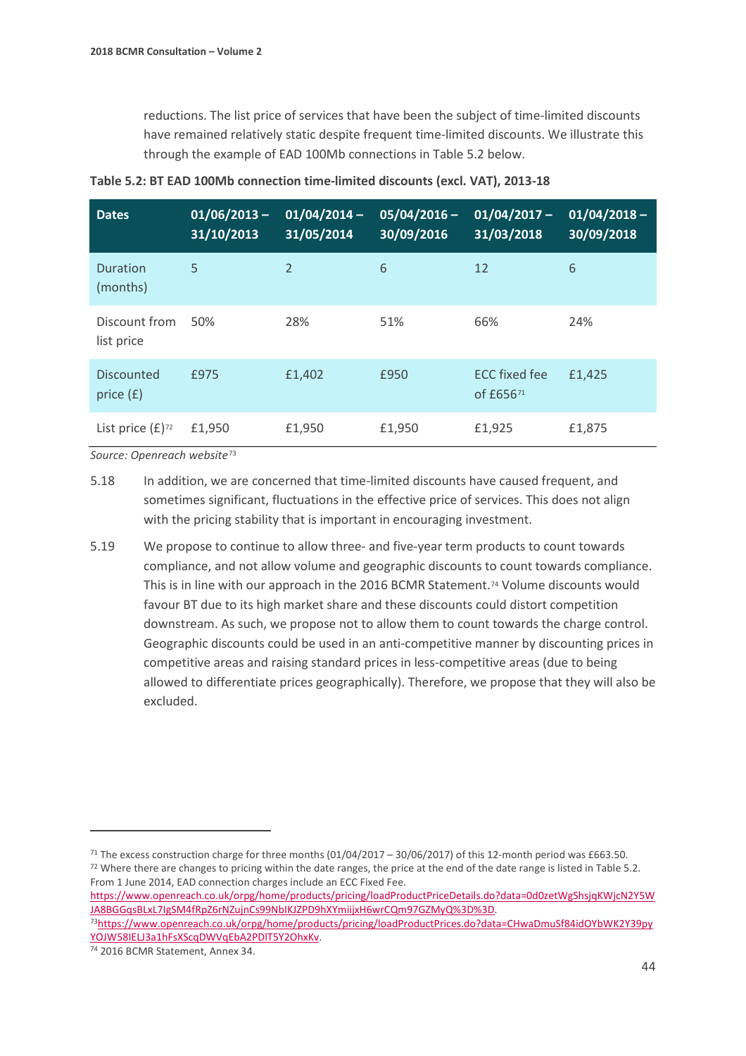reductions. The list price of services that have been the subject of time-limited discounts have remained relatively static despite frequent time-limited discounts. We illustrate this through the example of EAD 100Mb connections in Table 5.2 below.

**Table 5.2: BT EAD 100Mb connection time-limited discounts (excl. VAT), 2013-18**

| Dates | 01/06/2013 – 31/10/2013 | 01/04/2014 – 31/05/2014 | 05/04/2016 – 30/09/2016 | 01/04/2017 – 31/03/2018 | 01/04/2018 – 30/09/2018 |
|---|---|---|---|---|---|
| Duration (months) | 5 | 2 | 6 | 12 | 6 |
| Discount from list price | 50% | 28% | 51% | 66% | 24% |
| Discounted price (£) | £975 | £1,402 | £950 | ECC fixed fee of £656[71] | £1,425 |
| List price (£)[72] | £1,950 | £1,950 | £1,950 | £1,925 | £1,875 |

*Source: Openreach website*[73]

5.18 In addition, we are concerned that time-limited discounts have caused frequent, and sometimes significant, fluctuations in the effective price of services. This does not align with the pricing stability that is important in encouraging investment.

5.19 We propose to continue to allow three- and five-year term products to count towards compliance, and not allow volume and geographic discounts to count towards compliance. This is in line with our approach in the 2016 BCMR Statement.[74] Volume discounts would favour BT due to its high market share and these discounts could distort competition downstream. As such, we propose not to allow them to count towards the charge control. Geographic discounts could be used in an anti-competitive manner by discounting prices in competitive areas and raising standard prices in less-competitive areas (due to being allowed to differentiate prices geographically). Therefore, we propose that they will also be excluded.

---

[71] The excess construction charge for three months (01/04/2017 – 30/06/2017) of this 12-month period was £663.50.

[72] Where there are changes to pricing within the date ranges, the price at the end of the date range is listed in Table 5.2. From 1 June 2014, EAD connection charges include an ECC Fixed Fee. https://www.openreach.co.uk/orpg/home/products/pricing/loadProductPriceDetails.do?data=0d0zetWgShsjqKWjcN2Y5WJA8BGGqsBLxL7lgSM4fRpZ6rNZujnCs99NbIKJZPD9hXYmiijxH6wrCQm97GZMyQ%3D%3D.

[73] https://www.openreach.co.uk/orpg/home/products/pricing/loadProductPrices.do?data=CHwaDmuSf84idOYbWK2Y39pyYOJW58IELJ3a1hFsXScqDWVqEbA2PDlT5Y2OhxKv.

[74] 2016 BCMR Statement, Annex 34.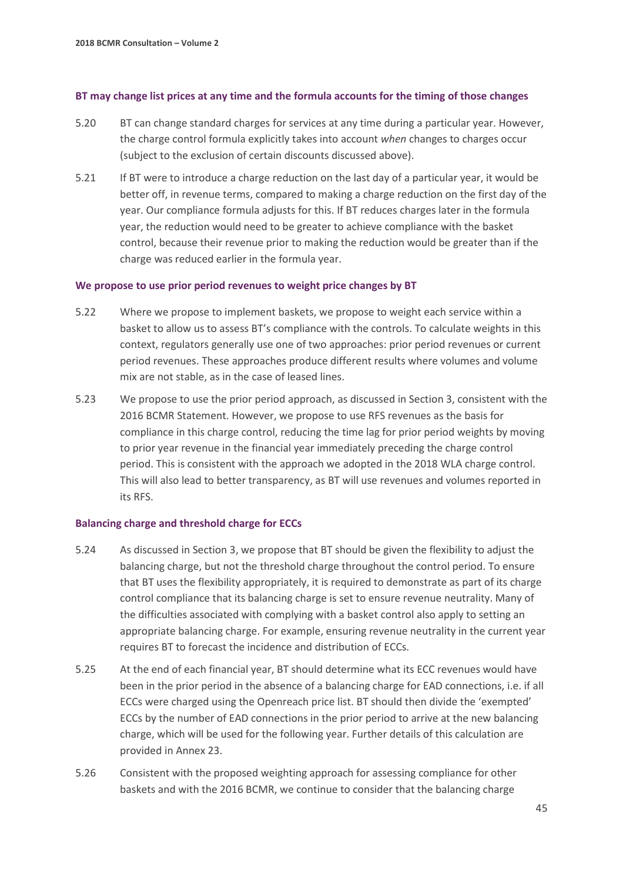### BT may change list prices at any time and the formula accounts for the timing of those changes

5.20 BT can change standard charges for services at any time during a particular year. However, the charge control formula explicitly takes into account *when* changes to charges occur (subject to the exclusion of certain discounts discussed above).

5.21 If BT were to introduce a charge reduction on the last day of a particular year, it would be better off, in revenue terms, compared to making a charge reduction on the first day of the year. Our compliance formula adjusts for this. If BT reduces charges later in the formula year, the reduction would need to be greater to achieve compliance with the basket control, because their revenue prior to making the reduction would be greater than if the charge was reduced earlier in the formula year.

### We propose to use prior period revenues to weight price changes by BT

5.22 Where we propose to implement baskets, we propose to weight each service within a basket to allow us to assess BT's compliance with the controls. To calculate weights in this context, regulators generally use one of two approaches: prior period revenues or current period revenues. These approaches produce different results where volumes and volume mix are not stable, as in the case of leased lines.

5.23 We propose to use the prior period approach, as discussed in Section 3, consistent with the 2016 BCMR Statement. However, we propose to use RFS revenues as the basis for compliance in this charge control, reducing the time lag for prior period weights by moving to prior year revenue in the financial year immediately preceding the charge control period. This is consistent with the approach we adopted in the 2018 WLA charge control. This will also lead to better transparency, as BT will use revenues and volumes reported in its RFS.

### Balancing charge and threshold charge for ECCs

5.24 As discussed in Section 3, we propose that BT should be given the flexibility to adjust the balancing charge, but not the threshold charge throughout the control period. To ensure that BT uses the flexibility appropriately, it is required to demonstrate as part of its charge control compliance that its balancing charge is set to ensure revenue neutrality. Many of the difficulties associated with complying with a basket control also apply to setting an appropriate balancing charge. For example, ensuring revenue neutrality in the current year requires BT to forecast the incidence and distribution of ECCs.

5.25 At the end of each financial year, BT should determine what its ECC revenues would have been in the prior period in the absence of a balancing charge for EAD connections, i.e. if all ECCs were charged using the Openreach price list. BT should then divide the 'exempted' ECCs by the number of EAD connections in the prior period to arrive at the new balancing charge, which will be used for the following year. Further details of this calculation are provided in Annex 23.

5.26 Consistent with the proposed weighting approach for assessing compliance for other baskets and with the 2016 BCMR, we continue to consider that the balancing charge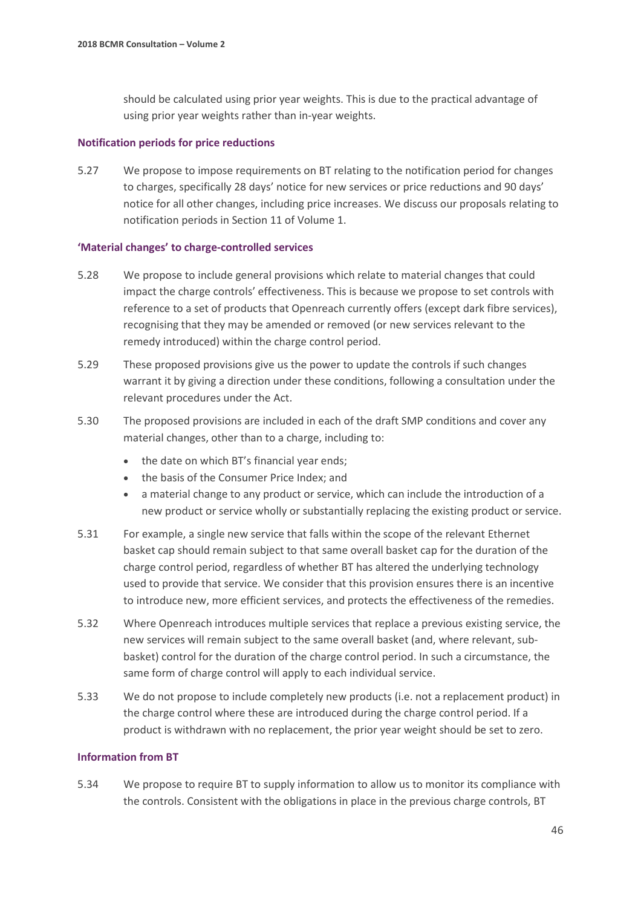should be calculated using prior year weights. This is due to the practical advantage of using prior year weights rather than in-year weights.

### Notification periods for price reductions

5.27 We propose to impose requirements on BT relating to the notification period for changes to charges, specifically 28 days' notice for new services or price reductions and 90 days' notice for all other changes, including price increases. We discuss our proposals relating to notification periods in Section 11 of Volume 1.

### 'Material changes' to charge-controlled services

5.28 We propose to include general provisions which relate to material changes that could impact the charge controls' effectiveness. This is because we propose to set controls with reference to a set of products that Openreach currently offers (except dark fibre services), recognising that they may be amended or removed (or new services relevant to the remedy introduced) within the charge control period.

5.29 These proposed provisions give us the power to update the controls if such changes warrant it by giving a direction under these conditions, following a consultation under the relevant procedures under the Act.

5.30 The proposed provisions are included in each of the draft SMP conditions and cover any material changes, other than to a charge, including to:

- the date on which BT's financial year ends;
- the basis of the Consumer Price Index; and
- a material change to any product or service, which can include the introduction of a new product or service wholly or substantially replacing the existing product or service.

5.31 For example, a single new service that falls within the scope of the relevant Ethernet basket cap should remain subject to that same overall basket cap for the duration of the charge control period, regardless of whether BT has altered the underlying technology used to provide that service. We consider that this provision ensures there is an incentive to introduce new, more efficient services, and protects the effectiveness of the remedies.

5.32 Where Openreach introduces multiple services that replace a previous existing service, the new services will remain subject to the same overall basket (and, where relevant, sub-basket) control for the duration of the charge control period. In such a circumstance, the same form of charge control will apply to each individual service.

5.33 We do not propose to include completely new products (i.e. not a replacement product) in the charge control where these are introduced during the charge control period. If a product is withdrawn with no replacement, the prior year weight should be set to zero.

### Information from BT

5.34 We propose to require BT to supply information to allow us to monitor its compliance with the controls. Consistent with the obligations in place in the previous charge controls, BT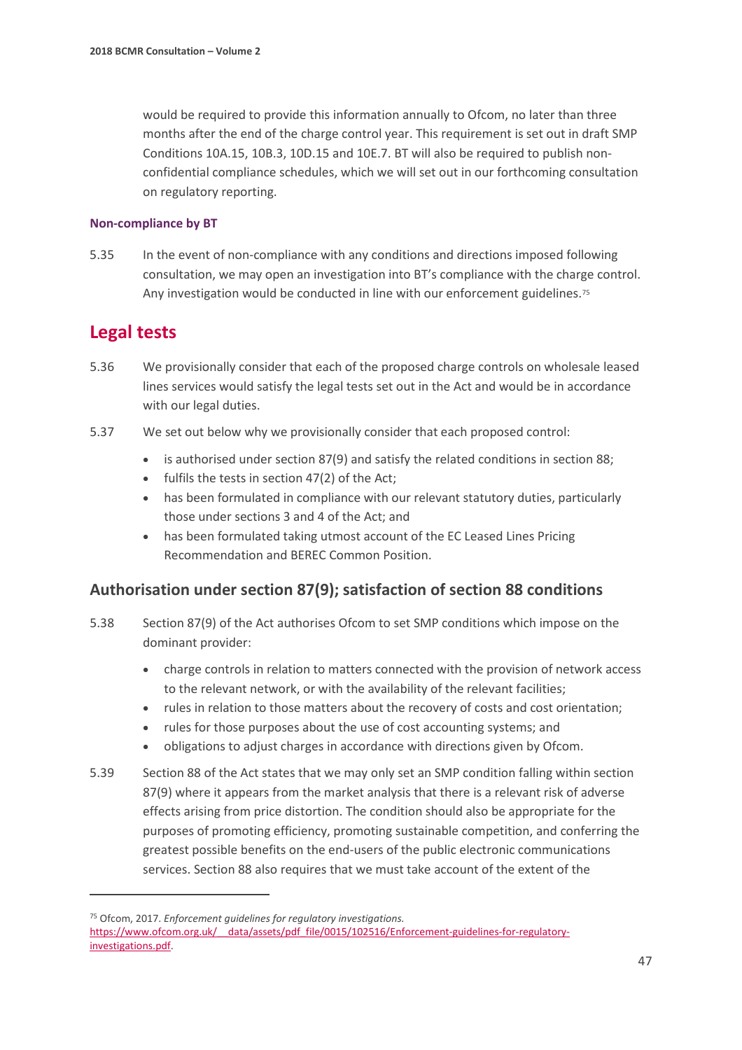would be required to provide this information annually to Ofcom, no later than three months after the end of the charge control year. This requirement is set out in draft SMP Conditions 10A.15, 10B.3, 10D.15 and 10E.7. BT will also be required to publish non-confidential compliance schedules, which we will set out in our forthcoming consultation on regulatory reporting.

#### Non-compliance by BT

5.35 In the event of non-compliance with any conditions and directions imposed following consultation, we may open an investigation into BT's compliance with the charge control. Any investigation would be conducted in line with our enforcement guidelines.[75]

## Legal tests

5.36 We provisionally consider that each of the proposed charge controls on wholesale leased lines services would satisfy the legal tests set out in the Act and would be in accordance with our legal duties.

5.37 We set out below why we provisionally consider that each proposed control:

- is authorised under section 87(9) and satisfy the related conditions in section 88;
- fulfils the tests in section 47(2) of the Act;
- has been formulated in compliance with our relevant statutory duties, particularly those under sections 3 and 4 of the Act; and
- has been formulated taking utmost account of the EC Leased Lines Pricing Recommendation and BEREC Common Position.

### Authorisation under section 87(9); satisfaction of section 88 conditions

5.38 Section 87(9) of the Act authorises Ofcom to set SMP conditions which impose on the dominant provider:

- charge controls in relation to matters connected with the provision of network access to the relevant network, or with the availability of the relevant facilities;
- rules in relation to those matters about the recovery of costs and cost orientation;
- rules for those purposes about the use of cost accounting systems; and
- obligations to adjust charges in accordance with directions given by Ofcom.

5.39 Section 88 of the Act states that we may only set an SMP condition falling within section 87(9) where it appears from the market analysis that there is a relevant risk of adverse effects arising from price distortion. The condition should also be appropriate for the purposes of promoting efficiency, promoting sustainable competition, and conferring the greatest possible benefits on the end-users of the public electronic communications services. Section 88 also requires that we must take account of the extent of the

[75] Ofcom, 2017. *Enforcement guidelines for regulatory investigations.* https://www.ofcom.org.uk/__data/assets/pdf_file/0015/102516/Enforcement-guidelines-for-regulatory-investigations.pdf.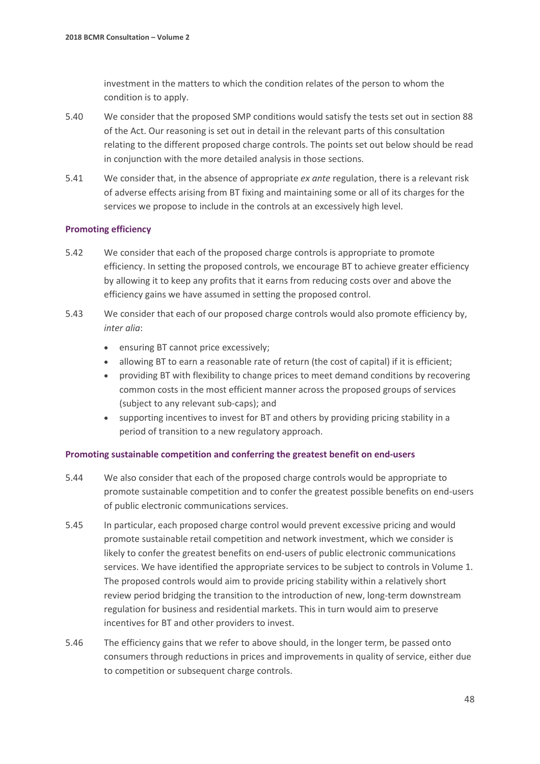investment in the matters to which the condition relates of the person to whom the condition is to apply.

5.40 We consider that the proposed SMP conditions would satisfy the tests set out in section 88 of the Act. Our reasoning is set out in detail in the relevant parts of this consultation relating to the different proposed charge controls. The points set out below should be read in conjunction with the more detailed analysis in those sections.

5.41 We consider that, in the absence of appropriate *ex ante* regulation, there is a relevant risk of adverse effects arising from BT fixing and maintaining some or all of its charges for the services we propose to include in the controls at an excessively high level.

### Promoting efficiency

5.42 We consider that each of the proposed charge controls is appropriate to promote efficiency. In setting the proposed controls, we encourage BT to achieve greater efficiency by allowing it to keep any profits that it earns from reducing costs over and above the efficiency gains we have assumed in setting the proposed control.

5.43 We consider that each of our proposed charge controls would also promote efficiency by, *inter alia*:

- ensuring BT cannot price excessively;
- allowing BT to earn a reasonable rate of return (the cost of capital) if it is efficient;
- providing BT with flexibility to change prices to meet demand conditions by recovering common costs in the most efficient manner across the proposed groups of services (subject to any relevant sub-caps); and
- supporting incentives to invest for BT and others by providing pricing stability in a period of transition to a new regulatory approach.

### Promoting sustainable competition and conferring the greatest benefit on end-users

5.44 We also consider that each of the proposed charge controls would be appropriate to promote sustainable competition and to confer the greatest possible benefits on end-users of public electronic communications services.

5.45 In particular, each proposed charge control would prevent excessive pricing and would promote sustainable retail competition and network investment, which we consider is likely to confer the greatest benefits on end-users of public electronic communications services. We have identified the appropriate services to be subject to controls in Volume 1. The proposed controls would aim to provide pricing stability within a relatively short review period bridging the transition to the introduction of new, long-term downstream regulation for business and residential markets. This in turn would aim to preserve incentives for BT and other providers to invest.

5.46 The efficiency gains that we refer to above should, in the longer term, be passed onto consumers through reductions in prices and improvements in quality of service, either due to competition or subsequent charge controls.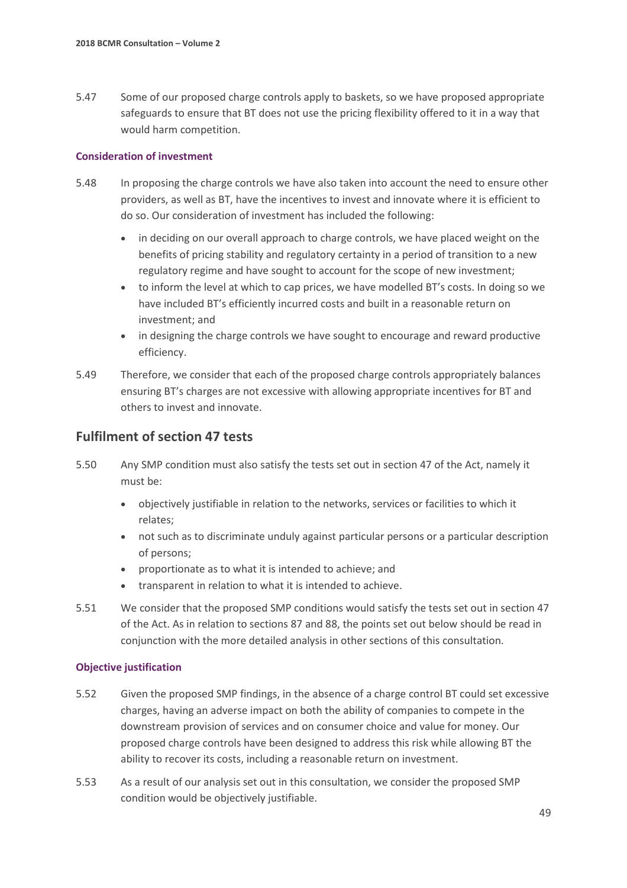5.47 Some of our proposed charge controls apply to baskets, so we have proposed appropriate safeguards to ensure that BT does not use the pricing flexibility offered to it in a way that would harm competition.

### Consideration of investment

5.48 In proposing the charge controls we have also taken into account the need to ensure other providers, as well as BT, have the incentives to invest and innovate where it is efficient to do so. Our consideration of investment has included the following:

- in deciding on our overall approach to charge controls, we have placed weight on the benefits of pricing stability and regulatory certainty in a period of transition to a new regulatory regime and have sought to account for the scope of new investment;
- to inform the level at which to cap prices, we have modelled BT's costs. In doing so we have included BT's efficiently incurred costs and built in a reasonable return on investment; and
- in designing the charge controls we have sought to encourage and reward productive efficiency.

5.49 Therefore, we consider that each of the proposed charge controls appropriately balances ensuring BT's charges are not excessive with allowing appropriate incentives for BT and others to invest and innovate.

## Fulfilment of section 47 tests

5.50 Any SMP condition must also satisfy the tests set out in section 47 of the Act, namely it must be:

- objectively justifiable in relation to the networks, services or facilities to which it relates;
- not such as to discriminate unduly against particular persons or a particular description of persons;
- proportionate as to what it is intended to achieve; and
- transparent in relation to what it is intended to achieve.

5.51 We consider that the proposed SMP conditions would satisfy the tests set out in section 47 of the Act. As in relation to sections 87 and 88, the points set out below should be read in conjunction with the more detailed analysis in other sections of this consultation.

### Objective justification

5.52 Given the proposed SMP findings, in the absence of a charge control BT could set excessive charges, having an adverse impact on both the ability of companies to compete in the downstream provision of services and on consumer choice and value for money. Our proposed charge controls have been designed to address this risk while allowing BT the ability to recover its costs, including a reasonable return on investment.

5.53 As a result of our analysis set out in this consultation, we consider the proposed SMP condition would be objectively justifiable.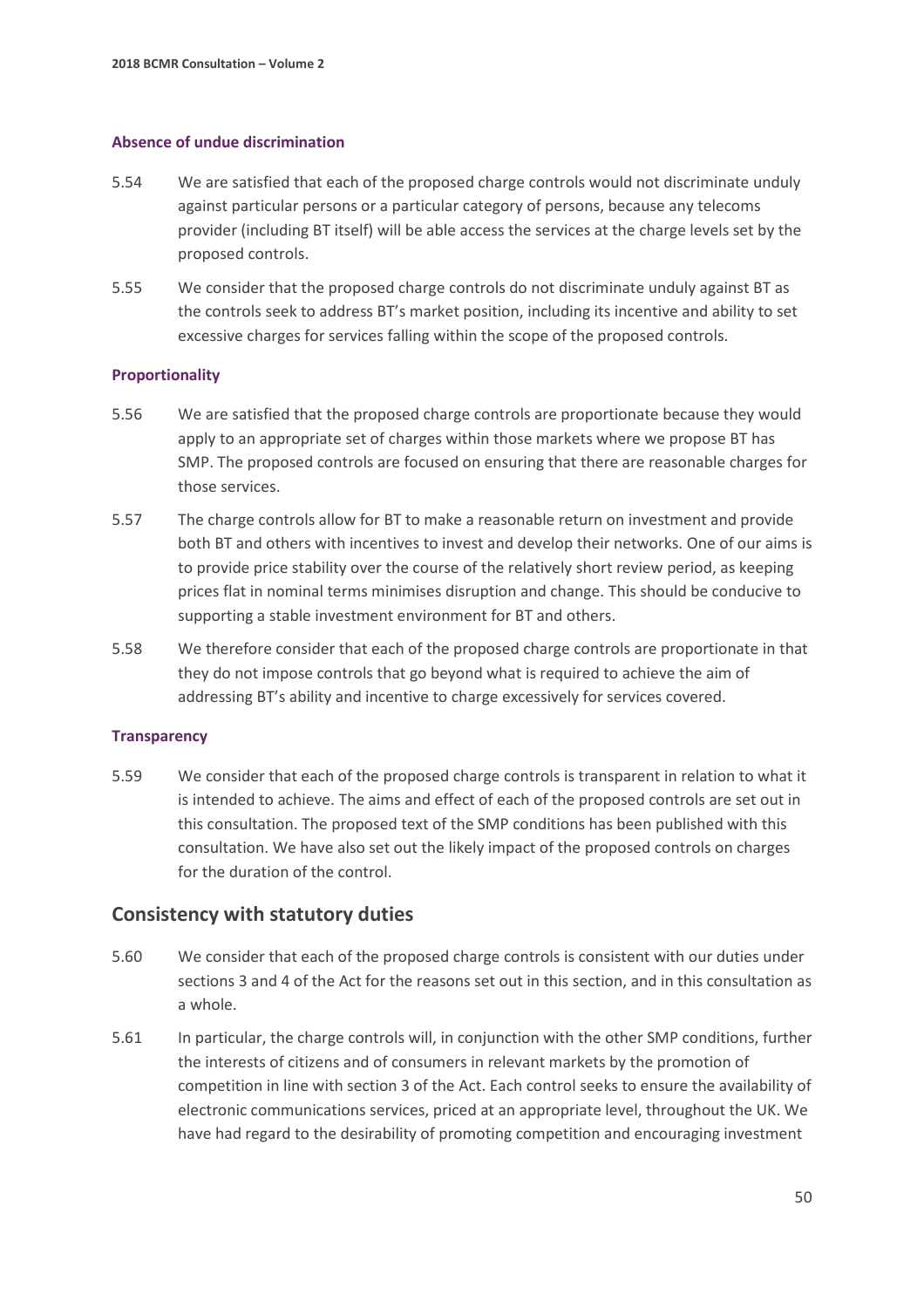#### Absence of undue discrimination

5.54 We are satisfied that each of the proposed charge controls would not discriminate unduly against particular persons or a particular category of persons, because any telecoms provider (including BT itself) will be able access the services at the charge levels set by the proposed controls.

5.55 We consider that the proposed charge controls do not discriminate unduly against BT as the controls seek to address BT's market position, including its incentive and ability to set excessive charges for services falling within the scope of the proposed controls.

#### Proportionality

5.56 We are satisfied that the proposed charge controls are proportionate because they would apply to an appropriate set of charges within those markets where we propose BT has SMP. The proposed controls are focused on ensuring that there are reasonable charges for those services.

5.57 The charge controls allow for BT to make a reasonable return on investment and provide both BT and others with incentives to invest and develop their networks. One of our aims is to provide price stability over the course of the relatively short review period, as keeping prices flat in nominal terms minimises disruption and change. This should be conducive to supporting a stable investment environment for BT and others.

5.58 We therefore consider that each of the proposed charge controls are proportionate in that they do not impose controls that go beyond what is required to achieve the aim of addressing BT's ability and incentive to charge excessively for services covered.

#### Transparency

5.59 We consider that each of the proposed charge controls is transparent in relation to what it is intended to achieve. The aims and effect of each of the proposed controls are set out in this consultation. The proposed text of the SMP conditions has been published with this consultation. We have also set out the likely impact of the proposed controls on charges for the duration of the control.

## Consistency with statutory duties

5.60 We consider that each of the proposed charge controls is consistent with our duties under sections 3 and 4 of the Act for the reasons set out in this section, and in this consultation as a whole.

5.61 In particular, the charge controls will, in conjunction with the other SMP conditions, further the interests of citizens and of consumers in relevant markets by the promotion of competition in line with section 3 of the Act. Each control seeks to ensure the availability of electronic communications services, priced at an appropriate level, throughout the UK. We have had regard to the desirability of promoting competition and encouraging investment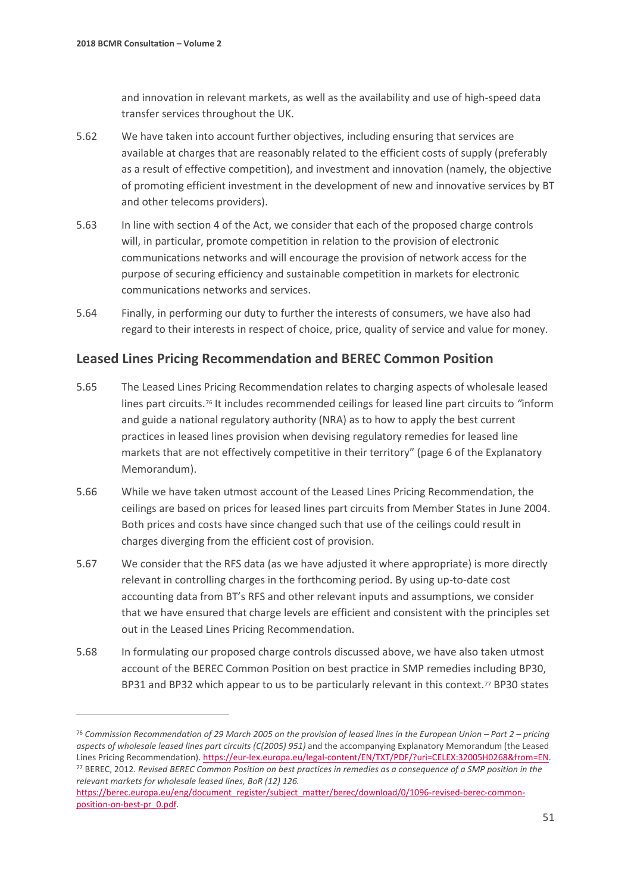and innovation in relevant markets, as well as the availability and use of high-speed data transfer services throughout the UK.

5.62 We have taken into account further objectives, including ensuring that services are available at charges that are reasonably related to the efficient costs of supply (preferably as a result of effective competition), and investment and innovation (namely, the objective of promoting efficient investment in the development of new and innovative services by BT and other telecoms providers).

5.63 In line with section 4 of the Act, we consider that each of the proposed charge controls will, in particular, promote competition in relation to the provision of electronic communications networks and will encourage the provision of network access for the purpose of securing efficiency and sustainable competition in markets for electronic communications networks and services.

5.64 Finally, in performing our duty to further the interests of consumers, we have also had regard to their interests in respect of choice, price, quality of service and value for money.

## Leased Lines Pricing Recommendation and BEREC Common Position

5.65 The Leased Lines Pricing Recommendation relates to charging aspects of wholesale leased lines part circuits.[76] It includes recommended ceilings for leased line part circuits to "inform and guide a national regulatory authority (NRA) as to how to apply the best current practices in leased lines provision when devising regulatory remedies for leased line markets that are not effectively competitive in their territory" (page 6 of the Explanatory Memorandum).

5.66 While we have taken utmost account of the Leased Lines Pricing Recommendation, the ceilings are based on prices for leased lines part circuits from Member States in June 2004. Both prices and costs have since changed such that use of the ceilings could result in charges diverging from the efficient cost of provision.

5.67 We consider that the RFS data (as we have adjusted it where appropriate) is more directly relevant in controlling charges in the forthcoming period. By using up-to-date cost accounting data from BT's RFS and other relevant inputs and assumptions, we consider that we have ensured that charge levels are efficient and consistent with the principles set out in the Leased Lines Pricing Recommendation.

5.68 In formulating our proposed charge controls discussed above, we have also taken utmost account of the BEREC Common Position on best practice in SMP remedies including BP30, BP31 and BP32 which appear to us to be particularly relevant in this context.[77] BP30 states

---

[76] *Commission Recommendation of 29 March 2005 on the provision of leased lines in the European Union – Part 2 – pricing aspects of wholesale leased lines part circuits (C(2005) 951)* and the accompanying Explanatory Memorandum (the Leased Lines Pricing Recommendation). https://eur-lex.europa.eu/legal-content/EN/TXT/PDF/?uri=CELEX:32005H0268&from=EN.

[77] BEREC, 2012. *Revised BEREC Common Position on best practices in remedies as a consequence of a SMP position in the relevant markets for wholesale leased lines, BoR (12) 126.* https://berec.europa.eu/eng/document_register/subject_matter/berec/download/0/1096-revised-berec-common-position-on-best-pr_0.pdf.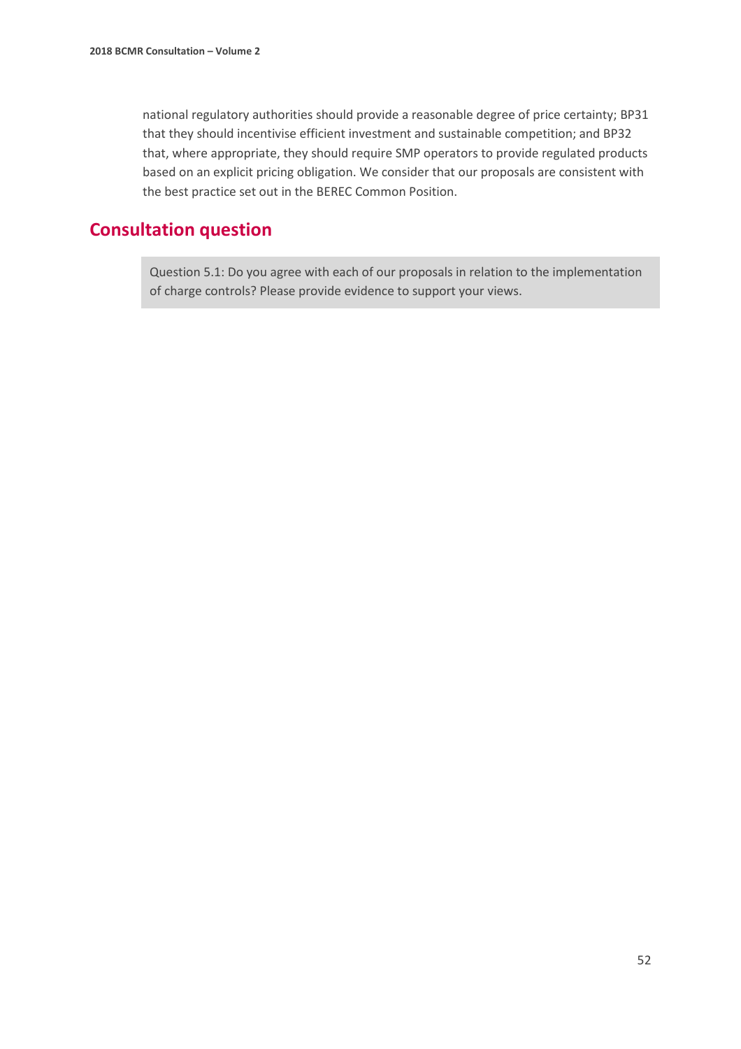national regulatory authorities should provide a reasonable degree of price certainty; BP31 that they should incentivise efficient investment and sustainable competition; and BP32 that, where appropriate, they should require SMP operators to provide regulated products based on an explicit pricing obligation. We consider that our proposals are consistent with the best practice set out in the BEREC Common Position.

## Consultation question

> Question 5.1: Do you agree with each of our proposals in relation to the implementation of charge controls? Please provide evidence to support your views.